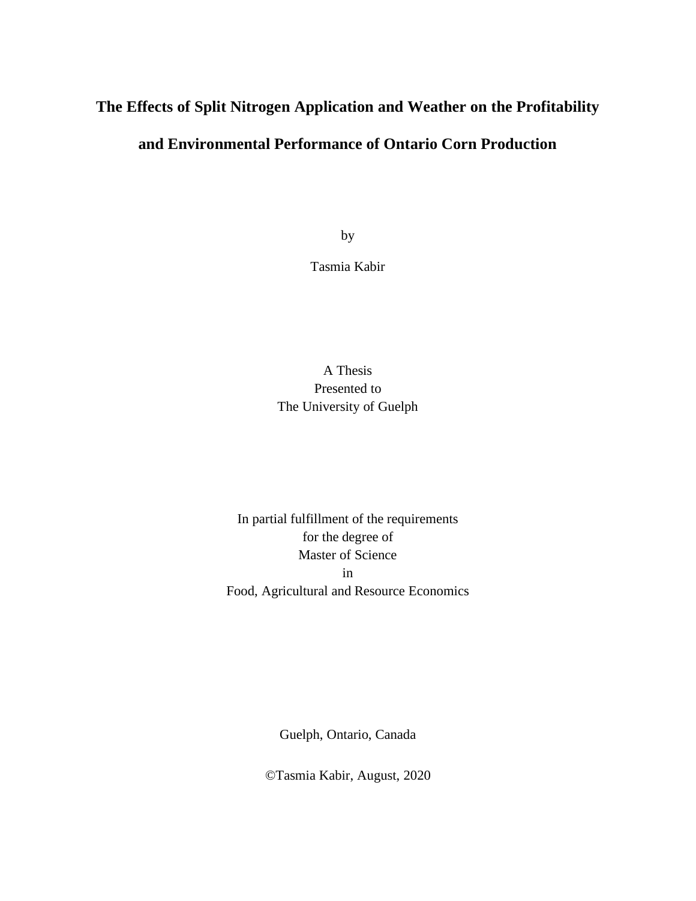# The Effects of Split Nitrogen Application and Weather on the Profitability and Environmental Performance of Ontario Corn Production

by

Tasmia Kabir

A Thesis
Presented to
The University of Guelph

In partial fulfillment of the requirements
for the degree of
Master of Science
in
Food, Agricultural and Resource Economics

Guelph, Ontario, Canada

©Tasmia Kabir, August, 2020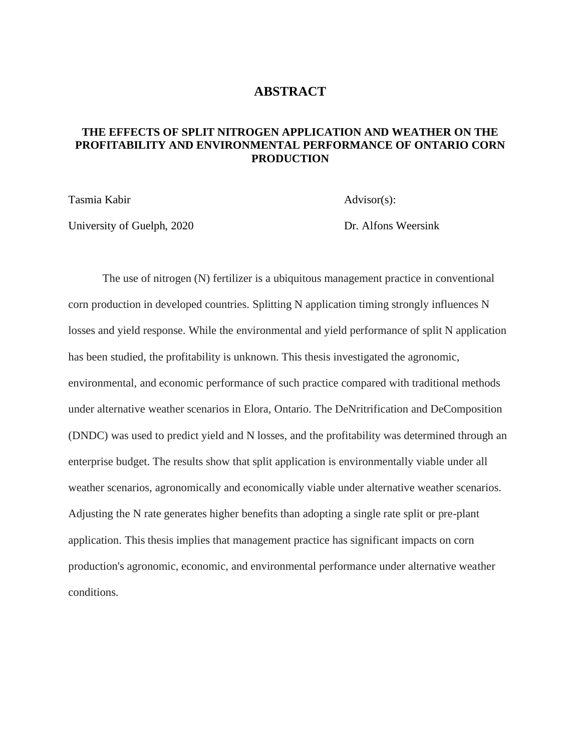# ABSTRACT

## THE EFFECTS OF SPLIT NITROGEN APPLICATION AND WEATHER ON THE PROFITABILITY AND ENVIRONMENTAL PERFORMANCE OF ONTARIO CORN PRODUCTION

Tasmia Kabir
University of Guelph, 2020

Advisor(s):
Dr. Alfons Weersink

The use of nitrogen (N) fertilizer is a ubiquitous management practice in conventional corn production in developed countries. Splitting N application timing strongly influences N losses and yield response. While the environmental and yield performance of split N application has been studied, the profitability is unknown. This thesis investigated the agronomic, environmental, and economic performance of such practice compared with traditional methods under alternative weather scenarios in Elora, Ontario. The DeNritrification and DeComposition (DNDC) was used to predict yield and N losses, and the profitability was determined through an enterprise budget. The results show that split application is environmentally viable under all weather scenarios, agronomically and economically viable under alternative weather scenarios. Adjusting the N rate generates higher benefits than adopting a single rate split or pre-plant application. This thesis implies that management practice has significant impacts on corn production's agronomic, economic, and environmental performance under alternative weather conditions.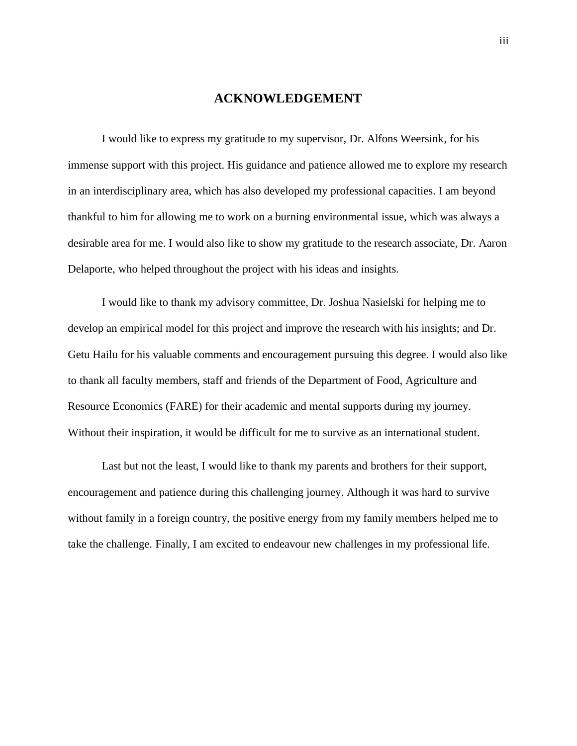# ACKNOWLEDGEMENT

I would like to express my gratitude to my supervisor, Dr. Alfons Weersink, for his immense support with this project. His guidance and patience allowed me to explore my research in an interdisciplinary area, which has also developed my professional capacities. I am beyond thankful to him for allowing me to work on a burning environmental issue, which was always a desirable area for me. I would also like to show my gratitude to the research associate, Dr. Aaron Delaporte, who helped throughout the project with his ideas and insights.

I would like to thank my advisory committee, Dr. Joshua Nasielski for helping me to develop an empirical model for this project and improve the research with his insights; and Dr. Getu Hailu for his valuable comments and encouragement pursuing this degree. I would also like to thank all faculty members, staff and friends of the Department of Food, Agriculture and Resource Economics (FARE) for their academic and mental supports during my journey. Without their inspiration, it would be difficult for me to survive as an international student.

Last but not the least, I would like to thank my parents and brothers for their support, encouragement and patience during this challenging journey. Although it was hard to survive without family in a foreign country, the positive energy from my family members helped me to take the challenge. Finally, I am excited to endeavour new challenges in my professional life.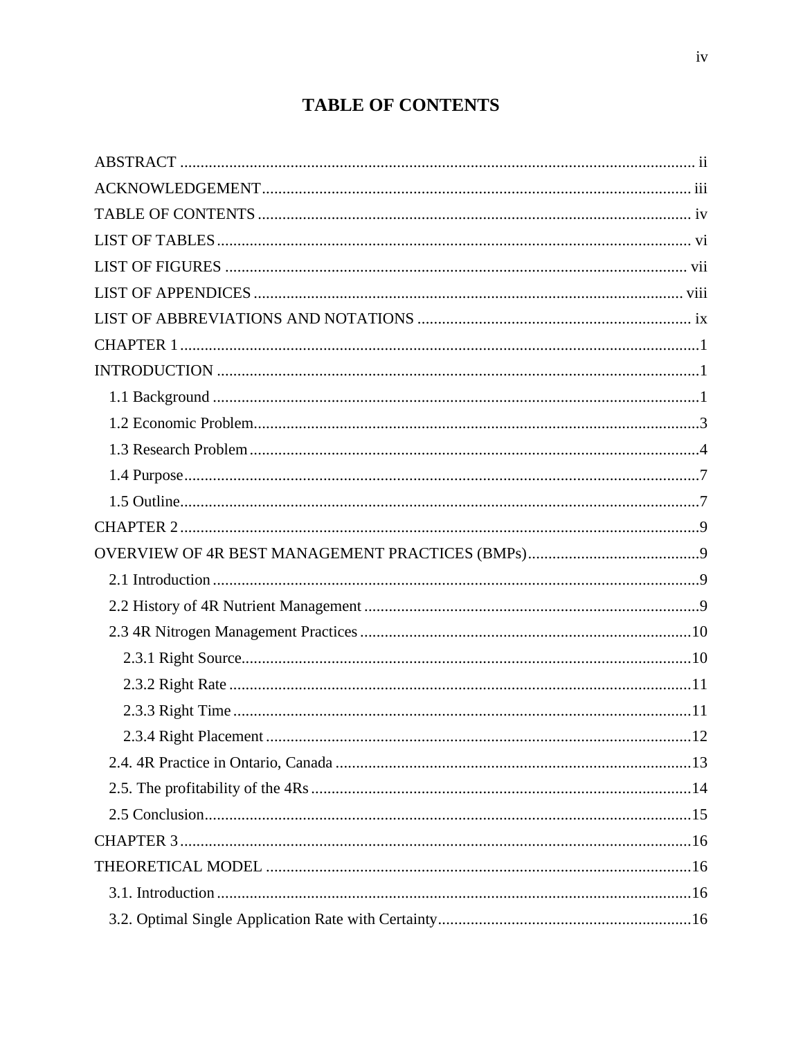# TABLE OF CONTENTS

ABSTRACT ..... ii
ACKNOWLEDGEMENT ..... iii
TABLE OF CONTENTS ..... iv
LIST OF TABLES ..... vi
LIST OF FIGURES ..... vii
LIST OF APPENDICES ..... viii
LIST OF ABBREVIATIONS AND NOTATIONS ..... ix
CHAPTER 1 ..... 1
INTRODUCTION ..... 1
- 1.1 Background ..... 1
- 1.2 Economic Problem ..... 3
- 1.3 Research Problem ..... 4
- 1.4 Purpose ..... 7
- 1.5 Outline ..... 7

CHAPTER 2 ..... 9
OVERVIEW OF 4R BEST MANAGEMENT PRACTICES (BMPs) ..... 9
- 2.1 Introduction ..... 9
- 2.2 History of 4R Nutrient Management ..... 9
- 2.3 4R Nitrogen Management Practices ..... 10
  - 2.3.1 Right Source ..... 10
  - 2.3.2 Right Rate ..... 11
  - 2.3.3 Right Time ..... 11
  - 2.3.4 Right Placement ..... 12
- 2.4. 4R Practice in Ontario, Canada ..... 13
- 2.5. The profitability of the 4Rs ..... 14
- 2.5 Conclusion ..... 15

CHAPTER 3 ..... 16
THEORETICAL MODEL ..... 16
- 3.1. Introduction ..... 16
- 3.2. Optimal Single Application Rate with Certainty ..... 16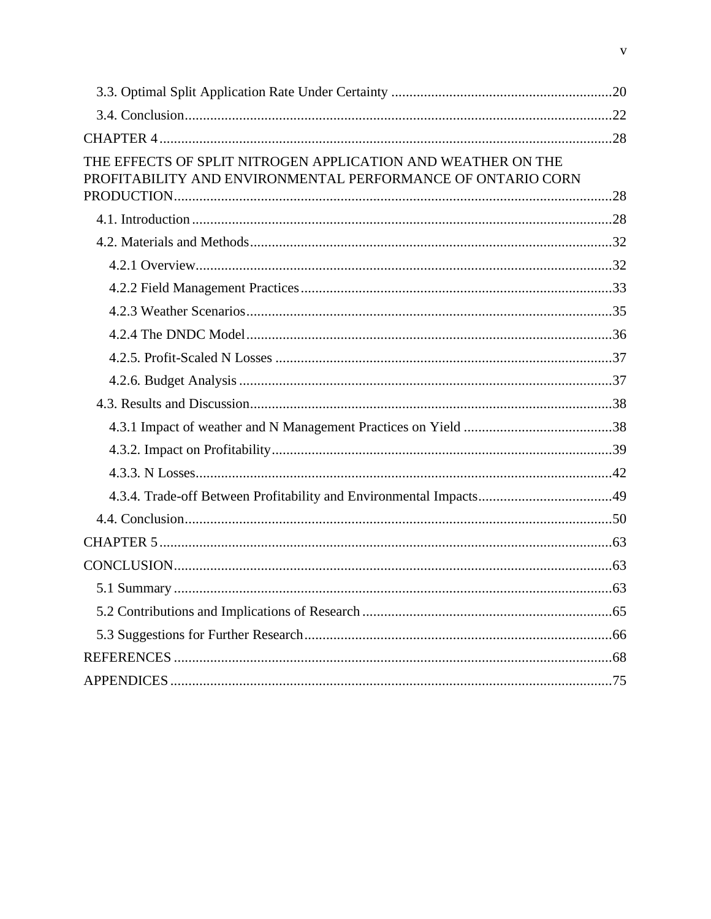3.3. Optimal Split Application Rate Under Certainty ............................................................. 20

3.4. Conclusion ............................................................................................................... 22

CHAPTER 4 ..................................................................................................................... 28

THE EFFECTS OF SPLIT NITROGEN APPLICATION AND WEATHER ON THE PROFITABILITY AND ENVIRONMENTAL PERFORMANCE OF ONTARIO CORN PRODUCTION ................................................................................................................ 28

4.1. Introduction ............................................................................................................. 28

4.2. Materials and Methods ............................................................................................ 32

4.2.1 Overview ............................................................................................................ 32

4.2.2 Field Management Practices ............................................................................... 33

4.2.3 Weather Scenarios .............................................................................................. 35

4.2.4 The DNDC Model .............................................................................................. 36

4.2.5. Profit-Scaled N Losses ...................................................................................... 37

4.2.6. Budget Analysis ................................................................................................ 37

4.3. Results and Discussion ............................................................................................ 38

4.3.1 Impact of weather and N Management Practices on Yield ................................ 38

4.3.2. Impact on Profitability ...................................................................................... 39

4.3.3. N Losses ............................................................................................................ 42

4.3.4. Trade-off Between Profitability and Environmental Impacts ............................ 49

4.4. Conclusion ............................................................................................................... 50

CHAPTER 5 ..................................................................................................................... 63

CONCLUSION ................................................................................................................. 63

5.1 Summary .................................................................................................................. 63

5.2 Contributions and Implications of Research ............................................................ 65

5.3 Suggestions for Further Research ............................................................................. 66

REFERENCES .................................................................................................................. 68

APPENDICES ................................................................................................................... 75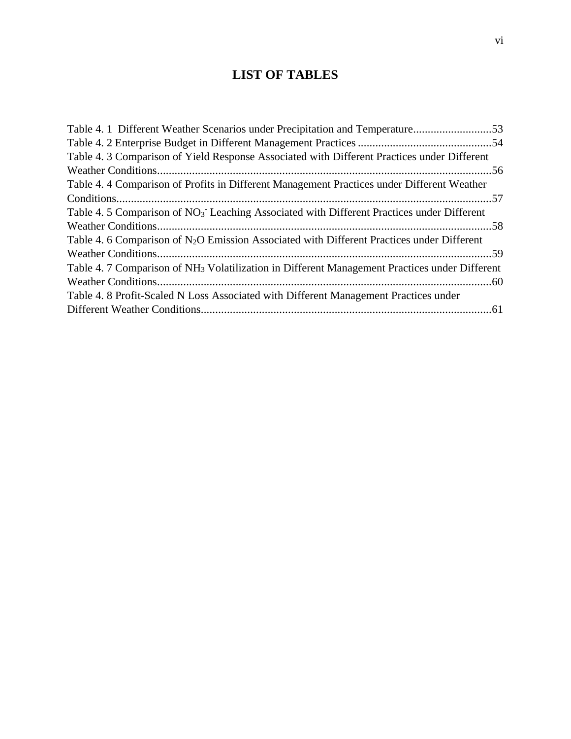# LIST OF TABLES

Table 4. 1 Different Weather Scenarios under Precipitation and Temperature...........................53

Table 4. 2 Enterprise Budget in Different Management Practices .............................................54

Table 4. 3 Comparison of Yield Response Associated with Different Practices under Different Weather Conditions..................................................................................................................56

Table 4. 4 Comparison of Profits in Different Management Practices under Different Weather Conditions................................................................................................................................57

Table 4. 5 Comparison of $NO_3^-$ Leaching Associated with Different Practices under Different Weather Conditions..................................................................................................................58

Table 4. 6 Comparison of $N_2O$ Emission Associated with Different Practices under Different Weather Conditions..................................................................................................................59

Table 4. 7 Comparison of $NH_3$ Volatilization in Different Management Practices under Different Weather Conditions..................................................................................................................60

Table 4. 8 Profit-Scaled N Loss Associated with Different Management Practices under Different Weather Conditions...................................................................................................61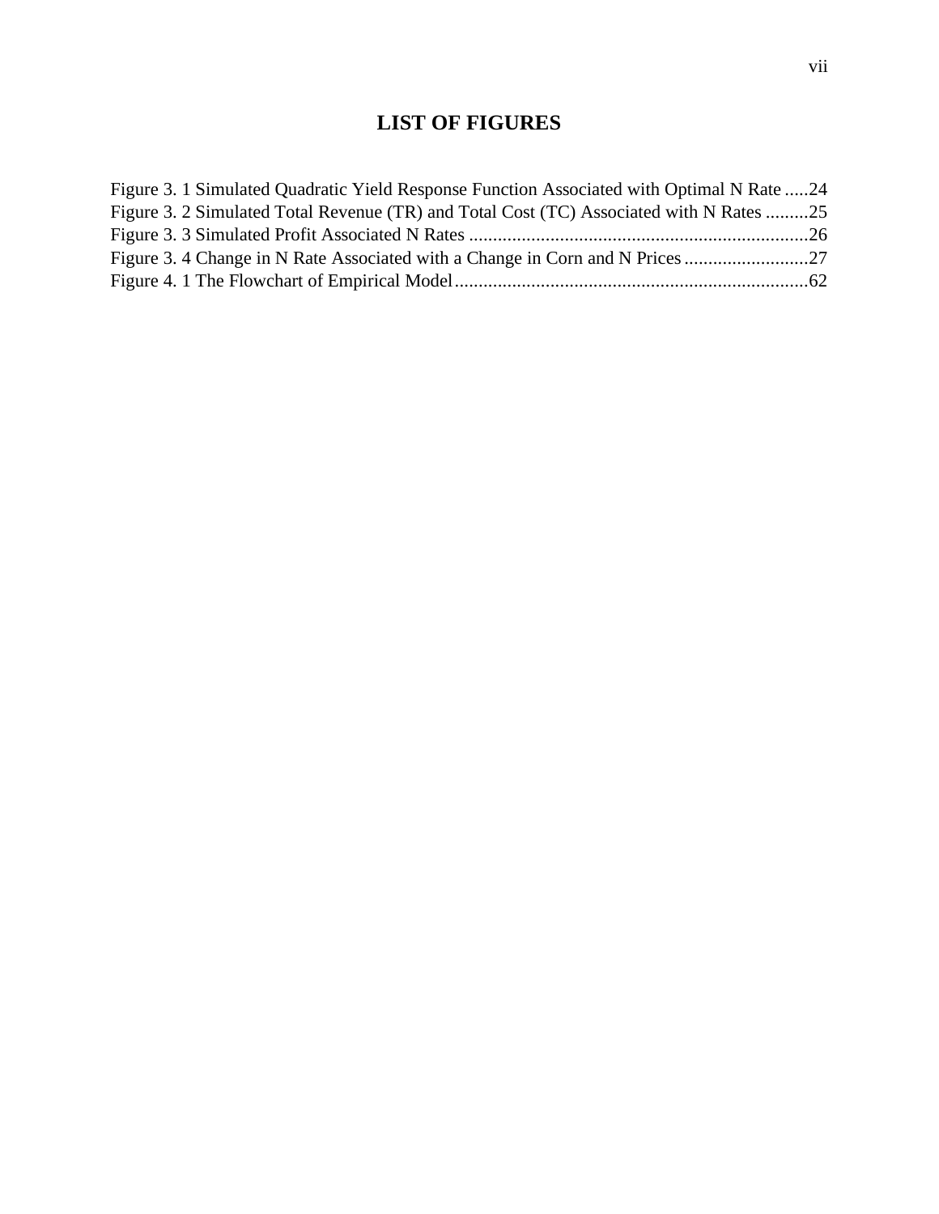# LIST OF FIGURES

Figure 3. 1 Simulated Quadratic Yield Response Function Associated with Optimal N Rate .....24
Figure 3. 2 Simulated Total Revenue (TR) and Total Cost (TC) Associated with N Rates .........25
Figure 3. 3 Simulated Profit Associated N Rates .......................................................................26
Figure 3. 4 Change in N Rate Associated with a Change in Corn and N Prices ..........................27
Figure 4. 1 The Flowchart of Empirical Model..........................................................................62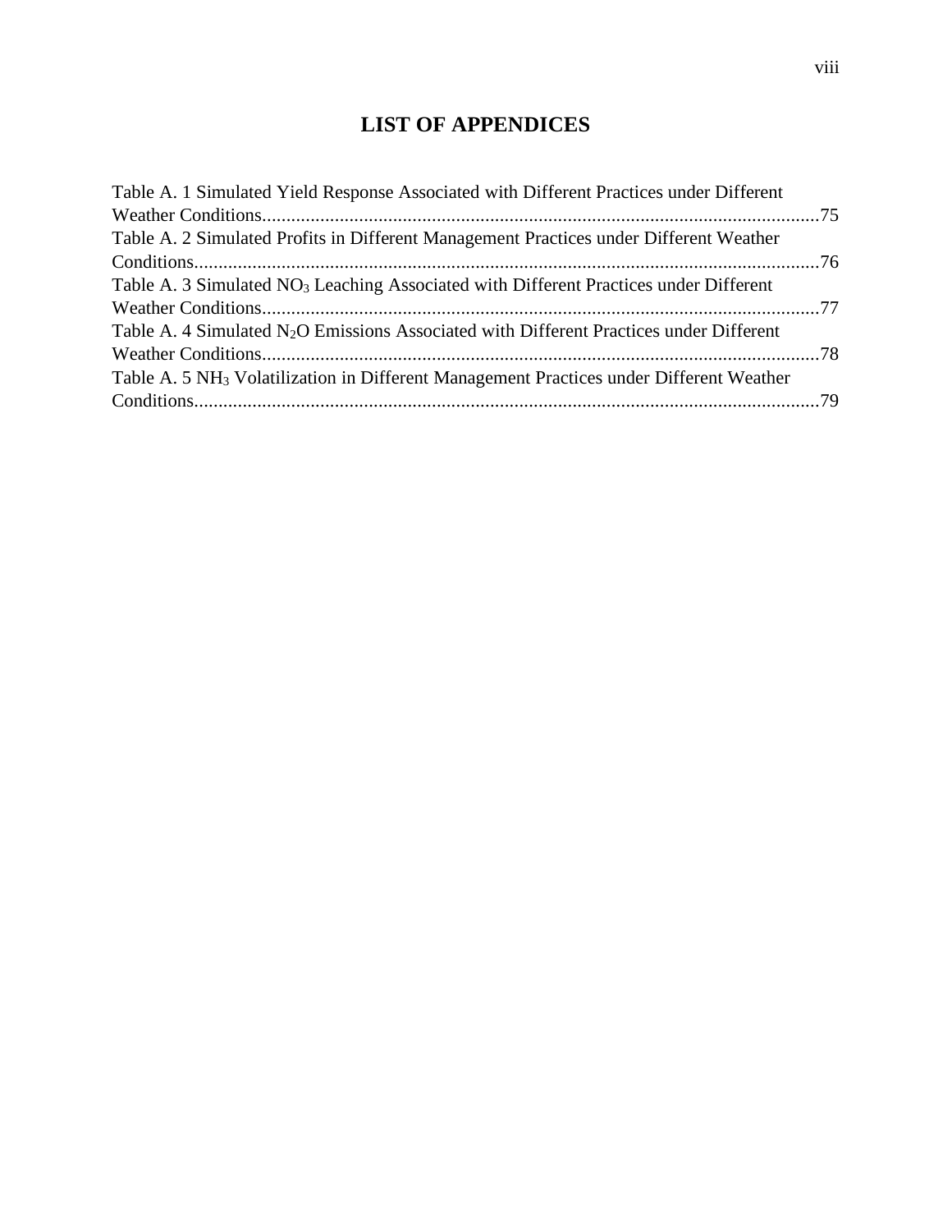# LIST OF APPENDICES

Table A. 1 Simulated Yield Response Associated with Different Practices under Different Weather Conditions....................................................................................................................75

Table A. 2 Simulated Profits in Different Management Practices under Different Weather Conditions....................................................................................................................76

Table A. 3 Simulated $NO_3$ Leaching Associated with Different Practices under Different Weather Conditions....................................................................................................................77

Table A. 4 Simulated $N_2O$ Emissions Associated with Different Practices under Different Weather Conditions....................................................................................................................78

Table A. 5 $NH_3$ Volatilization in Different Management Practices under Different Weather Conditions....................................................................................................................79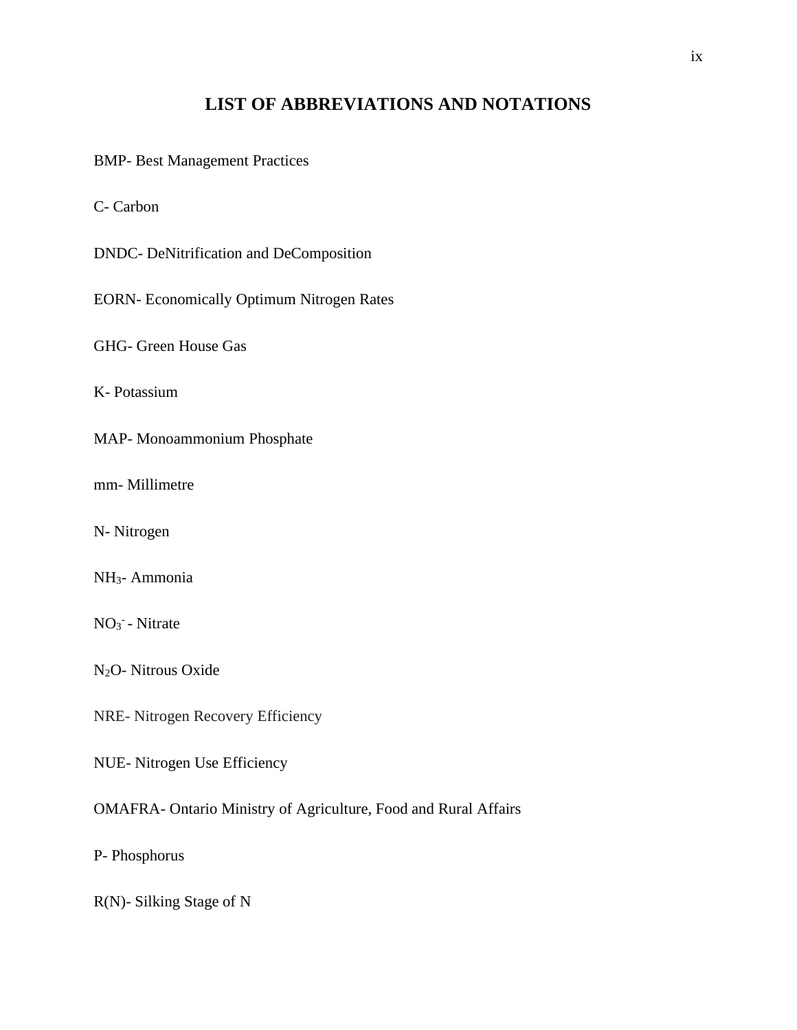# LIST OF ABBREVIATIONS AND NOTATIONS

BMP- Best Management Practices

C- Carbon

DNDC- DeNitrification and DeComposition

EORN- Economically Optimum Nitrogen Rates

GHG- Green House Gas

K- Potassium

MAP- Monoammonium Phosphate

mm- Millimetre

N- Nitrogen

$NH_3$- Ammonia

$NO_3^-$ - Nitrate

$N_2O$- Nitrous Oxide

NRE- Nitrogen Recovery Efficiency

NUE- Nitrogen Use Efficiency

OMAFRA- Ontario Ministry of Agriculture, Food and Rural Affairs

P- Phosphorus

R(N)- Silking Stage of N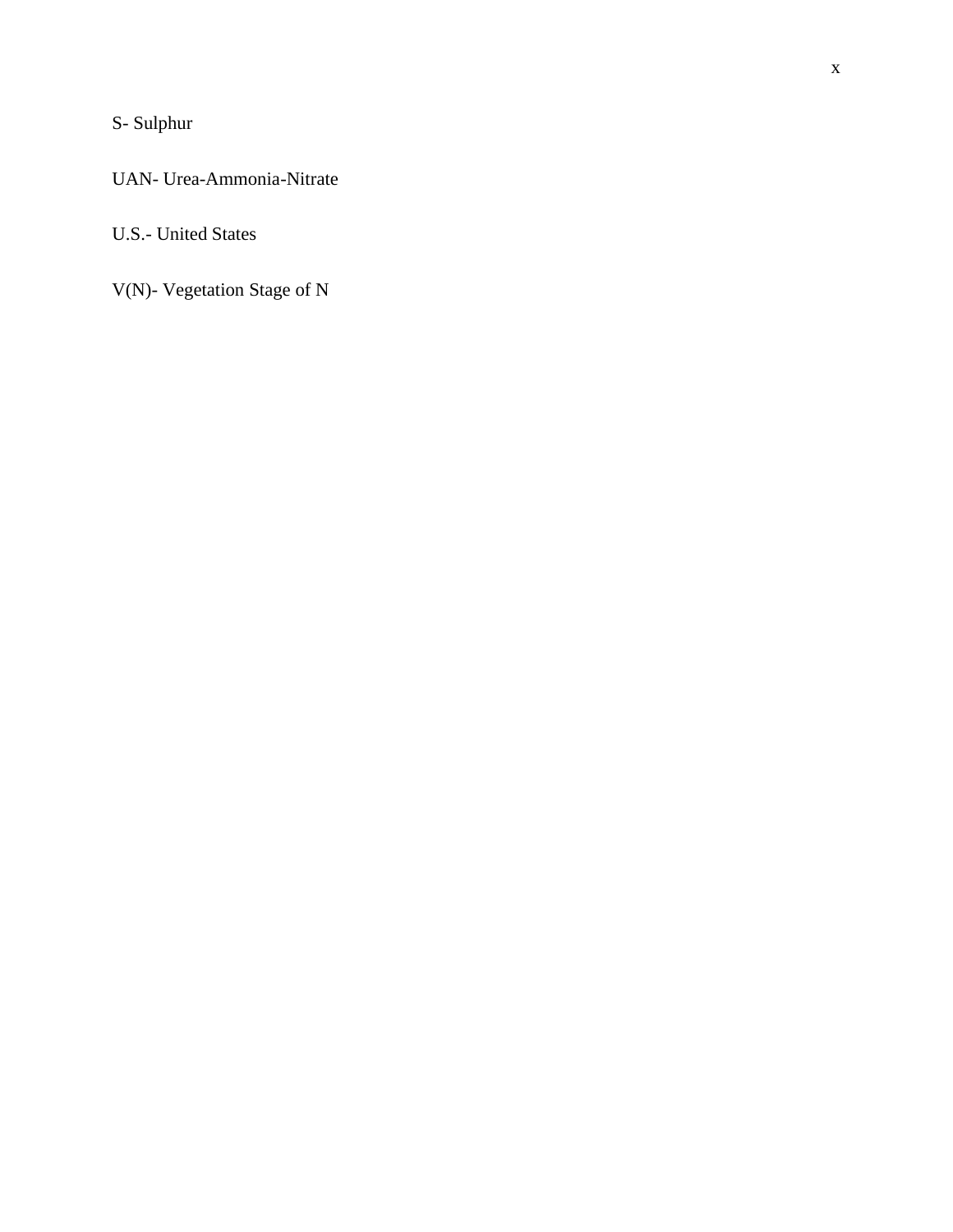S- Sulphur

UAN- Urea-Ammonia-Nitrate

U.S.- United States

V(N)- Vegetation Stage of N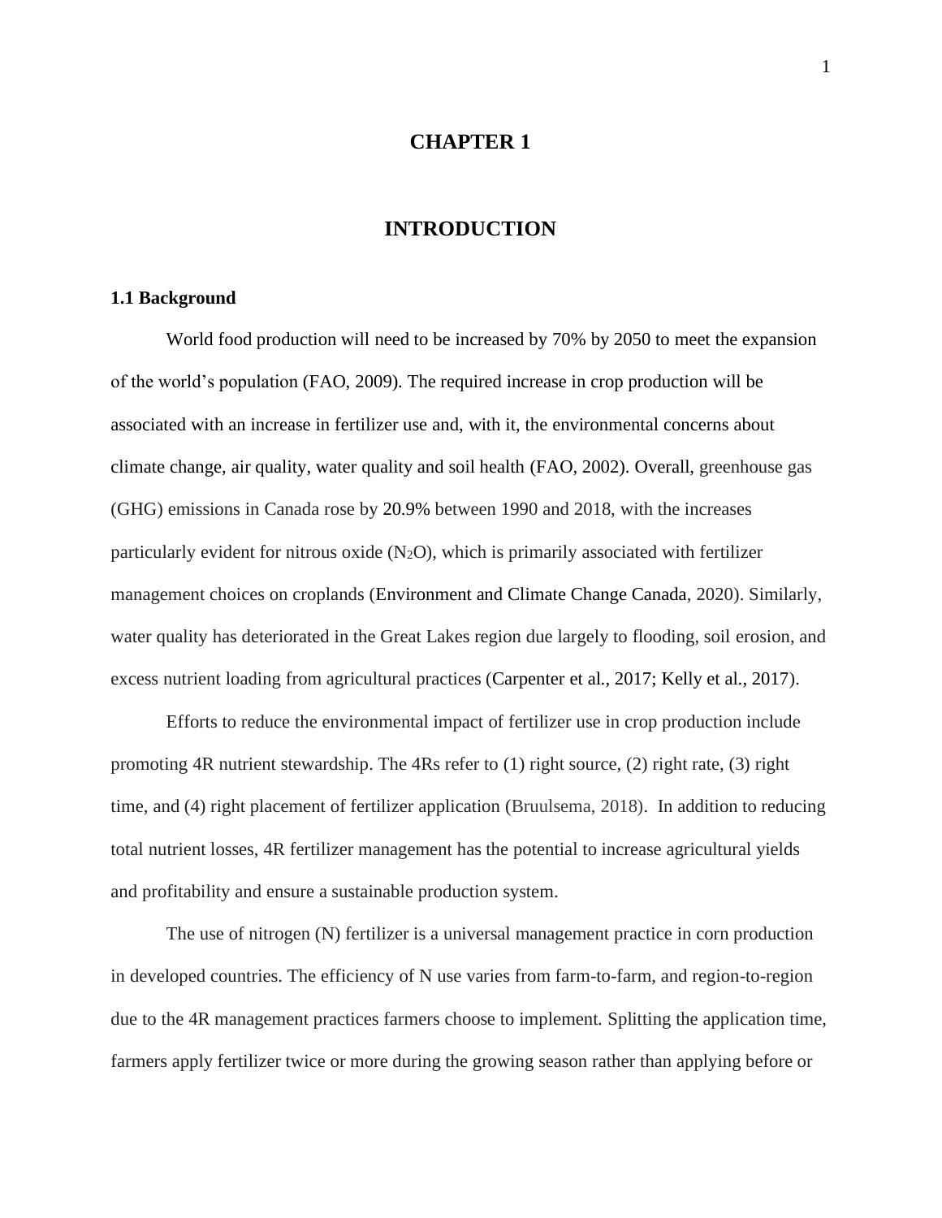# CHAPTER 1

# INTRODUCTION

## 1.1 Background

World food production will need to be increased by 70% by 2050 to meet the expansion of the world's population (FAO, 2009). The required increase in crop production will be associated with an increase in fertilizer use and, with it, the environmental concerns about climate change, air quality, water quality and soil health (FAO, 2002). Overall, greenhouse gas (GHG) emissions in Canada rose by 20.9% between 1990 and 2018, with the increases particularly evident for nitrous oxide ($N_2O$), which is primarily associated with fertilizer management choices on croplands (Environment and Climate Change Canada, 2020). Similarly, water quality has deteriorated in the Great Lakes region due largely to flooding, soil erosion, and excess nutrient loading from agricultural practices (Carpenter et al., 2017; Kelly et al., 2017).

Efforts to reduce the environmental impact of fertilizer use in crop production include promoting 4R nutrient stewardship. The 4Rs refer to (1) right source, (2) right rate, (3) right time, and (4) right placement of fertilizer application (Bruulsema, 2018). In addition to reducing total nutrient losses, 4R fertilizer management has the potential to increase agricultural yields and profitability and ensure a sustainable production system.

The use of nitrogen (N) fertilizer is a universal management practice in corn production in developed countries. The efficiency of N use varies from farm-to-farm, and region-to-region due to the 4R management practices farmers choose to implement. Splitting the application time, farmers apply fertilizer twice or more during the growing season rather than applying before or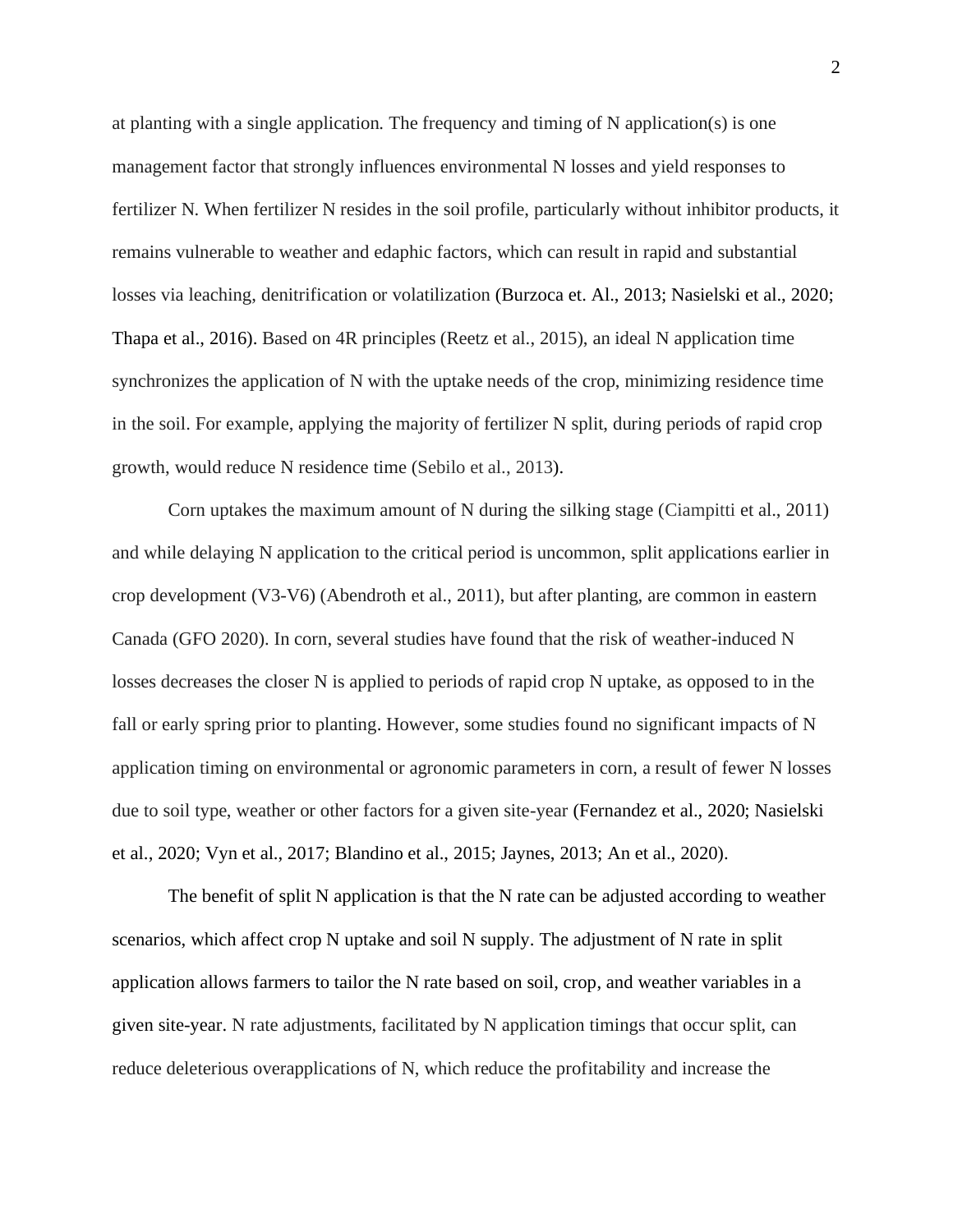at planting with a single application. The frequency and timing of N application(s) is one management factor that strongly influences environmental N losses and yield responses to fertilizer N. When fertilizer N resides in the soil profile, particularly without inhibitor products, it remains vulnerable to weather and edaphic factors, which can result in rapid and substantial losses via leaching, denitrification or volatilization (Burzoca et. Al., 2013; Nasielski et al., 2020; Thapa et al., 2016). Based on 4R principles (Reetz et al., 2015), an ideal N application time synchronizes the application of N with the uptake needs of the crop, minimizing residence time in the soil. For example, applying the majority of fertilizer N split, during periods of rapid crop growth, would reduce N residence time (Sebilo et al., 2013).

Corn uptakes the maximum amount of N during the silking stage (Ciampitti et al., 2011) and while delaying N application to the critical period is uncommon, split applications earlier in crop development (V3-V6) (Abendroth et al., 2011), but after planting, are common in eastern Canada (GFO 2020). In corn, several studies have found that the risk of weather-induced N losses decreases the closer N is applied to periods of rapid crop N uptake, as opposed to in the fall or early spring prior to planting. However, some studies found no significant impacts of N application timing on environmental or agronomic parameters in corn, a result of fewer N losses due to soil type, weather or other factors for a given site-year (Fernandez et al., 2020; Nasielski et al., 2020; Vyn et al., 2017; Blandino et al., 2015; Jaynes, 2013; An et al., 2020).

The benefit of split N application is that the N rate can be adjusted according to weather scenarios, which affect crop N uptake and soil N supply. The adjustment of N rate in split application allows farmers to tailor the N rate based on soil, crop, and weather variables in a given site-year. N rate adjustments, facilitated by N application timings that occur split, can reduce deleterious overapplications of N, which reduce the profitability and increase the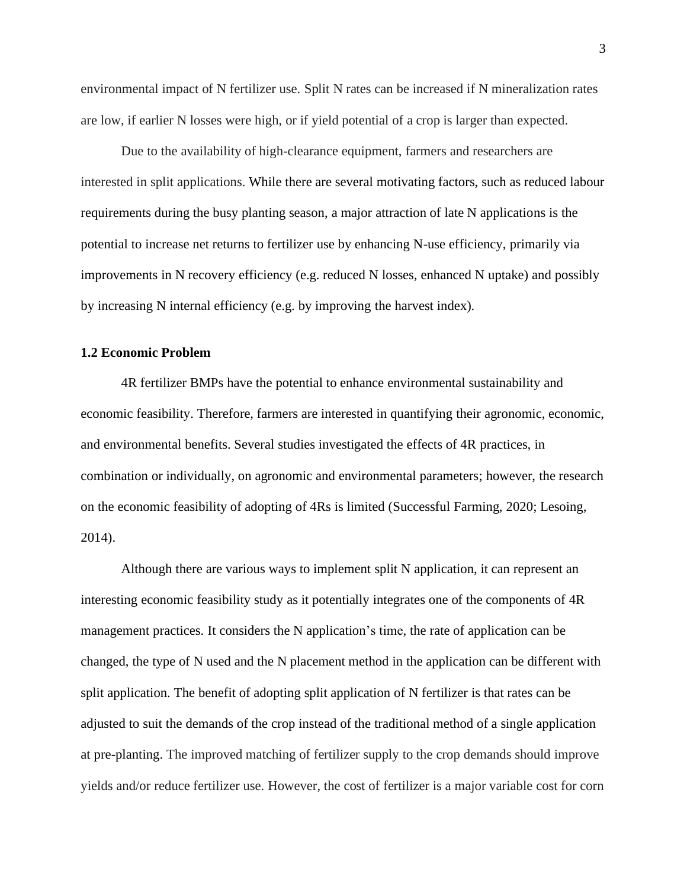environmental impact of N fertilizer use. Split N rates can be increased if N mineralization rates are low, if earlier N losses were high, or if yield potential of a crop is larger than expected.

Due to the availability of high-clearance equipment, farmers and researchers are interested in split applications. While there are several motivating factors, such as reduced labour requirements during the busy planting season, a major attraction of late N applications is the potential to increase net returns to fertilizer use by enhancing N-use efficiency, primarily via improvements in N recovery efficiency (e.g. reduced N losses, enhanced N uptake) and possibly by increasing N internal efficiency (e.g. by improving the harvest index).

### 1.2 Economic Problem

4R fertilizer BMPs have the potential to enhance environmental sustainability and economic feasibility. Therefore, farmers are interested in quantifying their agronomic, economic, and environmental benefits. Several studies investigated the effects of 4R practices, in combination or individually, on agronomic and environmental parameters; however, the research on the economic feasibility of adopting of 4Rs is limited (Successful Farming, 2020; Lesoing, 2014).

Although there are various ways to implement split N application, it can represent an interesting economic feasibility study as it potentially integrates one of the components of 4R management practices. It considers the N application's time, the rate of application can be changed, the type of N used and the N placement method in the application can be different with split application. The benefit of adopting split application of N fertilizer is that rates can be adjusted to suit the demands of the crop instead of the traditional method of a single application at pre-planting. The improved matching of fertilizer supply to the crop demands should improve yields and/or reduce fertilizer use. However, the cost of fertilizer is a major variable cost for corn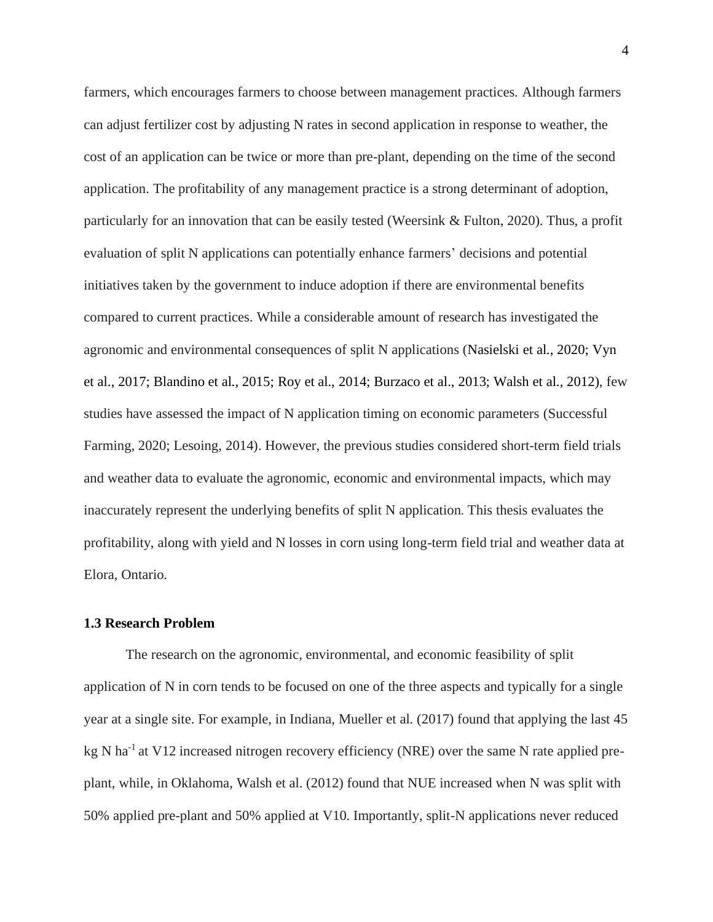farmers, which encourages farmers to choose between management practices. Although farmers can adjust fertilizer cost by adjusting N rates in second application in response to weather, the cost of an application can be twice or more than pre-plant, depending on the time of the second application. The profitability of any management practice is a strong determinant of adoption, particularly for an innovation that can be easily tested (Weersink & Fulton, 2020). Thus, a profit evaluation of split N applications can potentially enhance farmers' decisions and potential initiatives taken by the government to induce adoption if there are environmental benefits compared to current practices. While a considerable amount of research has investigated the agronomic and environmental consequences of split N applications (Nasielski et al., 2020; Vyn et al., 2017; Blandino et al., 2015; Roy et al., 2014; Burzaco et al., 2013; Walsh et al., 2012), few studies have assessed the impact of N application timing on economic parameters (Successful Farming, 2020; Lesoing, 2014). However, the previous studies considered short-term field trials and weather data to evaluate the agronomic, economic and environmental impacts, which may inaccurately represent the underlying benefits of split N application. This thesis evaluates the profitability, along with yield and N losses in corn using long-term field trial and weather data at Elora, Ontario.

### 1.3 Research Problem

The research on the agronomic, environmental, and economic feasibility of split application of N in corn tends to be focused on one of the three aspects and typically for a single year at a single site. For example, in Indiana, Mueller et al. (2017) found that applying the last 45 kg N $ha^{-1}$ at V12 increased nitrogen recovery efficiency (NRE) over the same N rate applied pre-plant, while, in Oklahoma, Walsh et al. (2012) found that NUE increased when N was split with 50% applied pre-plant and 50% applied at V10. Importantly, split-N applications never reduced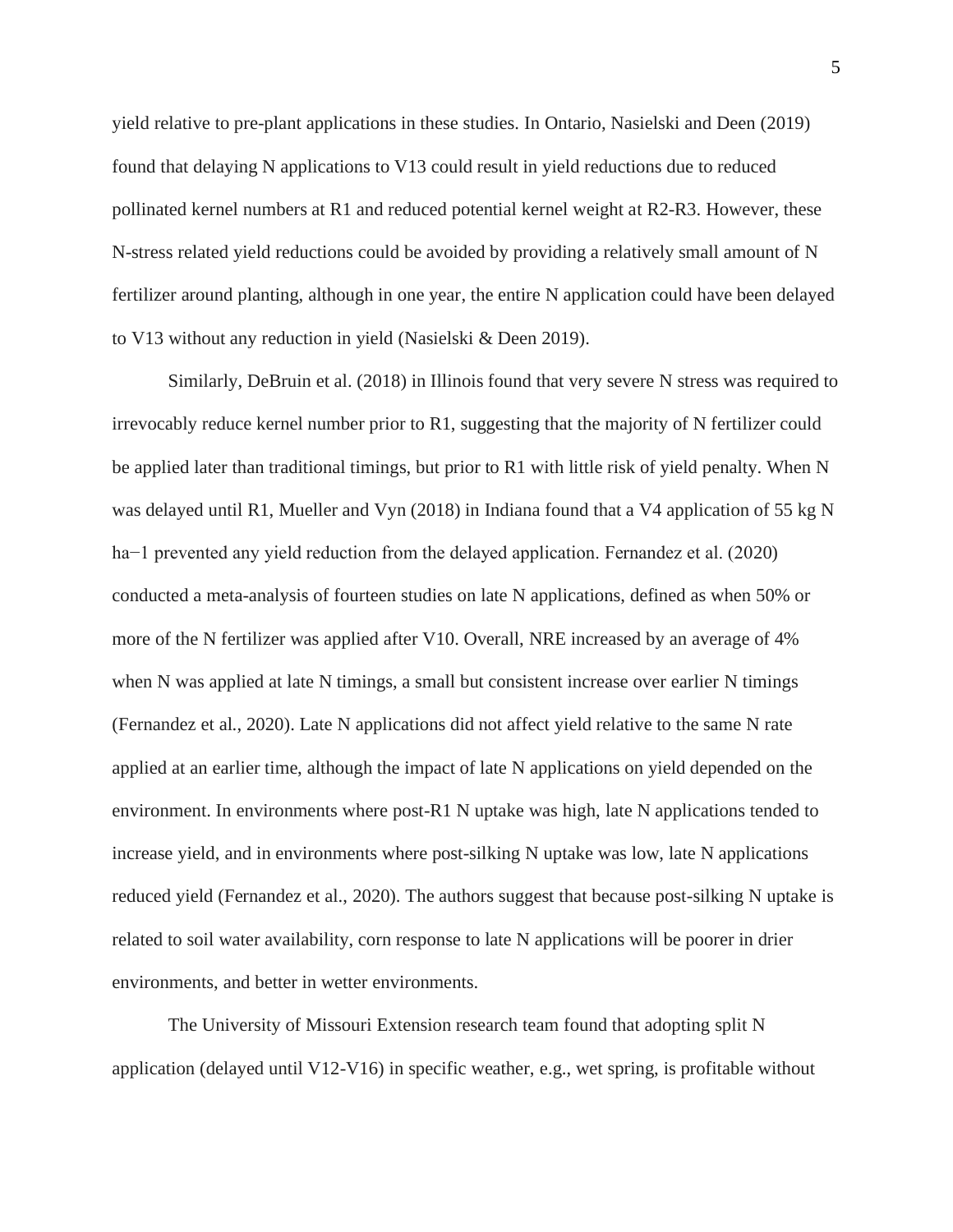yield relative to pre-plant applications in these studies. In Ontario, Nasielski and Deen (2019) found that delaying N applications to V13 could result in yield reductions due to reduced pollinated kernel numbers at R1 and reduced potential kernel weight at R2-R3. However, these N-stress related yield reductions could be avoided by providing a relatively small amount of N fertilizer around planting, although in one year, the entire N application could have been delayed to V13 without any reduction in yield (Nasielski & Deen 2019).

Similarly, DeBruin et al. (2018) in Illinois found that very severe N stress was required to irrevocably reduce kernel number prior to R1, suggesting that the majority of N fertilizer could be applied later than traditional timings, but prior to R1 with little risk of yield penalty. When N was delayed until R1, Mueller and Vyn (2018) in Indiana found that a V4 application of 55 kg N $ha^{-1}$ prevented any yield reduction from the delayed application. Fernandez et al. (2020) conducted a meta-analysis of fourteen studies on late N applications, defined as when 50% or more of the N fertilizer was applied after V10. Overall, NRE increased by an average of 4% when N was applied at late N timings, a small but consistent increase over earlier N timings (Fernandez et al., 2020). Late N applications did not affect yield relative to the same N rate applied at an earlier time, although the impact of late N applications on yield depended on the environment. In environments where post-R1 N uptake was high, late N applications tended to increase yield, and in environments where post-silking N uptake was low, late N applications reduced yield (Fernandez et al., 2020). The authors suggest that because post-silking N uptake is related to soil water availability, corn response to late N applications will be poorer in drier environments, and better in wetter environments.

The University of Missouri Extension research team found that adopting split N application (delayed until V12-V16) in specific weather, e.g., wet spring, is profitable without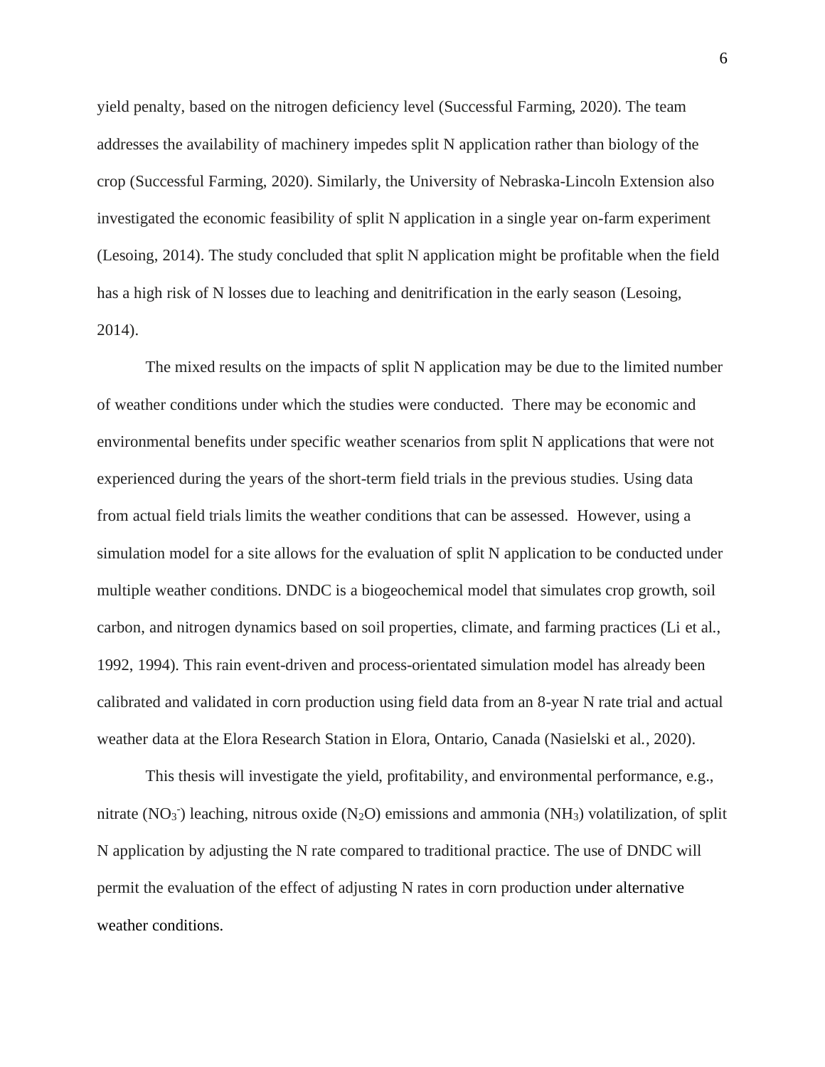yield penalty, based on the nitrogen deficiency level (Successful Farming, 2020). The team addresses the availability of machinery impedes split N application rather than biology of the crop (Successful Farming, 2020). Similarly, the University of Nebraska-Lincoln Extension also investigated the economic feasibility of split N application in a single year on-farm experiment (Lesoing, 2014). The study concluded that split N application might be profitable when the field has a high risk of N losses due to leaching and denitrification in the early season (Lesoing, 2014).

The mixed results on the impacts of split N application may be due to the limited number of weather conditions under which the studies were conducted. There may be economic and environmental benefits under specific weather scenarios from split N applications that were not experienced during the years of the short-term field trials in the previous studies. Using data from actual field trials limits the weather conditions that can be assessed. However, using a simulation model for a site allows for the evaluation of split N application to be conducted under multiple weather conditions. DNDC is a biogeochemical model that simulates crop growth, soil carbon, and nitrogen dynamics based on soil properties, climate, and farming practices (Li et al., 1992, 1994). This rain event-driven and process-orientated simulation model has already been calibrated and validated in corn production using field data from an 8-year N rate trial and actual weather data at the Elora Research Station in Elora, Ontario, Canada (Nasielski et al., 2020).

This thesis will investigate the yield, profitability, and environmental performance, e.g., nitrate ($NO_3^-$) leaching, nitrous oxide ($N_2O$) emissions and ammonia ($NH_3$) volatilization, of split N application by adjusting the N rate compared to traditional practice. The use of DNDC will permit the evaluation of the effect of adjusting N rates in corn production under alternative weather conditions.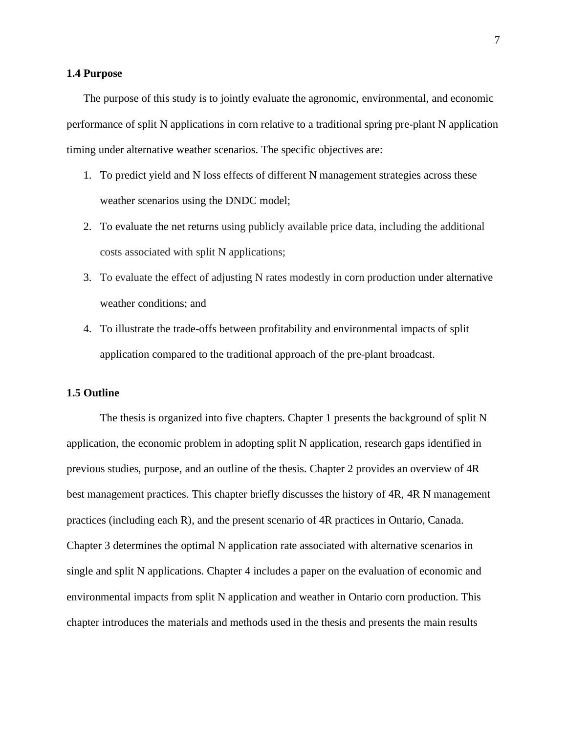### 1.4 Purpose

The purpose of this study is to jointly evaluate the agronomic, environmental, and economic performance of split N applications in corn relative to a traditional spring pre-plant N application timing under alternative weather scenarios. The specific objectives are:

1. To predict yield and N loss effects of different N management strategies across these weather scenarios using the DNDC model;
2. To evaluate the net returns using publicly available price data, including the additional costs associated with split N applications;
3. To evaluate the effect of adjusting N rates modestly in corn production under alternative weather conditions; and
4. To illustrate the trade-offs between profitability and environmental impacts of split application compared to the traditional approach of the pre-plant broadcast.

### 1.5 Outline

The thesis is organized into five chapters. Chapter 1 presents the background of split N application, the economic problem in adopting split N application, research gaps identified in previous studies, purpose, and an outline of the thesis. Chapter 2 provides an overview of 4R best management practices. This chapter briefly discusses the history of 4R, 4R N management practices (including each R), and the present scenario of 4R practices in Ontario, Canada. Chapter 3 determines the optimal N application rate associated with alternative scenarios in single and split N applications. Chapter 4 includes a paper on the evaluation of economic and environmental impacts from split N application and weather in Ontario corn production. This chapter introduces the materials and methods used in the thesis and presents the main results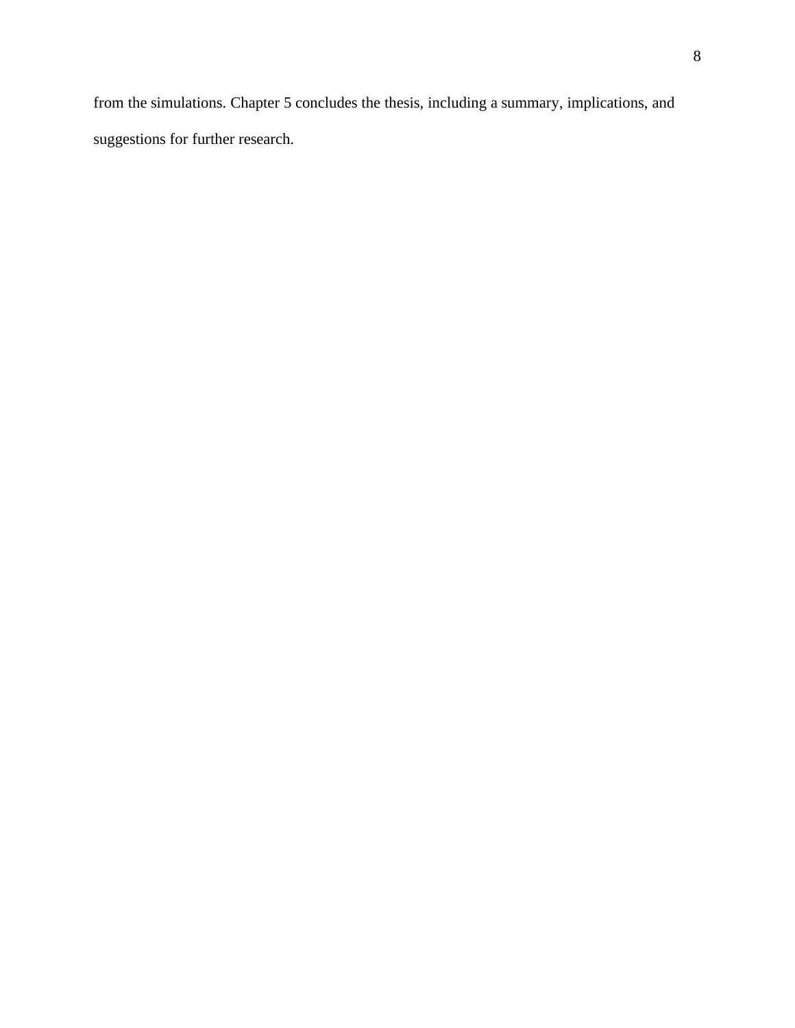from the simulations. Chapter 5 concludes the thesis, including a summary, implications, and suggestions for further research.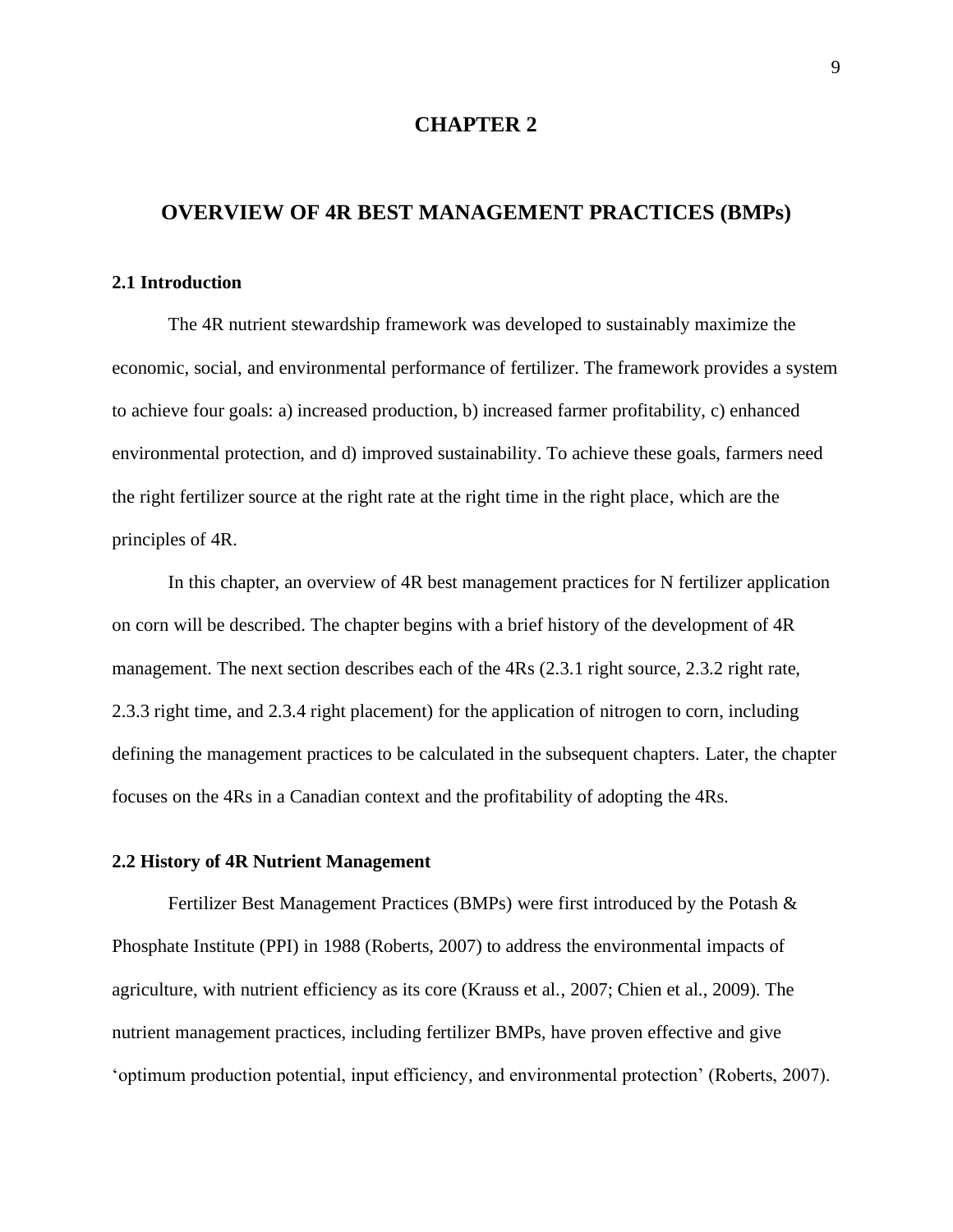# CHAPTER 2

## OVERVIEW OF 4R BEST MANAGEMENT PRACTICES (BMPs)

### 2.1 Introduction

The 4R nutrient stewardship framework was developed to sustainably maximize the economic, social, and environmental performance of fertilizer. The framework provides a system to achieve four goals: a) increased production, b) increased farmer profitability, c) enhanced environmental protection, and d) improved sustainability. To achieve these goals, farmers need the right fertilizer source at the right rate at the right time in the right place, which are the principles of 4R.

In this chapter, an overview of 4R best management practices for N fertilizer application on corn will be described. The chapter begins with a brief history of the development of 4R management. The next section describes each of the 4Rs (2.3.1 right source, 2.3.2 right rate, 2.3.3 right time, and 2.3.4 right placement) for the application of nitrogen to corn, including defining the management practices to be calculated in the subsequent chapters. Later, the chapter focuses on the 4Rs in a Canadian context and the profitability of adopting the 4Rs.

### 2.2 History of 4R Nutrient Management

Fertilizer Best Management Practices (BMPs) were first introduced by the Potash & Phosphate Institute (PPI) in 1988 (Roberts, 2007) to address the environmental impacts of agriculture, with nutrient efficiency as its core (Krauss et al., 2007; Chien et al., 2009). The nutrient management practices, including fertilizer BMPs, have proven effective and give 'optimum production potential, input efficiency, and environmental protection' (Roberts, 2007).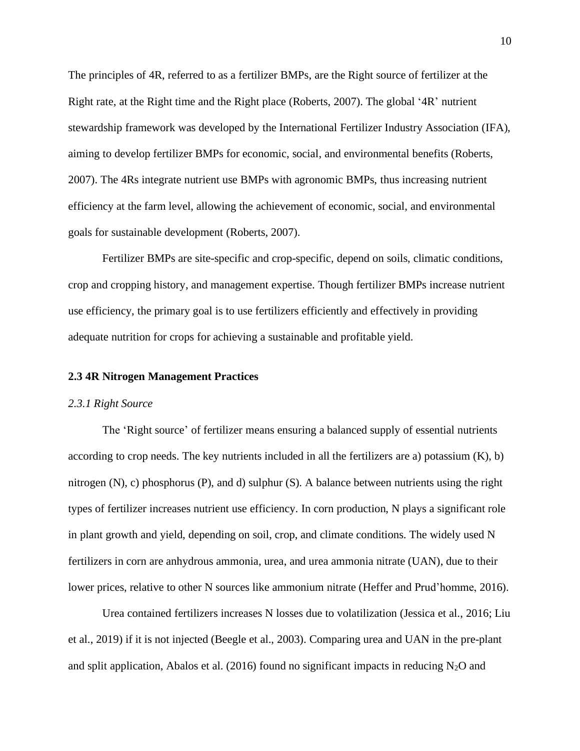The principles of 4R, referred to as a fertilizer BMPs, are the Right source of fertilizer at the Right rate, at the Right time and the Right place (Roberts, 2007). The global '4R' nutrient stewardship framework was developed by the International Fertilizer Industry Association (IFA), aiming to develop fertilizer BMPs for economic, social, and environmental benefits (Roberts, 2007). The 4Rs integrate nutrient use BMPs with agronomic BMPs, thus increasing nutrient efficiency at the farm level, allowing the achievement of economic, social, and environmental goals for sustainable development (Roberts, 2007).

Fertilizer BMPs are site-specific and crop-specific, depend on soils, climatic conditions, crop and cropping history, and management expertise. Though fertilizer BMPs increase nutrient use efficiency, the primary goal is to use fertilizers efficiently and effectively in providing adequate nutrition for crops for achieving a sustainable and profitable yield.

### 2.3 4R Nitrogen Management Practices

#### *2.3.1 Right Source*

The 'Right source' of fertilizer means ensuring a balanced supply of essential nutrients according to crop needs. The key nutrients included in all the fertilizers are a) potassium (K), b) nitrogen (N), c) phosphorus (P), and d) sulphur (S). A balance between nutrients using the right types of fertilizer increases nutrient use efficiency. In corn production, N plays a significant role in plant growth and yield, depending on soil, crop, and climate conditions. The widely used N fertilizers in corn are anhydrous ammonia, urea, and urea ammonia nitrate (UAN), due to their lower prices, relative to other N sources like ammonium nitrate (Heffer and Prud'homme, 2016).

Urea contained fertilizers increases N losses due to volatilization (Jessica et al., 2016; Liu et al., 2019) if it is not injected (Beegle et al., 2003). Comparing urea and UAN in the pre-plant and split application, Abalos et al. (2016) found no significant impacts in reducing $N_2O$ and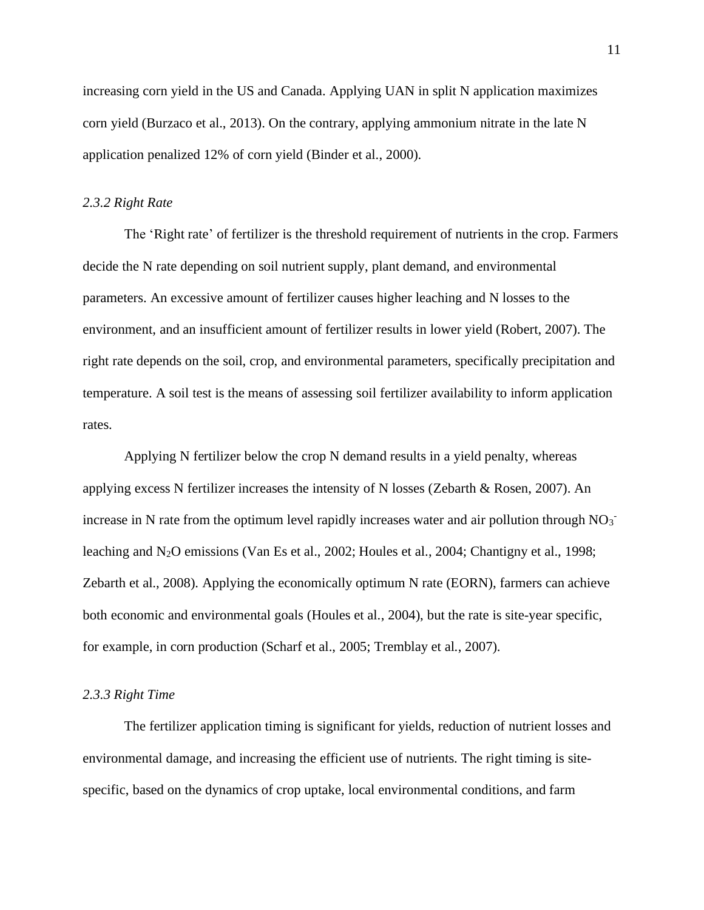increasing corn yield in the US and Canada. Applying UAN in split N application maximizes corn yield (Burzaco et al., 2013). On the contrary, applying ammonium nitrate in the late N application penalized 12% of corn yield (Binder et al., 2000).

### *2.3.2 Right Rate*

The 'Right rate' of fertilizer is the threshold requirement of nutrients in the crop. Farmers decide the N rate depending on soil nutrient supply, plant demand, and environmental parameters. An excessive amount of fertilizer causes higher leaching and N losses to the environment, and an insufficient amount of fertilizer results in lower yield (Robert, 2007). The right rate depends on the soil, crop, and environmental parameters, specifically precipitation and temperature. A soil test is the means of assessing soil fertilizer availability to inform application rates.

Applying N fertilizer below the crop N demand results in a yield penalty, whereas applying excess N fertilizer increases the intensity of N losses (Zebarth & Rosen, 2007). An increase in N rate from the optimum level rapidly increases water and air pollution through $NO_3^-$ leaching and $N_2O$ emissions (Van Es et al., 2002; Houles et al., 2004; Chantigny et al., 1998; Zebarth et al., 2008). Applying the economically optimum N rate (EORN), farmers can achieve both economic and environmental goals (Houles et al., 2004), but the rate is site-year specific, for example, in corn production (Scharf et al., 2005; Tremblay et al., 2007).

### *2.3.3 Right Time*

The fertilizer application timing is significant for yields, reduction of nutrient losses and environmental damage, and increasing the efficient use of nutrients. The right timing is site-specific, based on the dynamics of crop uptake, local environmental conditions, and farm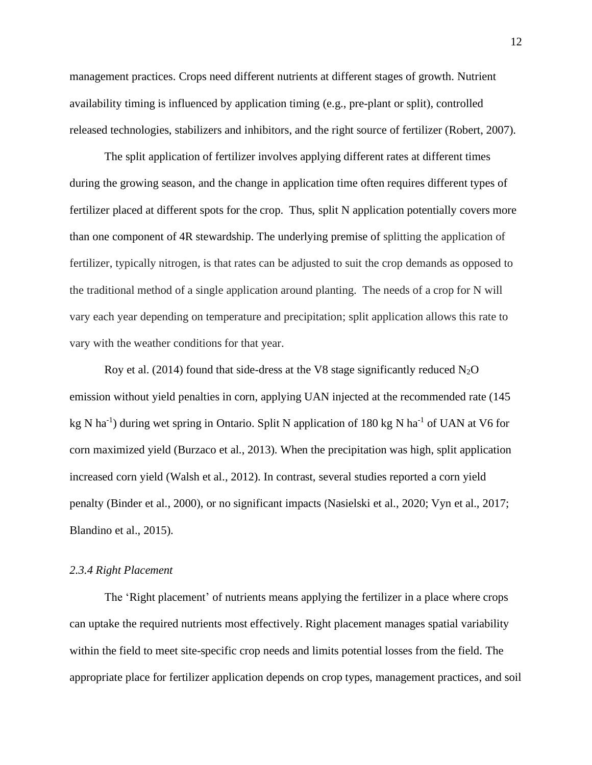management practices. Crops need different nutrients at different stages of growth. Nutrient availability timing is influenced by application timing (e.g., pre-plant or split), controlled released technologies, stabilizers and inhibitors, and the right source of fertilizer (Robert, 2007).

The split application of fertilizer involves applying different rates at different times during the growing season, and the change in application time often requires different types of fertilizer placed at different spots for the crop. Thus, split N application potentially covers more than one component of 4R stewardship. The underlying premise of splitting the application of fertilizer, typically nitrogen, is that rates can be adjusted to suit the crop demands as opposed to the traditional method of a single application around planting. The needs of a crop for N will vary each year depending on temperature and precipitation; split application allows this rate to vary with the weather conditions for that year.

Roy et al. (2014) found that side-dress at the V8 stage significantly reduced $N_2O$ emission without yield penalties in corn, applying UAN injected at the recommended rate (145 kg N $ha^{-1}$) during wet spring in Ontario. Split N application of 180 kg N $ha^{-1}$ of UAN at V6 for corn maximized yield (Burzaco et al., 2013). When the precipitation was high, split application increased corn yield (Walsh et al., 2012). In contrast, several studies reported a corn yield penalty (Binder et al., 2000), or no significant impacts (Nasielski et al., 2020; Vyn et al., 2017; Blandino et al., 2015).

### *2.3.4 Right Placement*

The 'Right placement' of nutrients means applying the fertilizer in a place where crops can uptake the required nutrients most effectively. Right placement manages spatial variability within the field to meet site-specific crop needs and limits potential losses from the field. The appropriate place for fertilizer application depends on crop types, management practices, and soil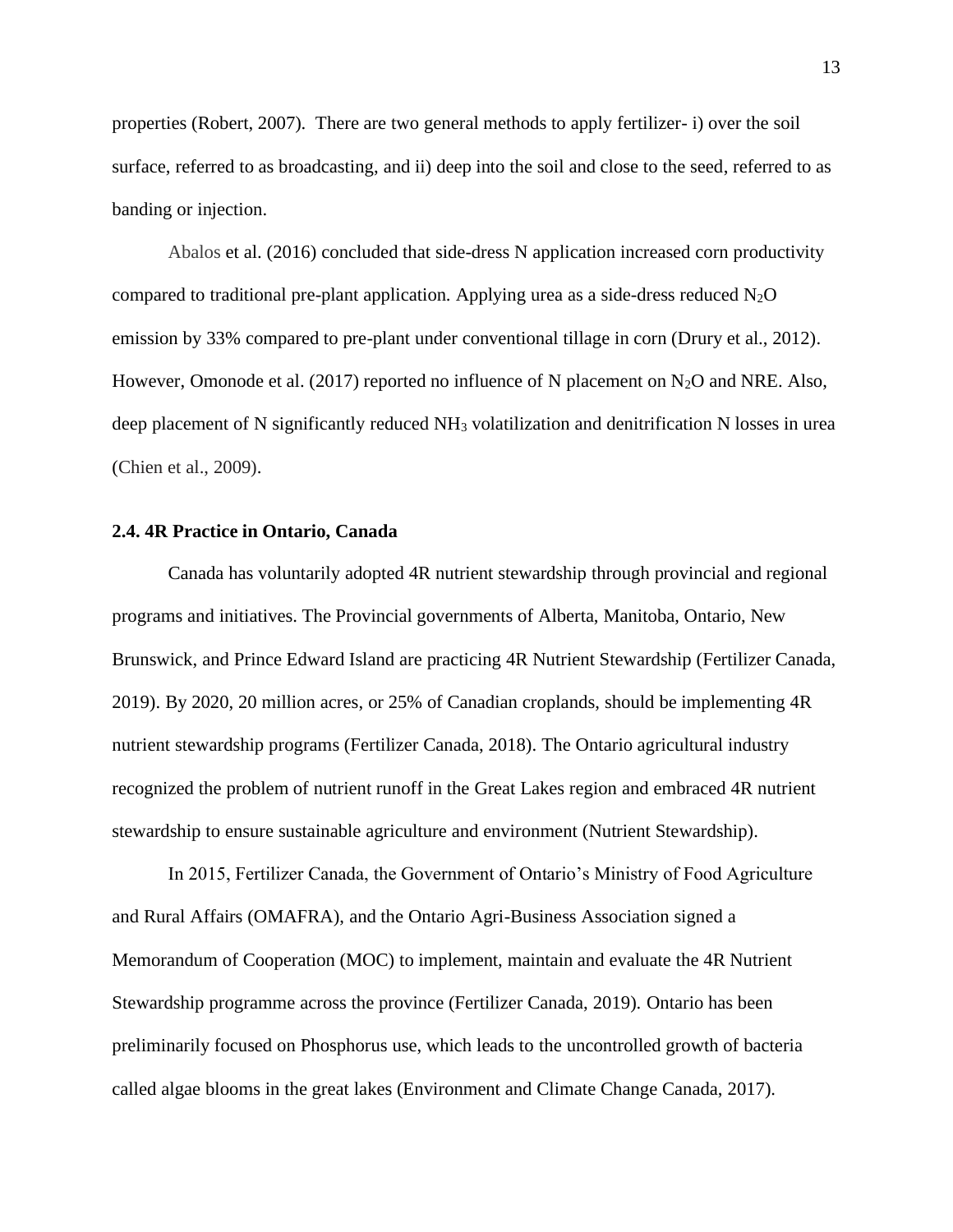properties (Robert, 2007). There are two general methods to apply fertilizer- i) over the soil surface, referred to as broadcasting, and ii) deep into the soil and close to the seed, referred to as banding or injection.

Abalos et al. (2016) concluded that side-dress N application increased corn productivity compared to traditional pre-plant application. Applying urea as a side-dress reduced $N_2O$ emission by 33% compared to pre-plant under conventional tillage in corn (Drury et al., 2012). However, Omonode et al. (2017) reported no influence of N placement on $N_2O$ and NRE. Also, deep placement of N significantly reduced $NH_3$ volatilization and denitrification N losses in urea (Chien et al., 2009).

### 2.4. 4R Practice in Ontario, Canada

Canada has voluntarily adopted 4R nutrient stewardship through provincial and regional programs and initiatives. The Provincial governments of Alberta, Manitoba, Ontario, New Brunswick, and Prince Edward Island are practicing 4R Nutrient Stewardship (Fertilizer Canada, 2019). By 2020, 20 million acres, or 25% of Canadian croplands, should be implementing 4R nutrient stewardship programs (Fertilizer Canada, 2018). The Ontario agricultural industry recognized the problem of nutrient runoff in the Great Lakes region and embraced 4R nutrient stewardship to ensure sustainable agriculture and environment (Nutrient Stewardship).

In 2015, Fertilizer Canada, the Government of Ontario's Ministry of Food Agriculture and Rural Affairs (OMAFRA), and the Ontario Agri-Business Association signed a Memorandum of Cooperation (MOC) to implement, maintain and evaluate the 4R Nutrient Stewardship programme across the province (Fertilizer Canada, 2019). Ontario has been preliminarily focused on Phosphorus use, which leads to the uncontrolled growth of bacteria called algae blooms in the great lakes (Environment and Climate Change Canada, 2017).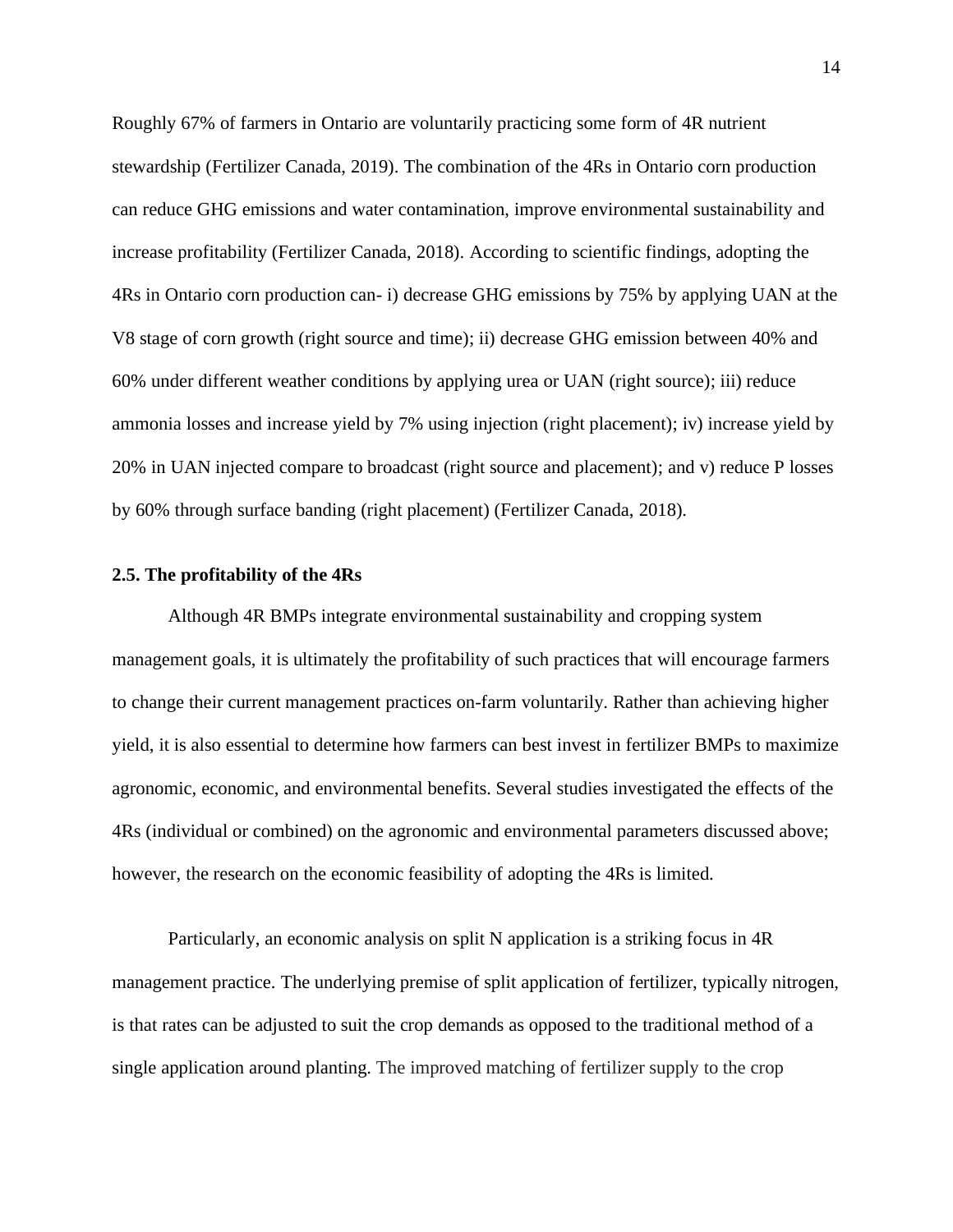Roughly 67% of farmers in Ontario are voluntarily practicing some form of 4R nutrient stewardship (Fertilizer Canada, 2019). The combination of the 4Rs in Ontario corn production can reduce GHG emissions and water contamination, improve environmental sustainability and increase profitability (Fertilizer Canada, 2018). According to scientific findings, adopting the 4Rs in Ontario corn production can- i) decrease GHG emissions by 75% by applying UAN at the V8 stage of corn growth (right source and time); ii) decrease GHG emission between 40% and 60% under different weather conditions by applying urea or UAN (right source); iii) reduce ammonia losses and increase yield by 7% using injection (right placement); iv) increase yield by 20% in UAN injected compare to broadcast (right source and placement); and v) reduce P losses by 60% through surface banding (right placement) (Fertilizer Canada, 2018).

### 2.5. The profitability of the 4Rs

Although 4R BMPs integrate environmental sustainability and cropping system management goals, it is ultimately the profitability of such practices that will encourage farmers to change their current management practices on-farm voluntarily. Rather than achieving higher yield, it is also essential to determine how farmers can best invest in fertilizer BMPs to maximize agronomic, economic, and environmental benefits. Several studies investigated the effects of the 4Rs (individual or combined) on the agronomic and environmental parameters discussed above; however, the research on the economic feasibility of adopting the 4Rs is limited.

Particularly, an economic analysis on split N application is a striking focus in 4R management practice. The underlying premise of split application of fertilizer, typically nitrogen, is that rates can be adjusted to suit the crop demands as opposed to the traditional method of a single application around planting. The improved matching of fertilizer supply to the crop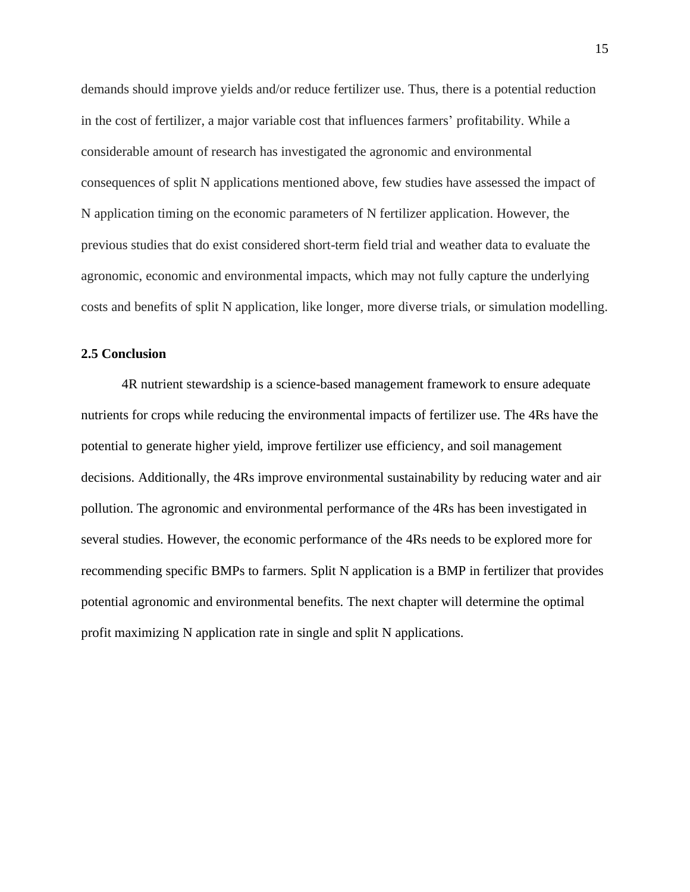demands should improve yields and/or reduce fertilizer use. Thus, there is a potential reduction in the cost of fertilizer, a major variable cost that influences farmers' profitability. While a considerable amount of research has investigated the agronomic and environmental consequences of split N applications mentioned above, few studies have assessed the impact of N application timing on the economic parameters of N fertilizer application. However, the previous studies that do exist considered short-term field trial and weather data to evaluate the agronomic, economic and environmental impacts, which may not fully capture the underlying costs and benefits of split N application, like longer, more diverse trials, or simulation modelling.

### 2.5 Conclusion

4R nutrient stewardship is a science-based management framework to ensure adequate nutrients for crops while reducing the environmental impacts of fertilizer use. The 4Rs have the potential to generate higher yield, improve fertilizer use efficiency, and soil management decisions. Additionally, the 4Rs improve environmental sustainability by reducing water and air pollution. The agronomic and environmental performance of the 4Rs has been investigated in several studies. However, the economic performance of the 4Rs needs to be explored more for recommending specific BMPs to farmers. Split N application is a BMP in fertilizer that provides potential agronomic and environmental benefits. The next chapter will determine the optimal profit maximizing N application rate in single and split N applications.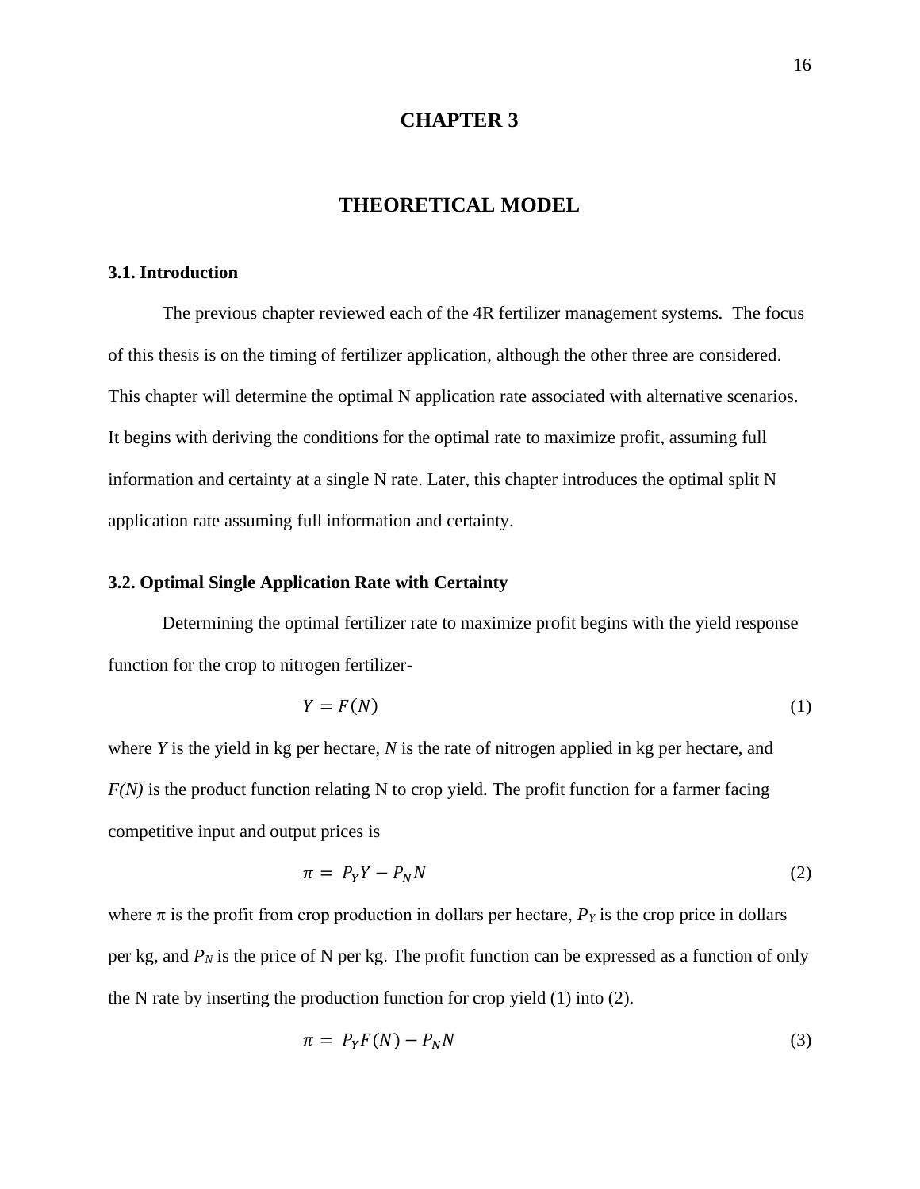# CHAPTER 3

# THEORETICAL MODEL

### 3.1. Introduction

The previous chapter reviewed each of the 4R fertilizer management systems. The focus of this thesis is on the timing of fertilizer application, although the other three are considered. This chapter will determine the optimal N application rate associated with alternative scenarios. It begins with deriving the conditions for the optimal rate to maximize profit, assuming full information and certainty at a single N rate. Later, this chapter introduces the optimal split N application rate assuming full information and certainty.

### 3.2. Optimal Single Application Rate with Certainty

Determining the optimal fertilizer rate to maximize profit begins with the yield response function for the crop to nitrogen fertilizer-

$$Y = F(N) \tag{1}$$

where $Y$ is the yield in kg per hectare, $N$ is the rate of nitrogen applied in kg per hectare, and $F(N)$ is the product function relating N to crop yield. The profit function for a farmer facing competitive input and output prices is

$$\pi = P_Y Y - P_N N \tag{2}$$

where $\pi$ is the profit from crop production in dollars per hectare, $P_Y$ is the crop price in dollars per kg, and $P_N$ is the price of N per kg. The profit function can be expressed as a function of only the N rate by inserting the production function for crop yield (1) into (2).

$$\pi = P_Y F(N) - P_N N \tag{3}$$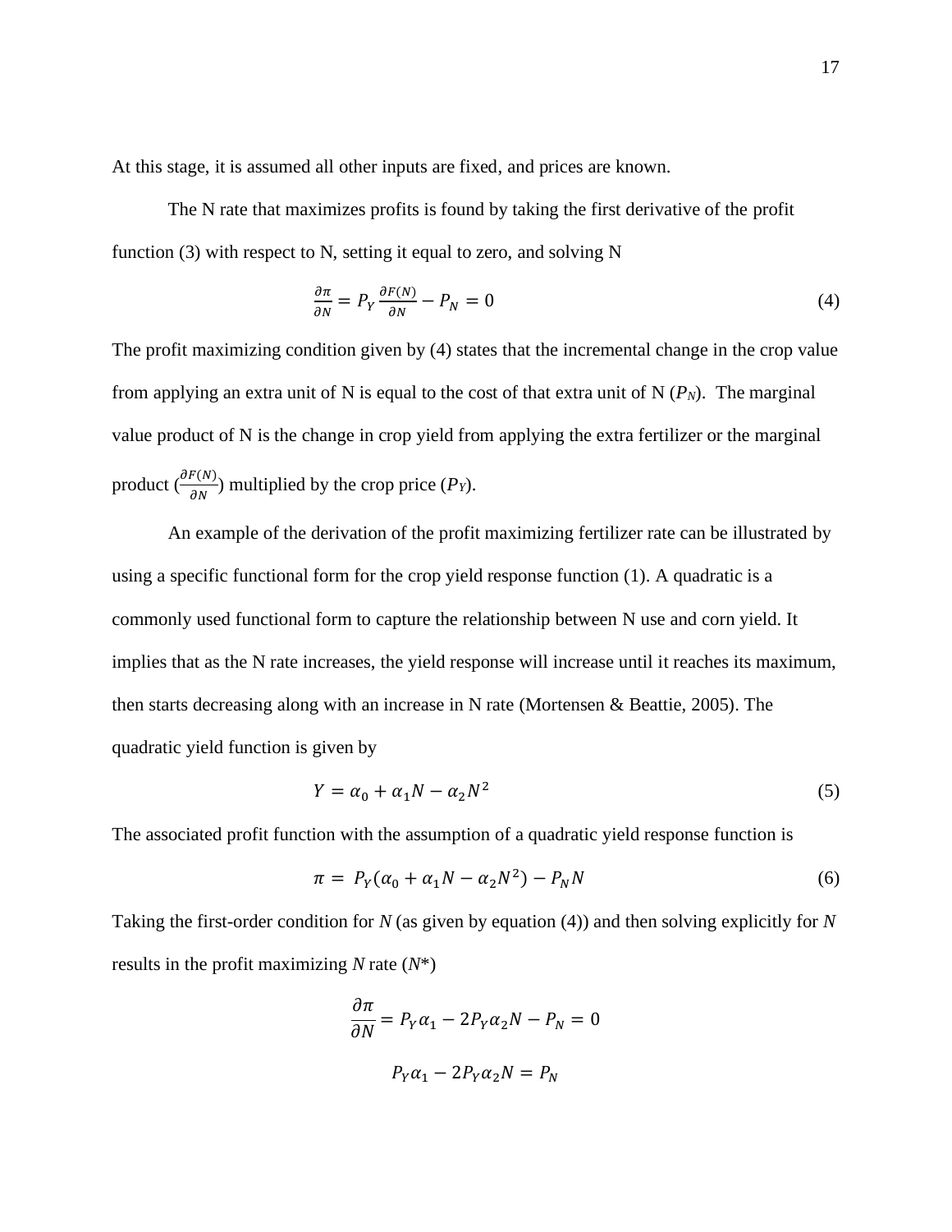At this stage, it is assumed all other inputs are fixed, and prices are known.

The N rate that maximizes profits is found by taking the first derivative of the profit function (3) with respect to N, setting it equal to zero, and solving N

$$\frac{\partial \pi}{\partial N} = P_Y \frac{\partial F(N)}{\partial N} - P_N = 0 \tag{4}$$

The profit maximizing condition given by (4) states that the incremental change in the crop value from applying an extra unit of N is equal to the cost of that extra unit of N ($P_N$). The marginal value product of N is the change in crop yield from applying the extra fertilizer or the marginal product ($\frac{\partial F(N)}{\partial N}$) multiplied by the crop price ($P_Y$).

An example of the derivation of the profit maximizing fertilizer rate can be illustrated by using a specific functional form for the crop yield response function (1). A quadratic is a commonly used functional form to capture the relationship between N use and corn yield. It implies that as the N rate increases, the yield response will increase until it reaches its maximum, then starts decreasing along with an increase in N rate (Mortensen & Beattie, 2005). The quadratic yield function is given by

$$Y = \alpha_0 + \alpha_1 N - \alpha_2 N^2 \tag{5}$$

The associated profit function with the assumption of a quadratic yield response function is

$$\pi = P_Y(\alpha_0 + \alpha_1 N - \alpha_2 N^2) - P_N N \tag{6}$$

Taking the first-order condition for $N$ (as given by equation (4)) and then solving explicitly for $N$ results in the profit maximizing $N$ rate ($N^*$)

$$\frac{\partial \pi}{\partial N} = P_Y \alpha_1 - 2P_Y \alpha_2 N - P_N = 0$$

$$P_Y \alpha_1 - 2P_Y \alpha_2 N = P_N$$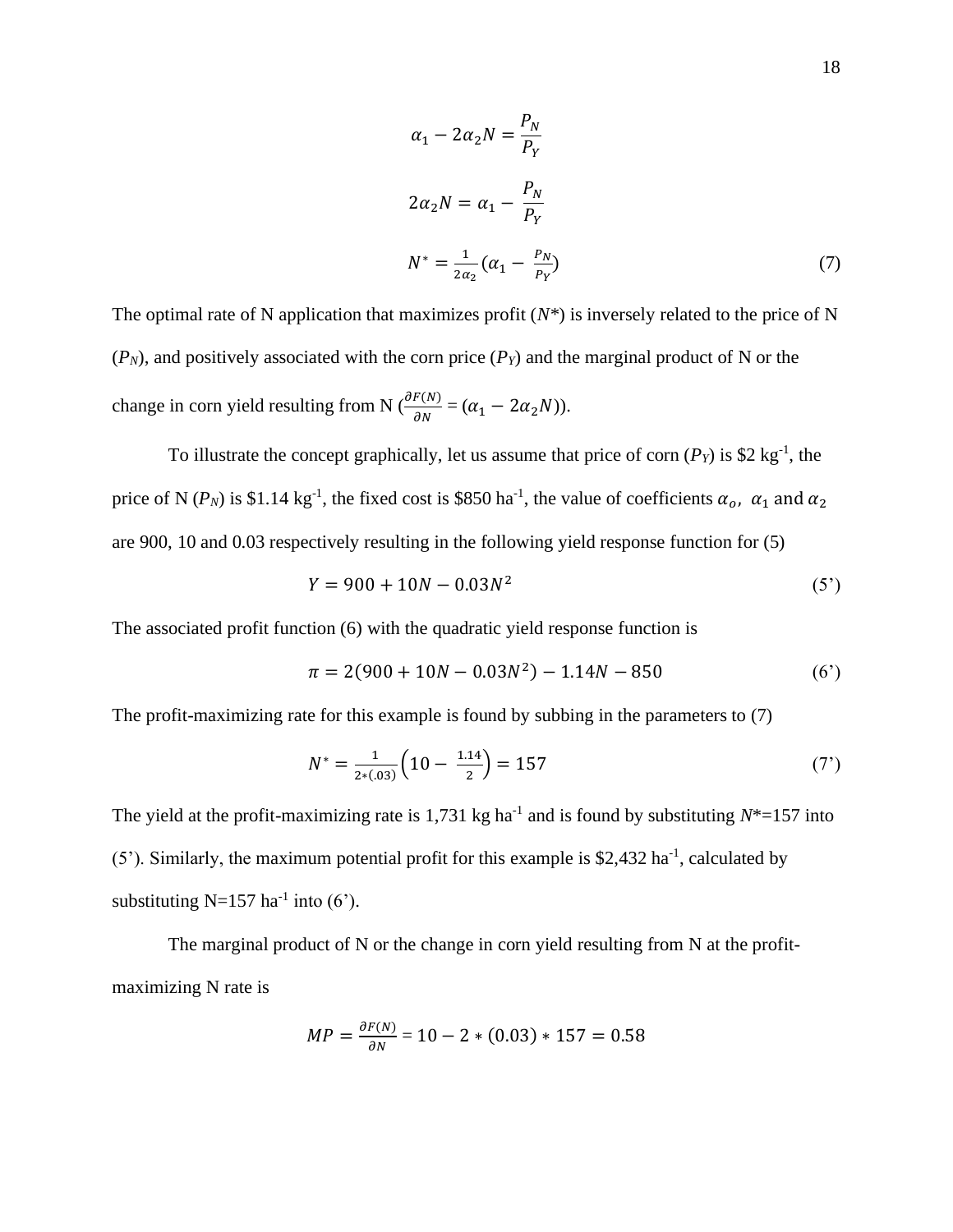$$\alpha_1 - 2\alpha_2 N = \frac{P_N}{P_Y}$$

$$2\alpha_2 N = \alpha_1 - \frac{P_N}{P_Y}$$

$$N^* = \frac{1}{2\alpha_2}(\alpha_1 - \frac{P_N}{P_Y}) \tag{7}$$

The optimal rate of N application that maximizes profit ($N^*$) is inversely related to the price of N ($P_N$), and positively associated with the corn price ($P_Y$) and the marginal product of N or the change in corn yield resulting from N ($\frac{\partial F(N)}{\partial N} = (\alpha_1 - 2\alpha_2 N)$).

To illustrate the concept graphically, let us assume that price of corn ($P_Y$) is \$2 kg$^{-1}$, the price of N ($P_N$) is \$1.14 kg$^{-1}$, the fixed cost is \$850 ha$^{-1}$, the value of coefficients $\alpha_o$, $\alpha_1$ and $\alpha_2$ are 900, 10 and 0.03 respectively resulting in the following yield response function for (5)

$$Y = 900 + 10N - 0.03N^2 \tag{5'}$$

The associated profit function (6) with the quadratic yield response function is

$$\pi = 2(900 + 10N - 0.03N^2) - 1.14N - 850 \tag{6'}$$

The profit-maximizing rate for this example is found by subbing in the parameters to (7)

$$N^* = \frac{1}{2*(.03)}\left(10 - \frac{1.14}{2}\right) = 157 \tag{7'}$$

The yield at the profit-maximizing rate is 1,731 kg ha$^{-1}$ and is found by substituting $N^*$=157 into (5'). Similarly, the maximum potential profit for this example is \$2,432 ha$^{-1}$, calculated by substituting N=157 ha$^{-1}$ into (6').

The marginal product of N or the change in corn yield resulting from N at the profit-maximizing N rate is

$$MP = \frac{\partial F(N)}{\partial N} = 10 - 2 * (0.03) * 157 = 0.58$$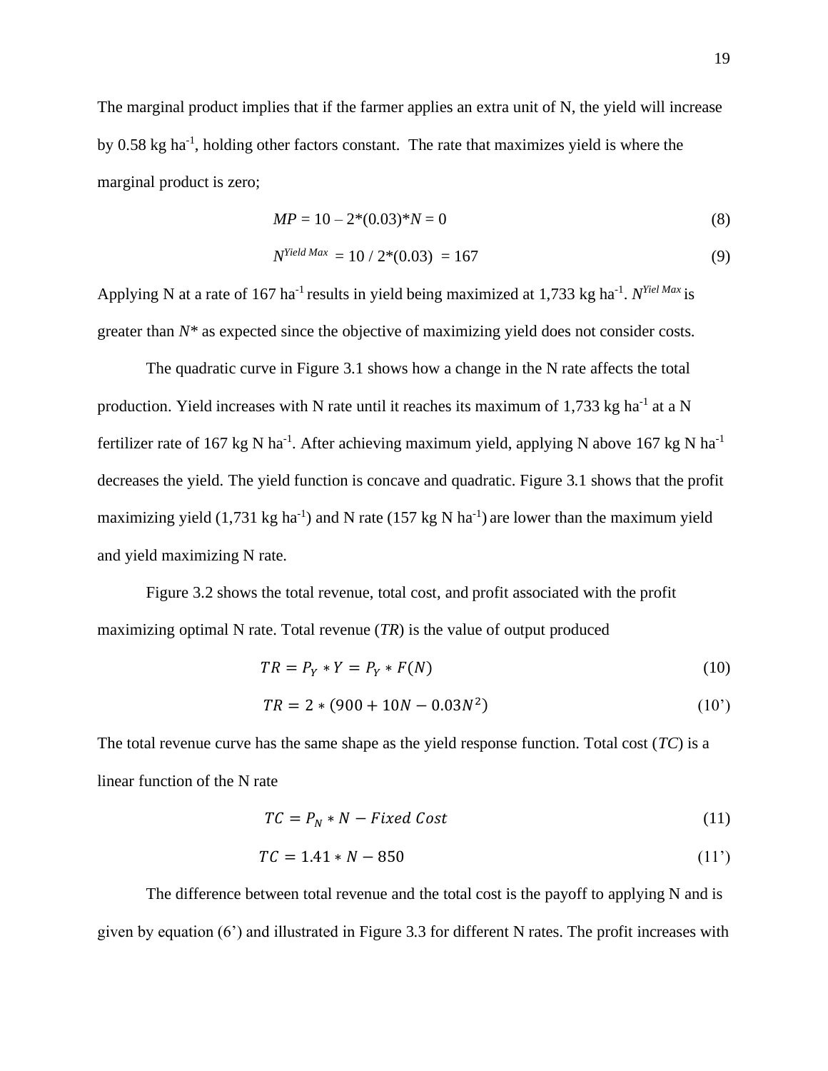The marginal product implies that if the farmer applies an extra unit of N, the yield will increase by 0.58 kg ha$^{-1}$, holding other factors constant. The rate that maximizes yield is where the marginal product is zero;

$$MP = 10 - 2*(0.03)*N = 0 \tag{8}$$

$$N^{Yield\ Max} = 10 / 2*(0.03) = 167 \tag{9}$$

Applying N at a rate of 167 ha$^{-1}$ results in yield being maximized at 1,733 kg ha$^{-1}$. $N^{Yiel\ Max}$ is greater than $N$* as expected since the objective of maximizing yield does not consider costs.

The quadratic curve in Figure 3.1 shows how a change in the N rate affects the total production. Yield increases with N rate until it reaches its maximum of 1,733 kg ha$^{-1}$ at a N fertilizer rate of 167 kg N ha$^{-1}$. After achieving maximum yield, applying N above 167 kg N ha$^{-1}$ decreases the yield. The yield function is concave and quadratic. Figure 3.1 shows that the profit maximizing yield (1,731 kg ha$^{-1}$) and N rate (157 kg N ha$^{-1}$) are lower than the maximum yield and yield maximizing N rate.

Figure 3.2 shows the total revenue, total cost, and profit associated with the profit maximizing optimal N rate. Total revenue (*TR*) is the value of output produced

$$TR = P_Y * Y = P_Y * F(N) \tag{10}$$

$$TR = 2 * (900 + 10N - 0.03N^2) \tag{10'}$$

The total revenue curve has the same shape as the yield response function. Total cost (*TC*) is a linear function of the N rate

$$TC = P_N * N - Fixed\ Cost \tag{11}$$

$$TC = 1.41 * N - 850 \tag{11'}$$

The difference between total revenue and the total cost is the payoff to applying N and is given by equation (6') and illustrated in Figure 3.3 for different N rates. The profit increases with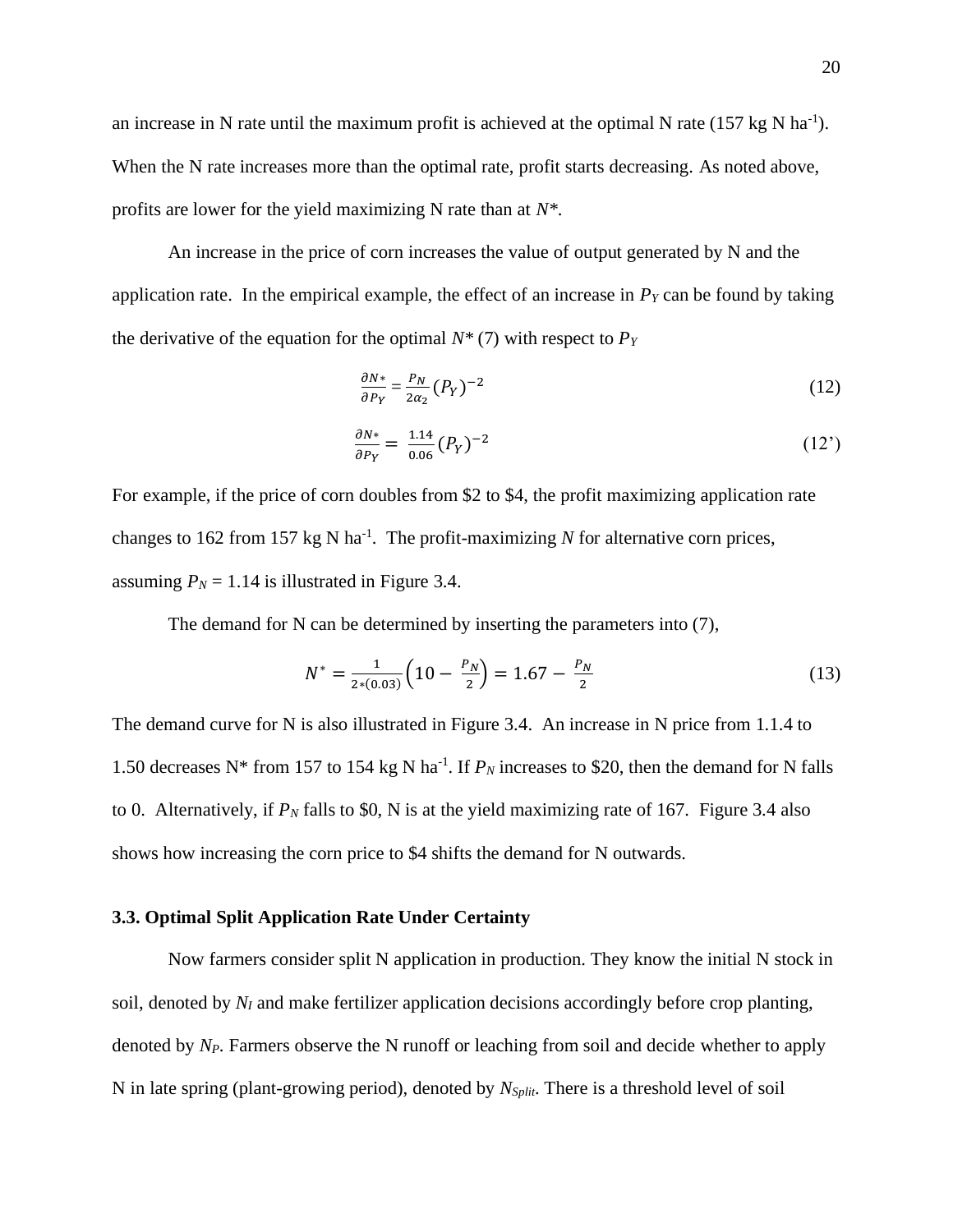an increase in N rate until the maximum profit is achieved at the optimal N rate (157 kg N ha$^{-1}$). When the N rate increases more than the optimal rate, profit starts decreasing. As noted above, profits are lower for the yield maximizing N rate than at $N^*$.

An increase in the price of corn increases the value of output generated by N and the application rate. In the empirical example, the effect of an increase in $P_Y$ can be found by taking the derivative of the equation for the optimal $N^*$ (7) with respect to $P_Y$

$$\frac{\partial N*}{\partial P_Y} = \frac{P_N}{2\alpha_2}(P_Y)^{-2} \tag{12}$$

$$\frac{\partial N*}{\partial P_Y} = \frac{1.14}{0.06}(P_Y)^{-2} \tag{12'}$$

For example, if the price of corn doubles from \$2 to \$4, the profit maximizing application rate changes to 162 from 157 kg N ha$^{-1}$. The profit-maximizing $N$ for alternative corn prices, assuming $P_N$ = 1.14 is illustrated in Figure 3.4.

The demand for N can be determined by inserting the parameters into (7),

$$N^* = \frac{1}{2*(0.03)}\left(10 - \frac{P_N}{2}\right) = 1.67 - \frac{P_N}{2} \tag{13}$$

The demand curve for N is also illustrated in Figure 3.4. An increase in N price from 1.1.4 to 1.50 decreases N* from 157 to 154 kg N ha$^{-1}$. If $P_N$ increases to \$20, then the demand for N falls to 0. Alternatively, if $P_N$ falls to \$0, N is at the yield maximizing rate of 167. Figure 3.4 also shows how increasing the corn price to \$4 shifts the demand for N outwards.

### 3.3. Optimal Split Application Rate Under Certainty

Now farmers consider split N application in production. They know the initial N stock in soil, denoted by $N_I$ and make fertilizer application decisions accordingly before crop planting, denoted by $N_P$. Farmers observe the N runoff or leaching from soil and decide whether to apply N in late spring (plant-growing period), denoted by $N_{Split}$. There is a threshold level of soil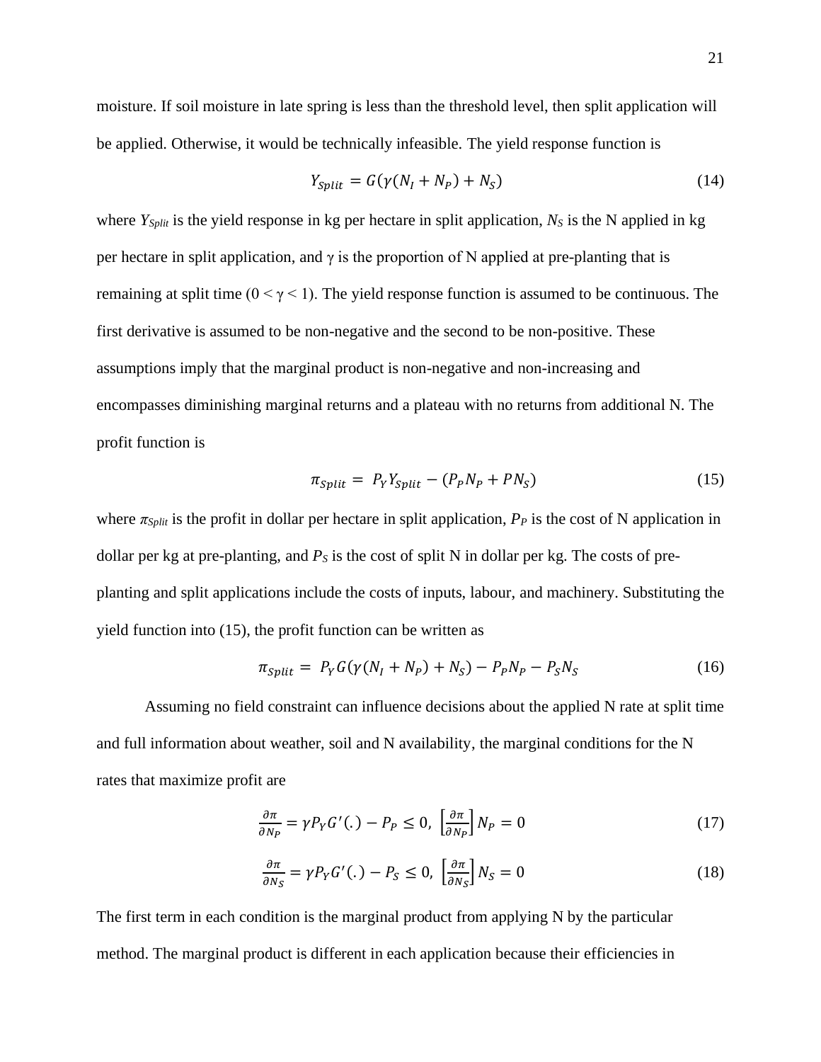moisture. If soil moisture in late spring is less than the threshold level, then split application will be applied. Otherwise, it would be technically infeasible. The yield response function is

$$Y_{Split} = G(\gamma(N_I + N_P) + N_S) \tag{14}$$

where $Y_{Split}$ is the yield response in kg per hectare in split application, $N_S$ is the N applied in kg per hectare in split application, and γ is the proportion of N applied at pre-planting that is remaining at split time ($0 < \gamma < 1$). The yield response function is assumed to be continuous. The first derivative is assumed to be non-negative and the second to be non-positive. These assumptions imply that the marginal product is non-negative and non-increasing and encompasses diminishing marginal returns and a plateau with no returns from additional N. The profit function is

$$\pi_{Split} = P_Y Y_{Split} - (P_P N_P + P N_S) \tag{15}$$

where $\pi_{Split}$ is the profit in dollar per hectare in split application, $P_P$ is the cost of N application in dollar per kg at pre-planting, and $P_S$ is the cost of split N in dollar per kg. The costs of pre-planting and split applications include the costs of inputs, labour, and machinery. Substituting the yield function into (15), the profit function can be written as

$$\pi_{Split} = P_Y G(\gamma(N_I + N_P) + N_S) - P_P N_P - P_S N_S \tag{16}$$

Assuming no field constraint can influence decisions about the applied N rate at split time and full information about weather, soil and N availability, the marginal conditions for the N rates that maximize profit are

$$\frac{\partial \pi}{\partial N_P} = \gamma P_Y G'(.) - P_P \leq 0,\ \left[\frac{\partial \pi}{\partial N_P}\right] N_P = 0 \tag{17}$$

$$\frac{\partial \pi}{\partial N_S} = \gamma P_Y G'(.) - P_S \leq 0,\ \left[\frac{\partial \pi}{\partial N_S}\right] N_S = 0 \tag{18}$$

The first term in each condition is the marginal product from applying N by the particular method. The marginal product is different in each application because their efficiencies in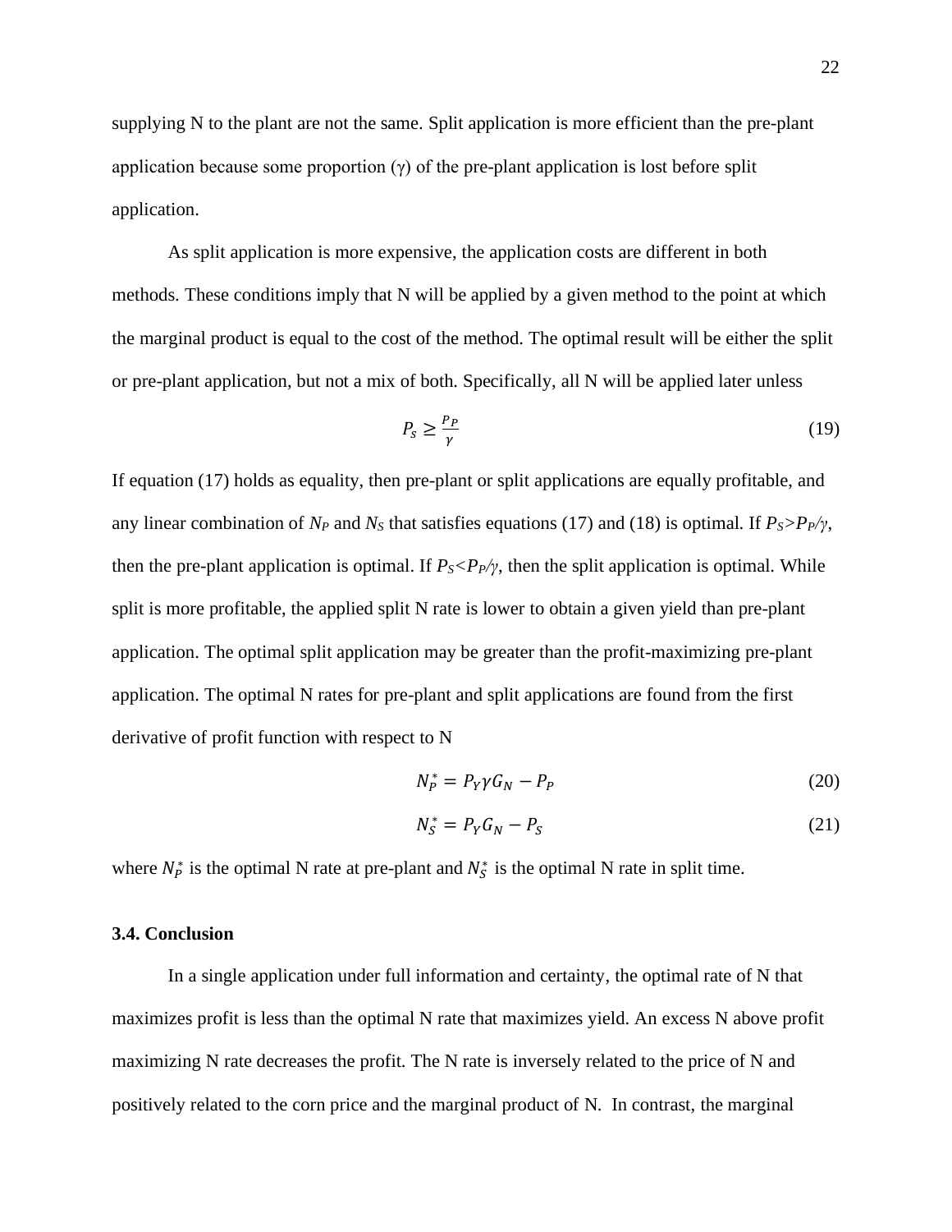supplying N to the plant are not the same. Split application is more efficient than the pre-plant application because some proportion (γ) of the pre-plant application is lost before split application.

As split application is more expensive, the application costs are different in both methods. These conditions imply that N will be applied by a given method to the point at which the marginal product is equal to the cost of the method. The optimal result will be either the split or pre-plant application, but not a mix of both. Specifically, all N will be applied later unless

$$P_S \geq \frac{P_P}{\gamma} \tag{19}$$

If equation (17) holds as equality, then pre-plant or split applications are equally profitable, and any linear combination of $N_P$ and $N_S$ that satisfies equations (17) and (18) is optimal. If $P_S > P_P/\gamma$, then the pre-plant application is optimal. If $P_S < P_P/\gamma$, then the split application is optimal. While split is more profitable, the applied split N rate is lower to obtain a given yield than pre-plant application. The optimal split application may be greater than the profit-maximizing pre-plant application. The optimal N rates for pre-plant and split applications are found from the first derivative of profit function with respect to N

$$N_P^* = P_Y \gamma G_N - P_P \tag{20}$$

$$N_S^* = P_Y G_N - P_S \tag{21}$$

where $N_P^*$ is the optimal N rate at pre-plant and $N_S^*$ is the optimal N rate in split time.

### 3.4. Conclusion

In a single application under full information and certainty, the optimal rate of N that maximizes profit is less than the optimal N rate that maximizes yield. An excess N above profit maximizing N rate decreases the profit. The N rate is inversely related to the price of N and positively related to the corn price and the marginal product of N. In contrast, the marginal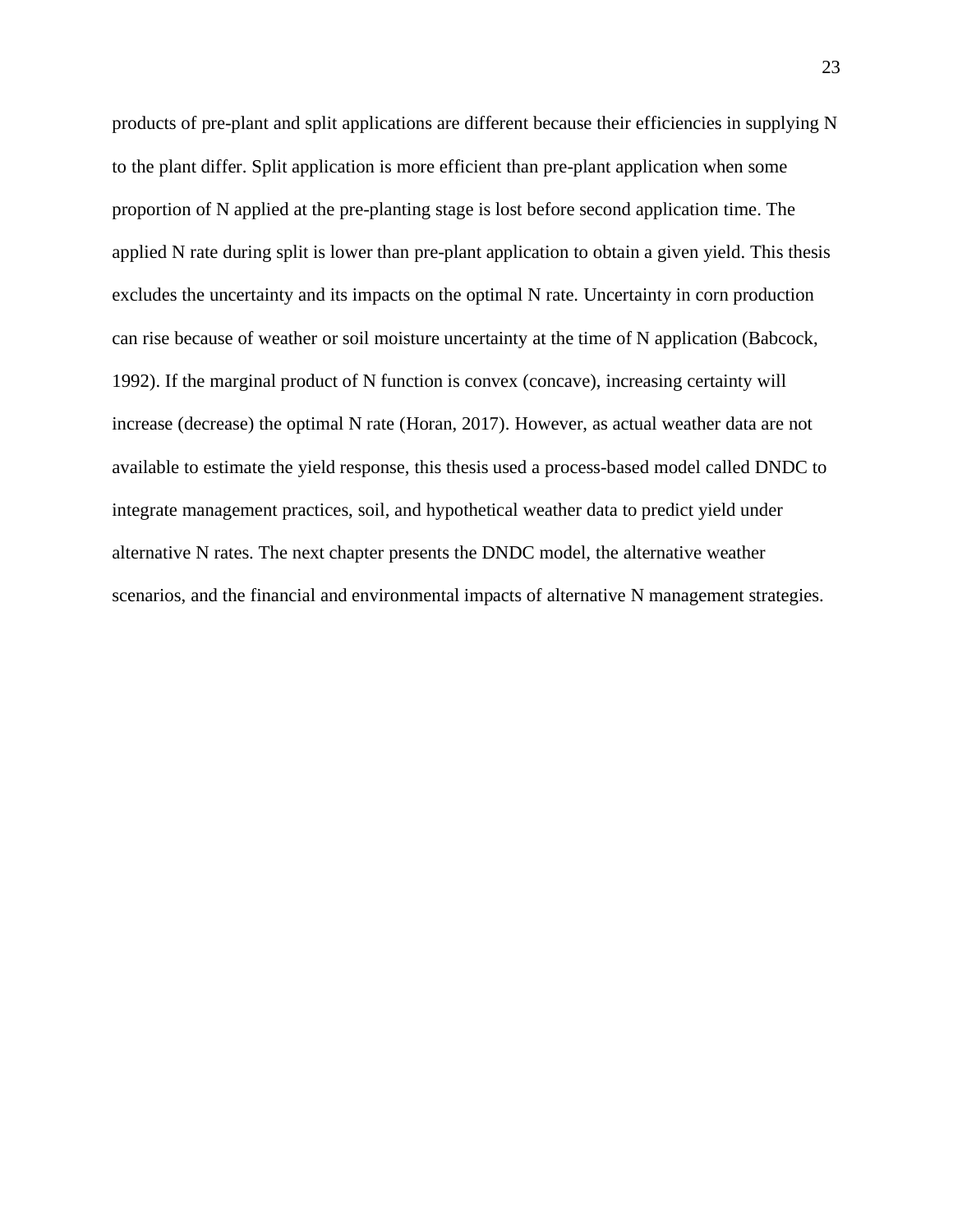products of pre-plant and split applications are different because their efficiencies in supplying N to the plant differ. Split application is more efficient than pre-plant application when some proportion of N applied at the pre-planting stage is lost before second application time. The applied N rate during split is lower than pre-plant application to obtain a given yield. This thesis excludes the uncertainty and its impacts on the optimal N rate. Uncertainty in corn production can rise because of weather or soil moisture uncertainty at the time of N application (Babcock, 1992). If the marginal product of N function is convex (concave), increasing certainty will increase (decrease) the optimal N rate (Horan, 2017). However, as actual weather data are not available to estimate the yield response, this thesis used a process-based model called DNDC to integrate management practices, soil, and hypothetical weather data to predict yield under alternative N rates. The next chapter presents the DNDC model, the alternative weather scenarios, and the financial and environmental impacts of alternative N management strategies.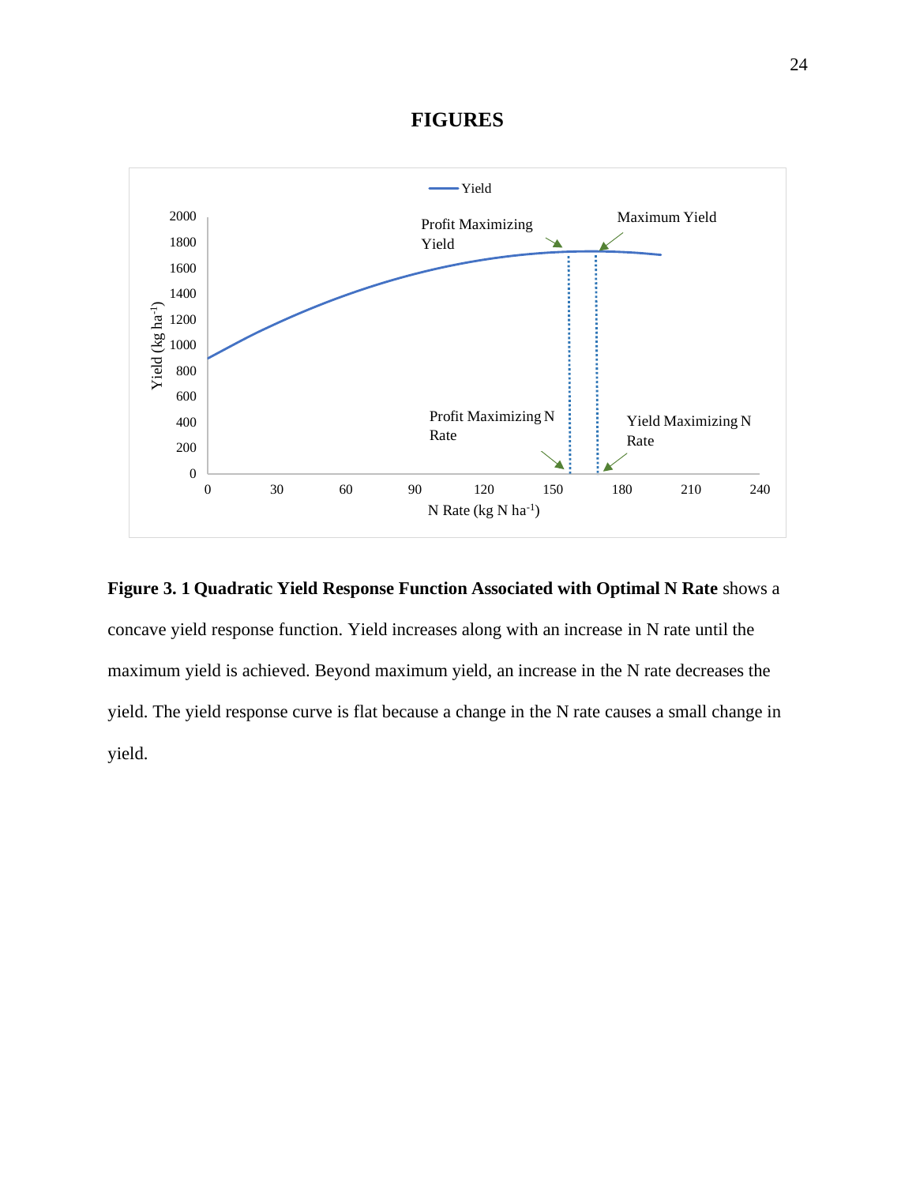# FIGURES

**Figure 3. 1 Quadratic Yield Response Function Associated with Optimal N Rate** shows a concave yield response function. Yield increases along with an increase in N rate until the maximum yield is achieved. Beyond maximum yield, an increase in the N rate decreases the yield. The yield response curve is flat because a change in the N rate causes a small change in yield.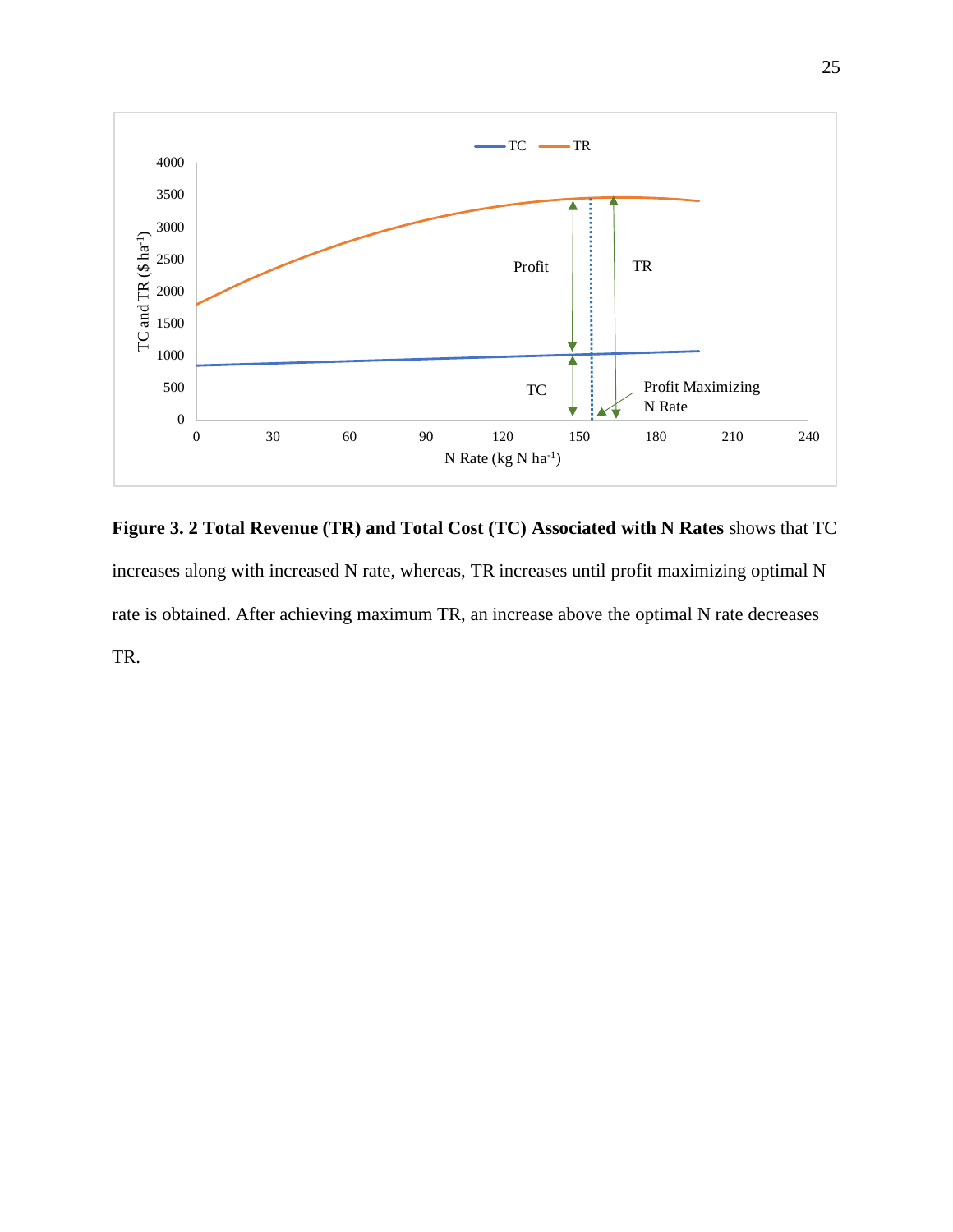**Figure 3. 2 Total Revenue (TR) and Total Cost (TC) Associated with N Rates** shows that TC increases along with increased N rate, whereas, TR increases until profit maximizing optimal N rate is obtained. After achieving maximum TR, an increase above the optimal N rate decreases TR.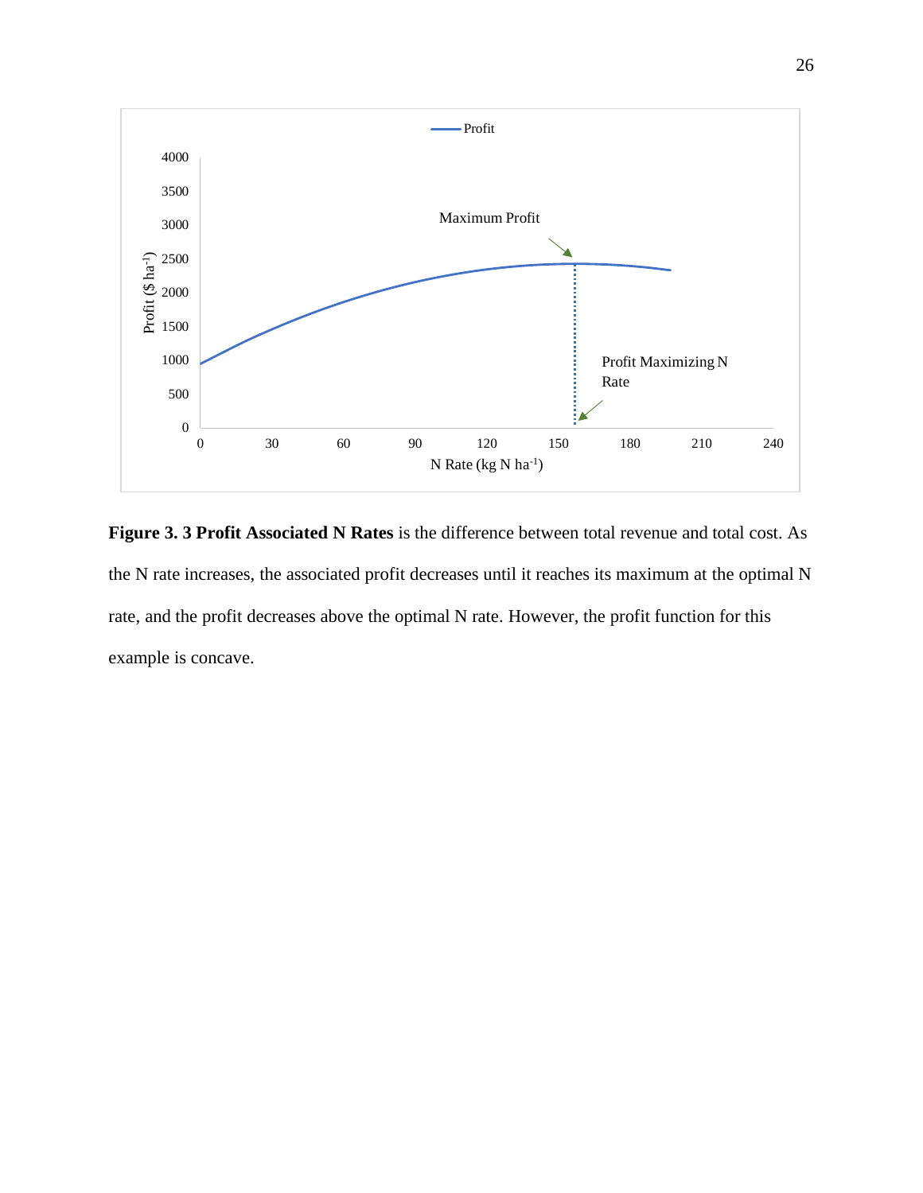**Figure 3. 3 Profit Associated N Rates** is the difference between total revenue and total cost. As the N rate increases, the associated profit decreases until it reaches its maximum at the optimal N rate, and the profit decreases above the optimal N rate. However, the profit function for this example is concave.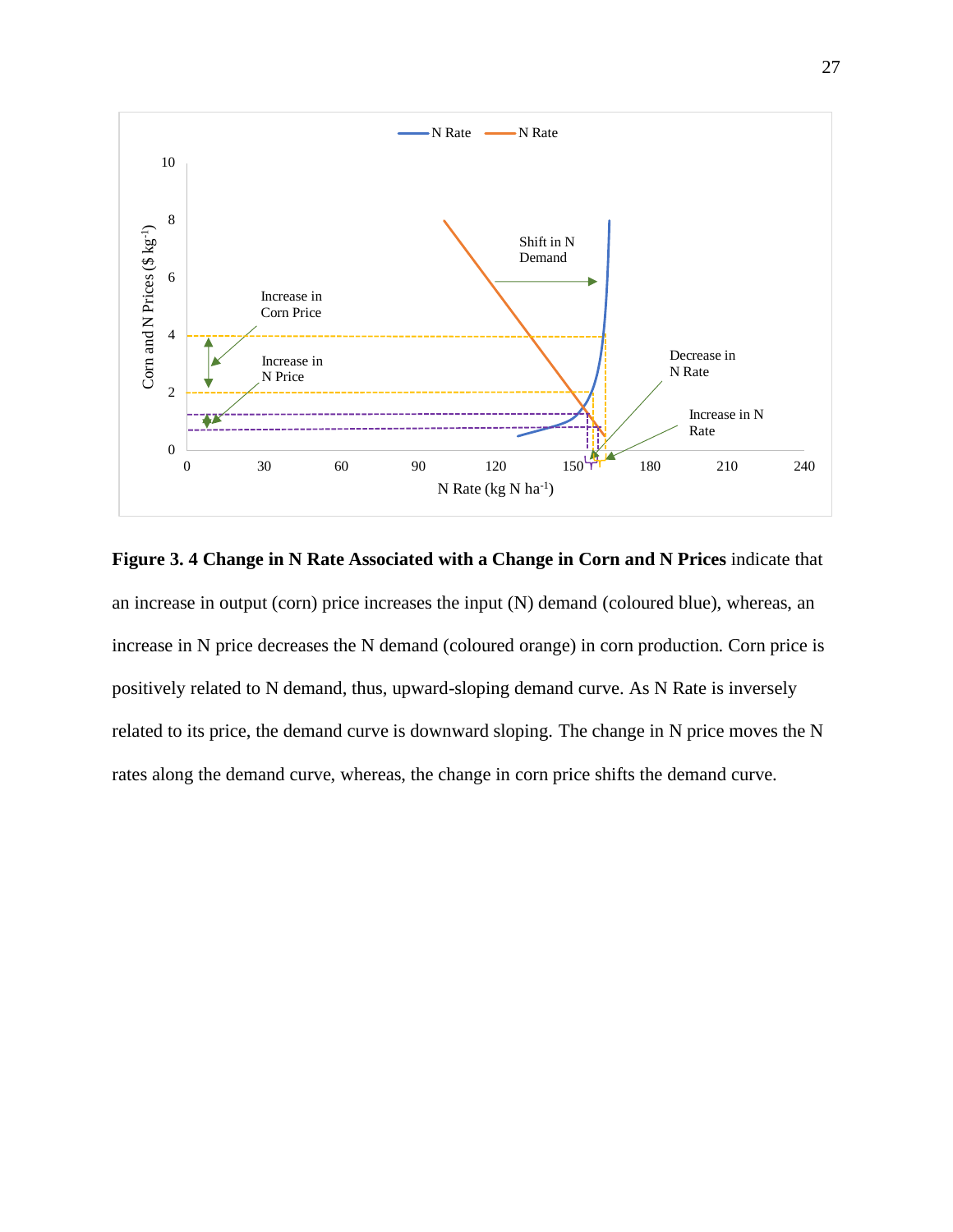**Figure 3. 4 Change in N Rate Associated with a Change in Corn and N Prices** indicate that an increase in output (corn) price increases the input (N) demand (coloured blue), whereas, an increase in N price decreases the N demand (coloured orange) in corn production. Corn price is positively related to N demand, thus, upward-sloping demand curve. As N Rate is inversely related to its price, the demand curve is downward sloping. The change in N price moves the N rates along the demand curve, whereas, the change in corn price shifts the demand curve.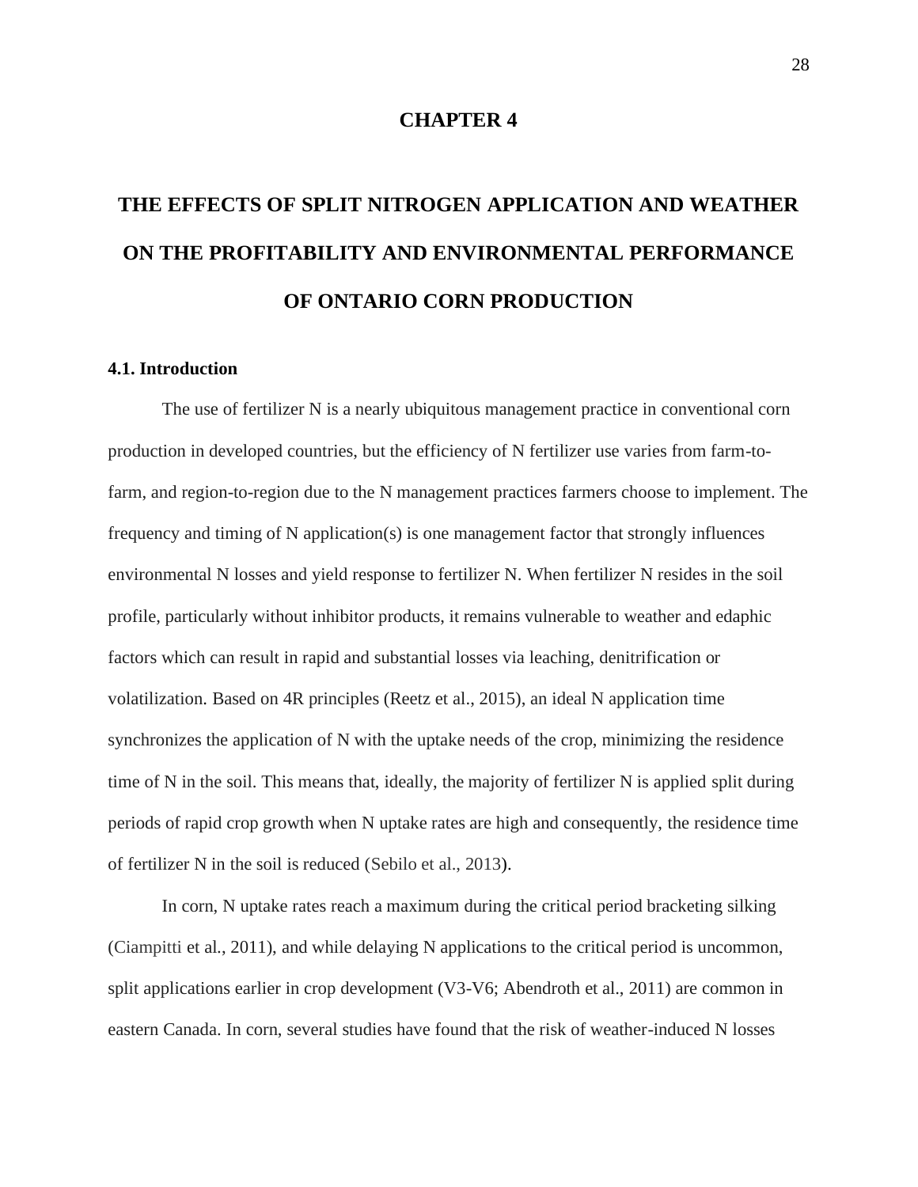# CHAPTER 4

# THE EFFECTS OF SPLIT NITROGEN APPLICATION AND WEATHER ON THE PROFITABILITY AND ENVIRONMENTAL PERFORMANCE OF ONTARIO CORN PRODUCTION

## 4.1. Introduction

The use of fertilizer N is a nearly ubiquitous management practice in conventional corn production in developed countries, but the efficiency of N fertilizer use varies from farm-to-farm, and region-to-region due to the N management practices farmers choose to implement. The frequency and timing of N application(s) is one management factor that strongly influences environmental N losses and yield response to fertilizer N. When fertilizer N resides in the soil profile, particularly without inhibitor products, it remains vulnerable to weather and edaphic factors which can result in rapid and substantial losses via leaching, denitrification or volatilization. Based on 4R principles (Reetz et al., 2015), an ideal N application time synchronizes the application of N with the uptake needs of the crop, minimizing the residence time of N in the soil. This means that, ideally, the majority of fertilizer N is applied split during periods of rapid crop growth when N uptake rates are high and consequently, the residence time of fertilizer N in the soil is reduced (Sebilo et al., 2013).

In corn, N uptake rates reach a maximum during the critical period bracketing silking (Ciampitti et al., 2011), and while delaying N applications to the critical period is uncommon, split applications earlier in crop development (V3-V6; Abendroth et al., 2011) are common in eastern Canada. In corn, several studies have found that the risk of weather-induced N losses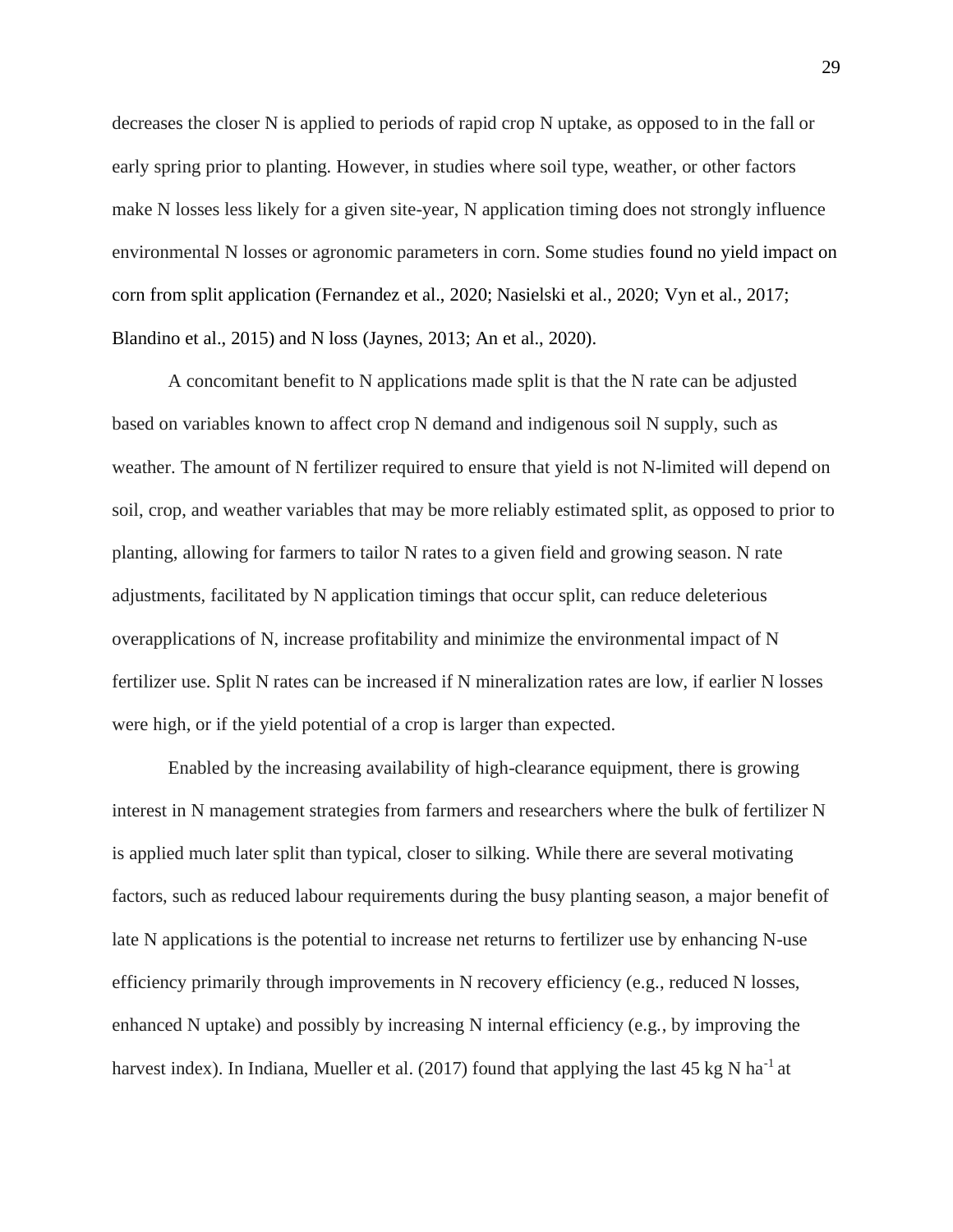decreases the closer N is applied to periods of rapid crop N uptake, as opposed to in the fall or early spring prior to planting. However, in studies where soil type, weather, or other factors make N losses less likely for a given site-year, N application timing does not strongly influence environmental N losses or agronomic parameters in corn. Some studies found no yield impact on corn from split application (Fernandez et al., 2020; Nasielski et al., 2020; Vyn et al., 2017; Blandino et al., 2015) and N loss (Jaynes, 2013; An et al., 2020).

A concomitant benefit to N applications made split is that the N rate can be adjusted based on variables known to affect crop N demand and indigenous soil N supply, such as weather. The amount of N fertilizer required to ensure that yield is not N-limited will depend on soil, crop, and weather variables that may be more reliably estimated split, as opposed to prior to planting, allowing for farmers to tailor N rates to a given field and growing season. N rate adjustments, facilitated by N application timings that occur split, can reduce deleterious overapplications of N, increase profitability and minimize the environmental impact of N fertilizer use. Split N rates can be increased if N mineralization rates are low, if earlier N losses were high, or if the yield potential of a crop is larger than expected.

Enabled by the increasing availability of high-clearance equipment, there is growing interest in N management strategies from farmers and researchers where the bulk of fertilizer N is applied much later split than typical, closer to silking. While there are several motivating factors, such as reduced labour requirements during the busy planting season, a major benefit of late N applications is the potential to increase net returns to fertilizer use by enhancing N-use efficiency primarily through improvements in N recovery efficiency (e.g., reduced N losses, enhanced N uptake) and possibly by increasing N internal efficiency (e.g., by improving the harvest index). In Indiana, Mueller et al. (2017) found that applying the last 45 kg N $ha^{-1}$ at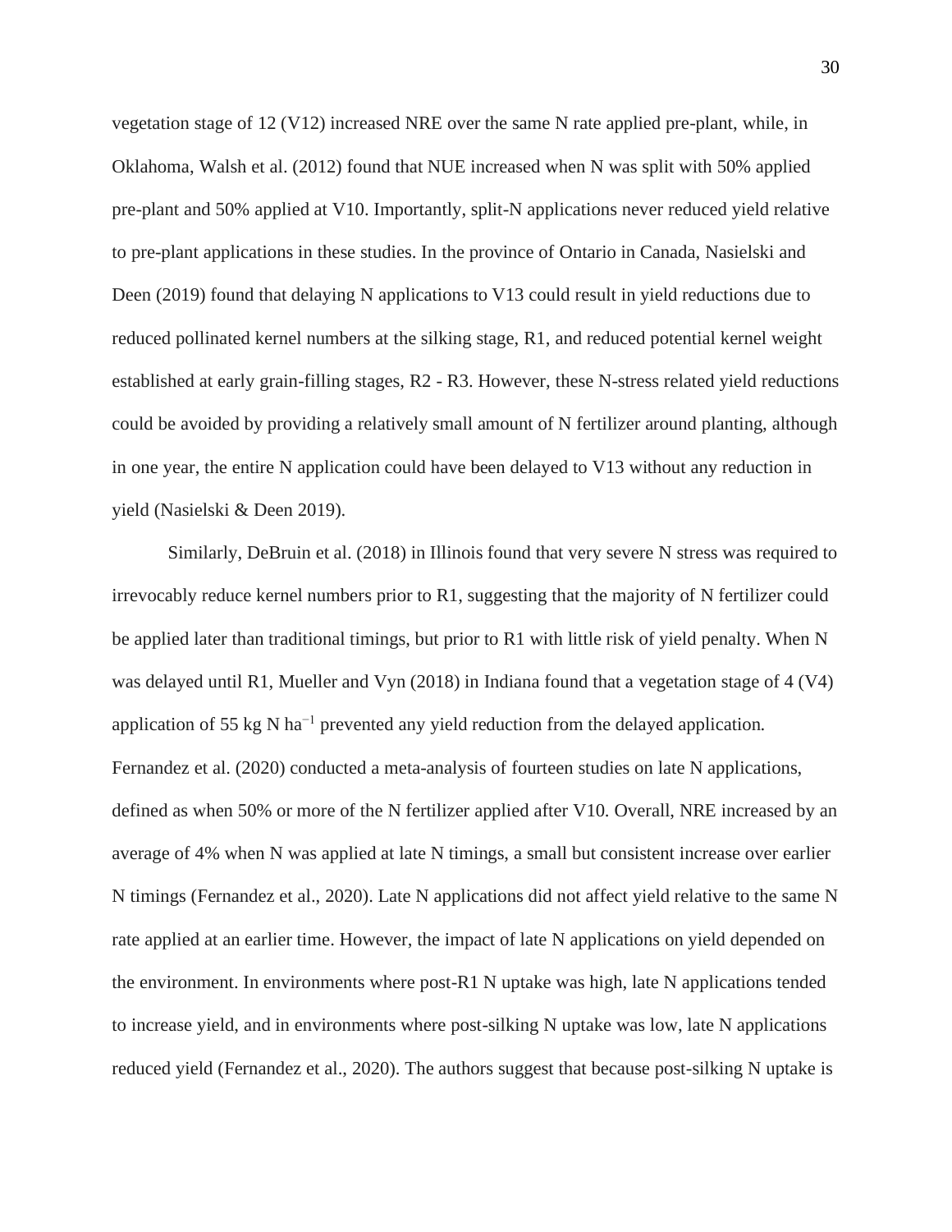vegetation stage of 12 (V12) increased NRE over the same N rate applied pre-plant, while, in Oklahoma, Walsh et al. (2012) found that NUE increased when N was split with 50% applied pre-plant and 50% applied at V10. Importantly, split-N applications never reduced yield relative to pre-plant applications in these studies. In the province of Ontario in Canada, Nasielski and Deen (2019) found that delaying N applications to V13 could result in yield reductions due to reduced pollinated kernel numbers at the silking stage, R1, and reduced potential kernel weight established at early grain-filling stages, R2 - R3. However, these N-stress related yield reductions could be avoided by providing a relatively small amount of N fertilizer around planting, although in one year, the entire N application could have been delayed to V13 without any reduction in yield (Nasielski & Deen 2019).

Similarly, DeBruin et al. (2018) in Illinois found that very severe N stress was required to irrevocably reduce kernel numbers prior to R1, suggesting that the majority of N fertilizer could be applied later than traditional timings, but prior to R1 with little risk of yield penalty. When N was delayed until R1, Mueller and Vyn (2018) in Indiana found that a vegetation stage of 4 (V4) application of 55 kg N $ha^{-1}$ prevented any yield reduction from the delayed application. Fernandez et al. (2020) conducted a meta-analysis of fourteen studies on late N applications, defined as when 50% or more of the N fertilizer applied after V10. Overall, NRE increased by an average of 4% when N was applied at late N timings, a small but consistent increase over earlier N timings (Fernandez et al., 2020). Late N applications did not affect yield relative to the same N rate applied at an earlier time. However, the impact of late N applications on yield depended on the environment. In environments where post-R1 N uptake was high, late N applications tended to increase yield, and in environments where post-silking N uptake was low, late N applications reduced yield (Fernandez et al., 2020). The authors suggest that because post-silking N uptake is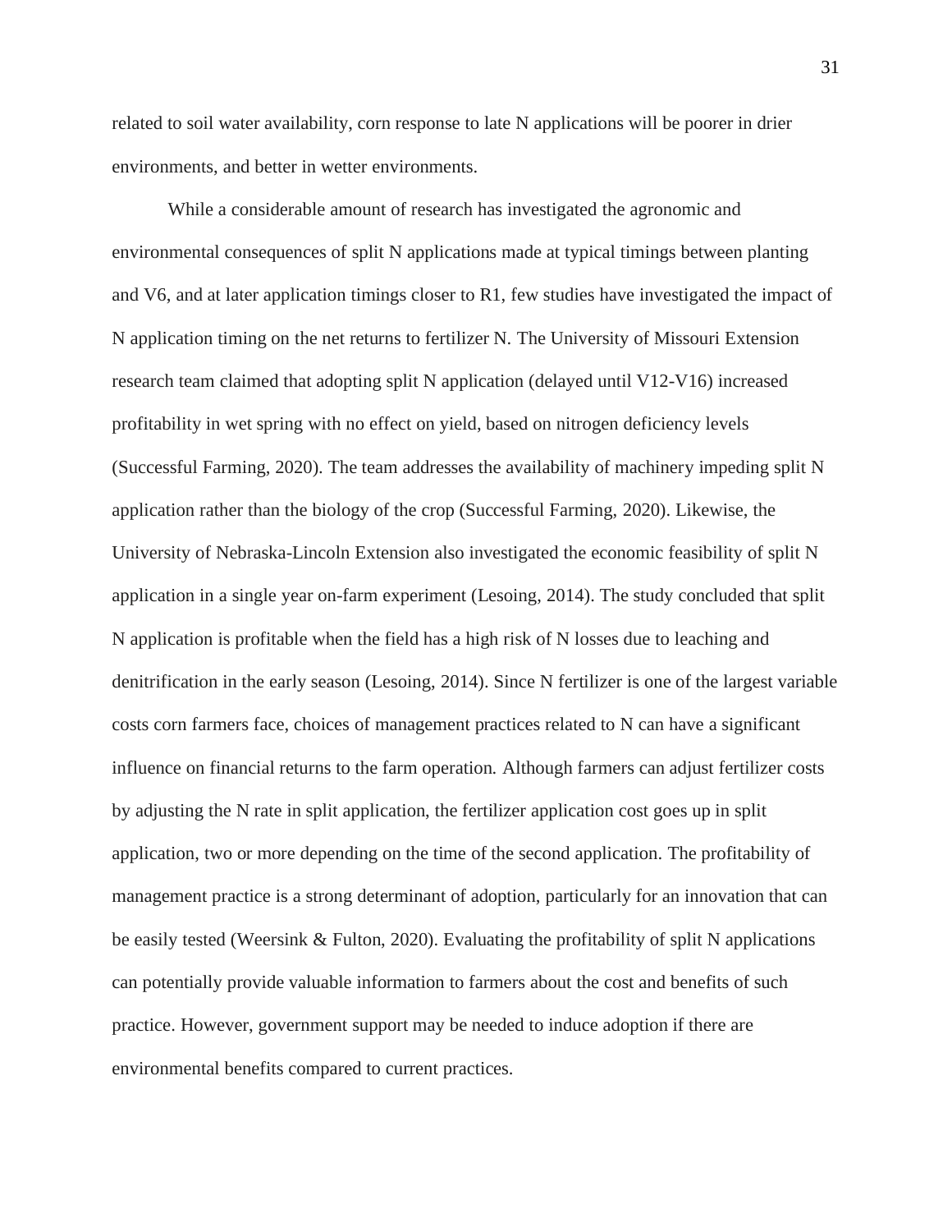related to soil water availability, corn response to late N applications will be poorer in drier environments, and better in wetter environments.

While a considerable amount of research has investigated the agronomic and environmental consequences of split N applications made at typical timings between planting and V6, and at later application timings closer to R1, few studies have investigated the impact of N application timing on the net returns to fertilizer N. The University of Missouri Extension research team claimed that adopting split N application (delayed until V12-V16) increased profitability in wet spring with no effect on yield, based on nitrogen deficiency levels (Successful Farming, 2020). The team addresses the availability of machinery impeding split N application rather than the biology of the crop (Successful Farming, 2020). Likewise, the University of Nebraska-Lincoln Extension also investigated the economic feasibility of split N application in a single year on-farm experiment (Lesoing, 2014). The study concluded that split N application is profitable when the field has a high risk of N losses due to leaching and denitrification in the early season (Lesoing, 2014). Since N fertilizer is one of the largest variable costs corn farmers face, choices of management practices related to N can have a significant influence on financial returns to the farm operation. Although farmers can adjust fertilizer costs by adjusting the N rate in split application, the fertilizer application cost goes up in split application, two or more depending on the time of the second application. The profitability of management practice is a strong determinant of adoption, particularly for an innovation that can be easily tested (Weersink & Fulton, 2020). Evaluating the profitability of split N applications can potentially provide valuable information to farmers about the cost and benefits of such practice. However, government support may be needed to induce adoption if there are environmental benefits compared to current practices.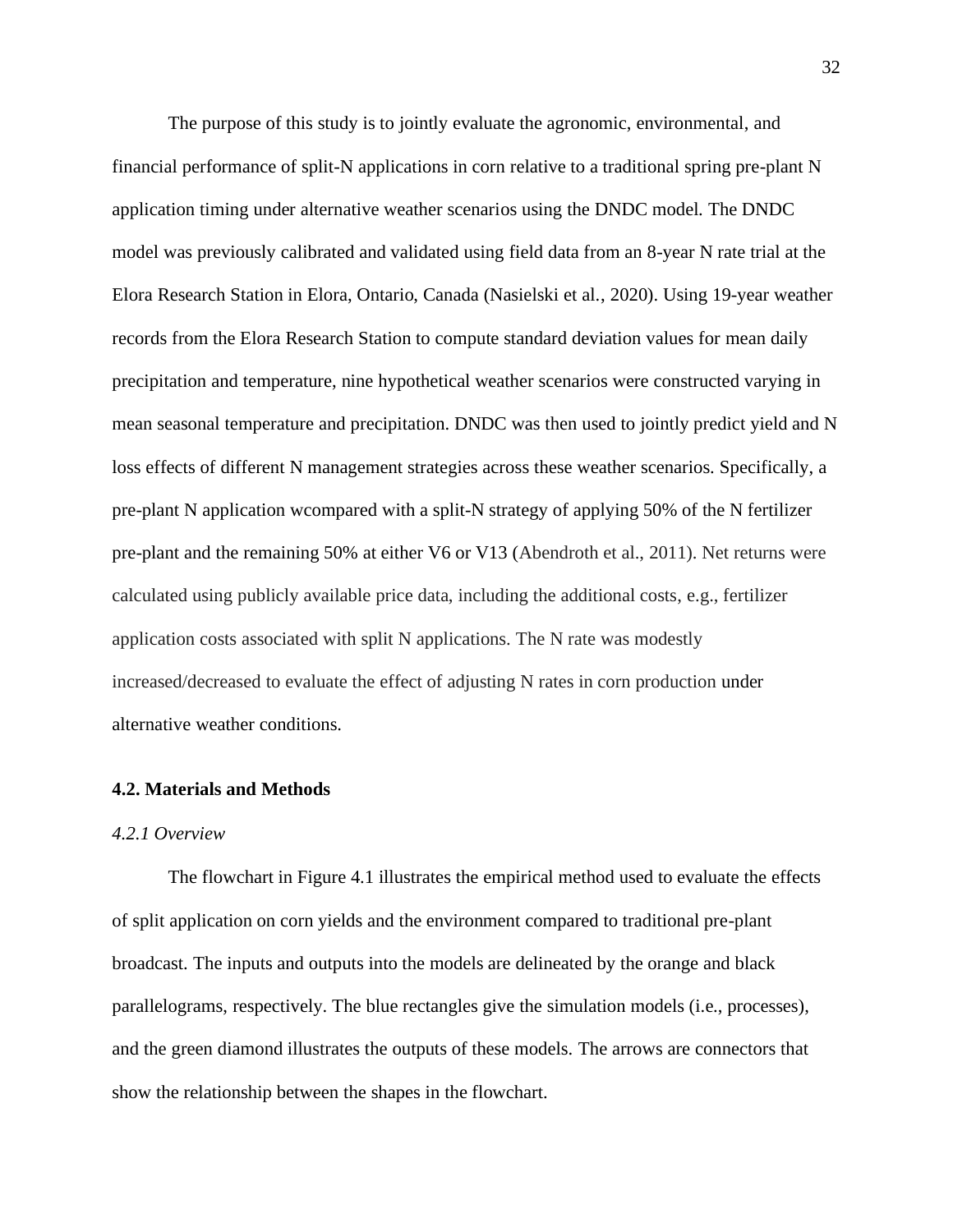The purpose of this study is to jointly evaluate the agronomic, environmental, and financial performance of split-N applications in corn relative to a traditional spring pre-plant N application timing under alternative weather scenarios using the DNDC model. The DNDC model was previously calibrated and validated using field data from an 8-year N rate trial at the Elora Research Station in Elora, Ontario, Canada (Nasielski et al., 2020). Using 19-year weather records from the Elora Research Station to compute standard deviation values for mean daily precipitation and temperature, nine hypothetical weather scenarios were constructed varying in mean seasonal temperature and precipitation. DNDC was then used to jointly predict yield and N loss effects of different N management strategies across these weather scenarios. Specifically, a pre-plant N application wcompared with a split-N strategy of applying 50% of the N fertilizer pre-plant and the remaining 50% at either V6 or V13 (Abendroth et al., 2011). Net returns were calculated using publicly available price data, including the additional costs, e.g., fertilizer application costs associated with split N applications. The N rate was modestly increased/decreased to evaluate the effect of adjusting N rates in corn production under alternative weather conditions.

## 4.2. Materials and Methods

### *4.2.1 Overview*

The flowchart in Figure 4.1 illustrates the empirical method used to evaluate the effects of split application on corn yields and the environment compared to traditional pre-plant broadcast. The inputs and outputs into the models are delineated by the orange and black parallelograms, respectively. The blue rectangles give the simulation models (i.e., processes), and the green diamond illustrates the outputs of these models. The arrows are connectors that show the relationship between the shapes in the flowchart.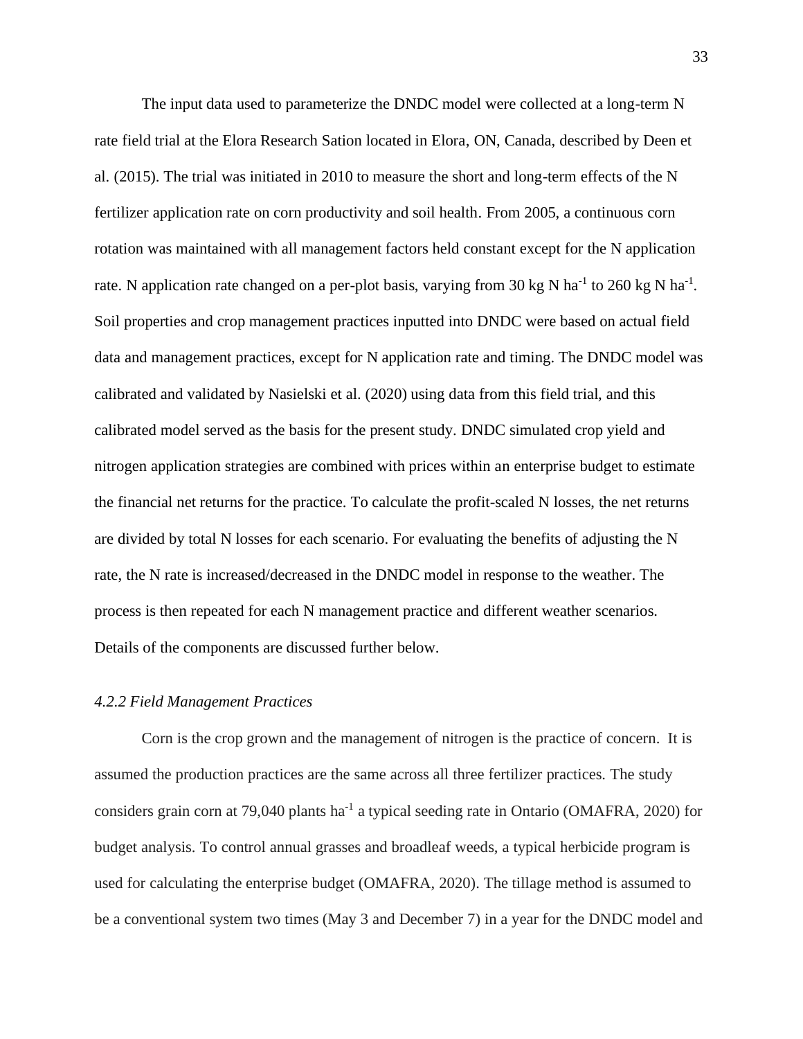The input data used to parameterize the DNDC model were collected at a long-term N rate field trial at the Elora Research Sation located in Elora, ON, Canada, described by Deen et al. (2015). The trial was initiated in 2010 to measure the short and long-term effects of the N fertilizer application rate on corn productivity and soil health. From 2005, a continuous corn rotation was maintained with all management factors held constant except for the N application rate. N application rate changed on a per-plot basis, varying from 30 kg N ha$^{-1}$ to 260 kg N ha$^{-1}$. Soil properties and crop management practices inputted into DNDC were based on actual field data and management practices, except for N application rate and timing. The DNDC model was calibrated and validated by Nasielski et al. (2020) using data from this field trial, and this calibrated model served as the basis for the present study. DNDC simulated crop yield and nitrogen application strategies are combined with prices within an enterprise budget to estimate the financial net returns for the practice. To calculate the profit-scaled N losses, the net returns are divided by total N losses for each scenario. For evaluating the benefits of adjusting the N rate, the N rate is increased/decreased in the DNDC model in response to the weather. The process is then repeated for each N management practice and different weather scenarios. Details of the components are discussed further below.

### *4.2.2 Field Management Practices*

Corn is the crop grown and the management of nitrogen is the practice of concern. It is assumed the production practices are the same across all three fertilizer practices. The study considers grain corn at 79,040 plants ha$^{-1}$ a typical seeding rate in Ontario (OMAFRA, 2020) for budget analysis. To control annual grasses and broadleaf weeds, a typical herbicide program is used for calculating the enterprise budget (OMAFRA, 2020). The tillage method is assumed to be a conventional system two times (May 3 and December 7) in a year for the DNDC model and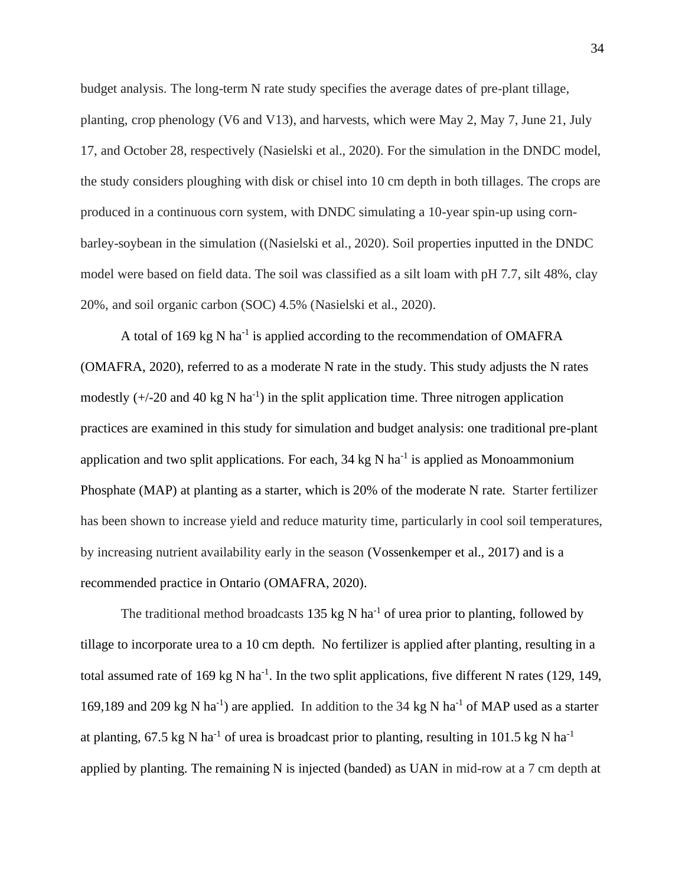budget analysis. The long-term N rate study specifies the average dates of pre-plant tillage, planting, crop phenology (V6 and V13), and harvests, which were May 2, May 7, June 21, July 17, and October 28, respectively (Nasielski et al., 2020). For the simulation in the DNDC model, the study considers ploughing with disk or chisel into 10 cm depth in both tillages. The crops are produced in a continuous corn system, with DNDC simulating a 10-year spin-up using corn-barley-soybean in the simulation ((Nasielski et al., 2020). Soil properties inputted in the DNDC model were based on field data. The soil was classified as a silt loam with pH 7.7, silt 48%, clay 20%, and soil organic carbon (SOC) 4.5% (Nasielski et al., 2020).

A total of 169 kg N $ha^{-1}$ is applied according to the recommendation of OMAFRA (OMAFRA, 2020), referred to as a moderate N rate in the study. This study adjusts the N rates modestly (+/-20 and 40 kg N $ha^{-1}$) in the split application time. Three nitrogen application practices are examined in this study for simulation and budget analysis: one traditional pre-plant application and two split applications. For each, 34 kg N $ha^{-1}$ is applied as Monoammonium Phosphate (MAP) at planting as a starter, which is 20% of the moderate N rate. Starter fertilizer has been shown to increase yield and reduce maturity time, particularly in cool soil temperatures, by increasing nutrient availability early in the season (Vossenkemper et al., 2017) and is a recommended practice in Ontario (OMAFRA, 2020).

The traditional method broadcasts 135 kg N $ha^{-1}$ of urea prior to planting, followed by tillage to incorporate urea to a 10 cm depth. No fertilizer is applied after planting, resulting in a total assumed rate of 169 kg N $ha^{-1}$. In the two split applications, five different N rates (129, 149, 169,189 and 209 kg N $ha^{-1}$) are applied. In addition to the 34 kg N $ha^{-1}$ of MAP used as a starter at planting, 67.5 kg N $ha^{-1}$ of urea is broadcast prior to planting, resulting in 101.5 kg N $ha^{-1}$ applied by planting. The remaining N is injected (banded) as UAN in mid-row at a 7 cm depth at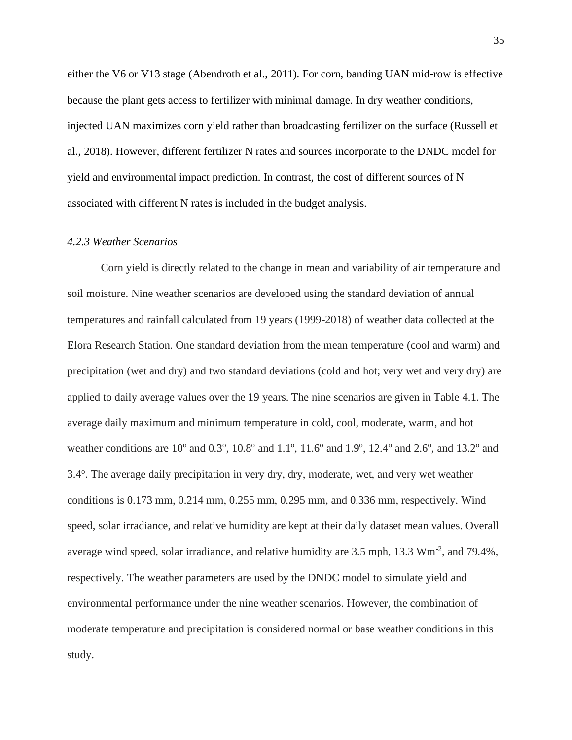either the V6 or V13 stage (Abendroth et al., 2011). For corn, banding UAN mid-row is effective because the plant gets access to fertilizer with minimal damage. In dry weather conditions, injected UAN maximizes corn yield rather than broadcasting fertilizer on the surface (Russell et al., 2018). However, different fertilizer N rates and sources incorporate to the DNDC model for yield and environmental impact prediction. In contrast, the cost of different sources of N associated with different N rates is included in the budget analysis.

### *4.2.3 Weather Scenarios*

Corn yield is directly related to the change in mean and variability of air temperature and soil moisture. Nine weather scenarios are developed using the standard deviation of annual temperatures and rainfall calculated from 19 years (1999-2018) of weather data collected at the Elora Research Station. One standard deviation from the mean temperature (cool and warm) and precipitation (wet and dry) and two standard deviations (cold and hot; very wet and very dry) are applied to daily average values over the 19 years. The nine scenarios are given in Table 4.1. The average daily maximum and minimum temperature in cold, cool, moderate, warm, and hot weather conditions are $10^{o}$ and $0.3^{o}$, $10.8^{o}$ and $1.1^{o}$, $11.6^{o}$ and $1.9^{o}$, $12.4^{o}$ and $2.6^{o}$, and $13.2^{o}$ and $3.4^{o}$. The average daily precipitation in very dry, dry, moderate, wet, and very wet weather conditions is 0.173 mm, 0.214 mm, 0.255 mm, 0.295 mm, and 0.336 mm, respectively. Wind speed, solar irradiance, and relative humidity are kept at their daily dataset mean values. Overall average wind speed, solar irradiance, and relative humidity are 3.5 mph, 13.3 $Wm^{-2}$, and 79.4%, respectively. The weather parameters are used by the DNDC model to simulate yield and environmental performance under the nine weather scenarios. However, the combination of moderate temperature and precipitation is considered normal or base weather conditions in this study.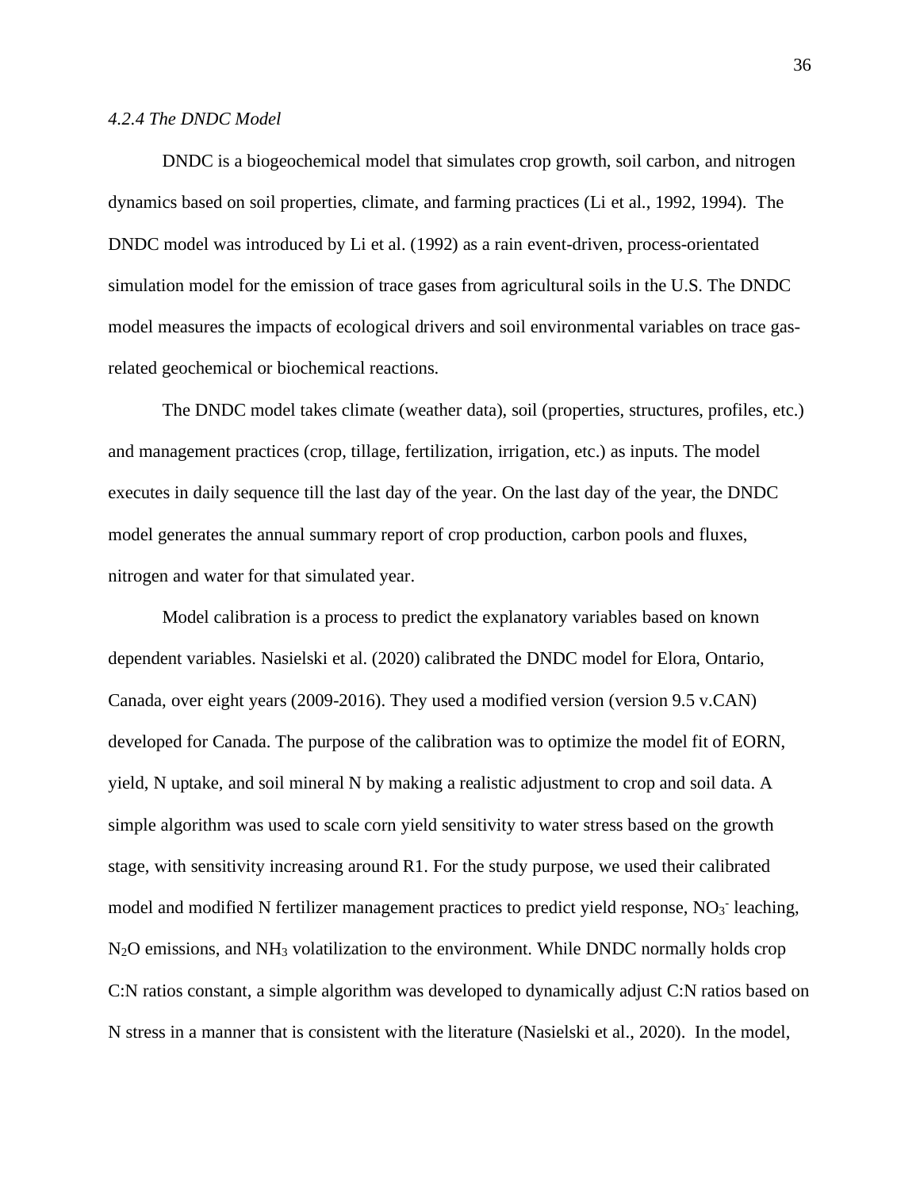#### *4.2.4 The DNDC Model*

DNDC is a biogeochemical model that simulates crop growth, soil carbon, and nitrogen dynamics based on soil properties, climate, and farming practices (Li et al., 1992, 1994). The DNDC model was introduced by Li et al. (1992) as a rain event-driven, process-orientated simulation model for the emission of trace gases from agricultural soils in the U.S. The DNDC model measures the impacts of ecological drivers and soil environmental variables on trace gas-related geochemical or biochemical reactions.

The DNDC model takes climate (weather data), soil (properties, structures, profiles, etc.) and management practices (crop, tillage, fertilization, irrigation, etc.) as inputs. The model executes in daily sequence till the last day of the year. On the last day of the year, the DNDC model generates the annual summary report of crop production, carbon pools and fluxes, nitrogen and water for that simulated year.

Model calibration is a process to predict the explanatory variables based on known dependent variables. Nasielski et al. (2020) calibrated the DNDC model for Elora, Ontario, Canada, over eight years (2009-2016). They used a modified version (version 9.5 v.CAN) developed for Canada. The purpose of the calibration was to optimize the model fit of EORN, yield, N uptake, and soil mineral N by making a realistic adjustment to crop and soil data. A simple algorithm was used to scale corn yield sensitivity to water stress based on the growth stage, with sensitivity increasing around R1. For the study purpose, we used their calibrated model and modified N fertilizer management practices to predict yield response, $NO_3^-$ leaching, $N_2O$ emissions, and $NH_3$ volatilization to the environment. While DNDC normally holds crop C:N ratios constant, a simple algorithm was developed to dynamically adjust C:N ratios based on N stress in a manner that is consistent with the literature (Nasielski et al., 2020). In the model,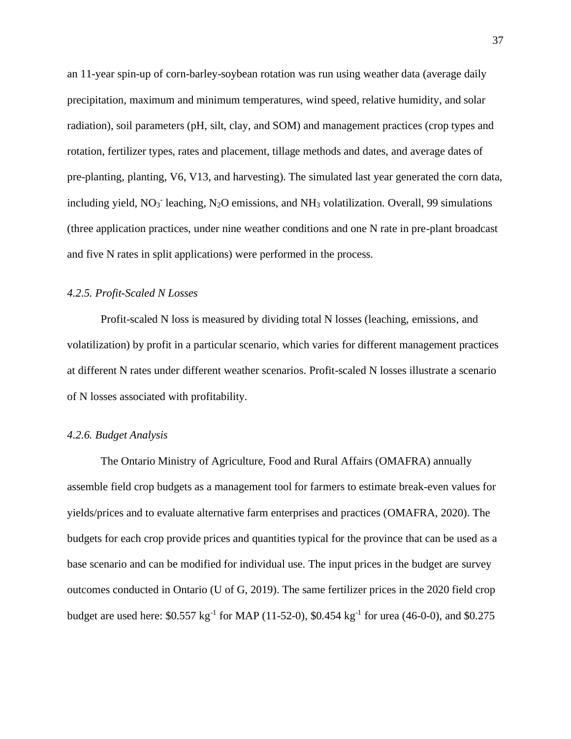an 11-year spin-up of corn-barley-soybean rotation was run using weather data (average daily precipitation, maximum and minimum temperatures, wind speed, relative humidity, and solar radiation), soil parameters (pH, silt, clay, and SOM) and management practices (crop types and rotation, fertilizer types, rates and placement, tillage methods and dates, and average dates of pre-planting, planting, V6, V13, and harvesting). The simulated last year generated the corn data, including yield, $NO_3^-$ leaching, $N_2O$ emissions, and $NH_3$ volatilization. Overall, 99 simulations (three application practices, under nine weather conditions and one N rate in pre-plant broadcast and five N rates in split applications) were performed in the process.

### *4.2.5. Profit-Scaled N Losses*

Profit-scaled N loss is measured by dividing total N losses (leaching, emissions, and volatilization) by profit in a particular scenario, which varies for different management practices at different N rates under different weather scenarios. Profit-scaled N losses illustrate a scenario of N losses associated with profitability.

### *4.2.6. Budget Analysis*

The Ontario Ministry of Agriculture, Food and Rural Affairs (OMAFRA) annually assemble field crop budgets as a management tool for farmers to estimate break-even values for yields/prices and to evaluate alternative farm enterprises and practices (OMAFRA, 2020). The budgets for each crop provide prices and quantities typical for the province that can be used as a base scenario and can be modified for individual use. The input prices in the budget are survey outcomes conducted in Ontario (U of G, 2019). The same fertilizer prices in the 2020 field crop budget are used here: \$0.557 $kg^{-1}$ for MAP (11-52-0), \$0.454 $kg^{-1}$ for urea (46-0-0), and \$0.275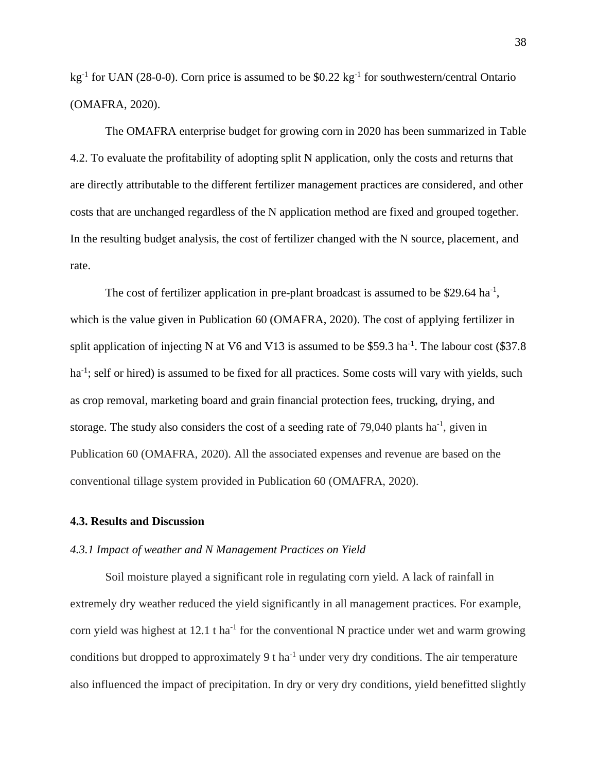$kg^{-1}$ for UAN (28-0-0). Corn price is assumed to be \$0.22 $kg^{-1}$ for southwestern/central Ontario (OMAFRA, 2020).

The OMAFRA enterprise budget for growing corn in 2020 has been summarized in Table 4.2. To evaluate the profitability of adopting split N application, only the costs and returns that are directly attributable to the different fertilizer management practices are considered, and other costs that are unchanged regardless of the N application method are fixed and grouped together. In the resulting budget analysis, the cost of fertilizer changed with the N source, placement, and rate.

The cost of fertilizer application in pre-plant broadcast is assumed to be \$29.64 $ha^{-1}$, which is the value given in Publication 60 (OMAFRA, 2020). The cost of applying fertilizer in split application of injecting N at V6 and V13 is assumed to be \$59.3 $ha^{-1}$. The labour cost (\$37.8 $ha^{-1}$; self or hired) is assumed to be fixed for all practices. Some costs will vary with yields, such as crop removal, marketing board and grain financial protection fees, trucking, drying, and storage. The study also considers the cost of a seeding rate of 79,040 plants $ha^{-1}$, given in Publication 60 (OMAFRA, 2020). All the associated expenses and revenue are based on the conventional tillage system provided in Publication 60 (OMAFRA, 2020).

### 4.3. Results and Discussion

#### *4.3.1 Impact of weather and N Management Practices on Yield*

Soil moisture played a significant role in regulating corn yield. A lack of rainfall in extremely dry weather reduced the yield significantly in all management practices. For example, corn yield was highest at 12.1 t $ha^{-1}$ for the conventional N practice under wet and warm growing conditions but dropped to approximately 9 t $ha^{-1}$ under very dry conditions. The air temperature also influenced the impact of precipitation. In dry or very dry conditions, yield benefitted slightly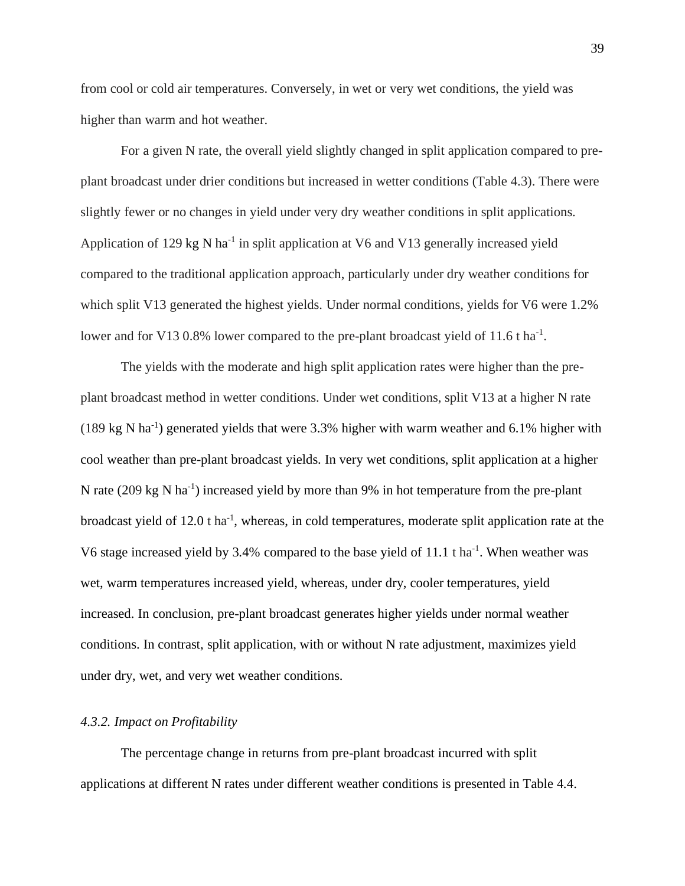from cool or cold air temperatures. Conversely, in wet or very wet conditions, the yield was higher than warm and hot weather.

For a given N rate, the overall yield slightly changed in split application compared to pre-plant broadcast under drier conditions but increased in wetter conditions (Table 4.3). There were slightly fewer or no changes in yield under very dry weather conditions in split applications. Application of 129 kg N $ha^{-1}$ in split application at V6 and V13 generally increased yield compared to the traditional application approach, particularly under dry weather conditions for which split V13 generated the highest yields. Under normal conditions, yields for V6 were 1.2% lower and for V13 0.8% lower compared to the pre-plant broadcast yield of 11.6 t $ha^{-1}$.

The yields with the moderate and high split application rates were higher than the pre-plant broadcast method in wetter conditions. Under wet conditions, split V13 at a higher N rate (189 kg N $ha^{-1}$) generated yields that were 3.3% higher with warm weather and 6.1% higher with cool weather than pre-plant broadcast yields. In very wet conditions, split application at a higher N rate (209 kg N $ha^{-1}$) increased yield by more than 9% in hot temperature from the pre-plant broadcast yield of 12.0 t $ha^{-1}$, whereas, in cold temperatures, moderate split application rate at the V6 stage increased yield by 3.4% compared to the base yield of 11.1 t $ha^{-1}$. When weather was wet, warm temperatures increased yield, whereas, under dry, cooler temperatures, yield increased. In conclusion, pre-plant broadcast generates higher yields under normal weather conditions. In contrast, split application, with or without N rate adjustment, maximizes yield under dry, wet, and very wet weather conditions.

### *4.3.2. Impact on Profitability*

The percentage change in returns from pre-plant broadcast incurred with split applications at different N rates under different weather conditions is presented in Table 4.4.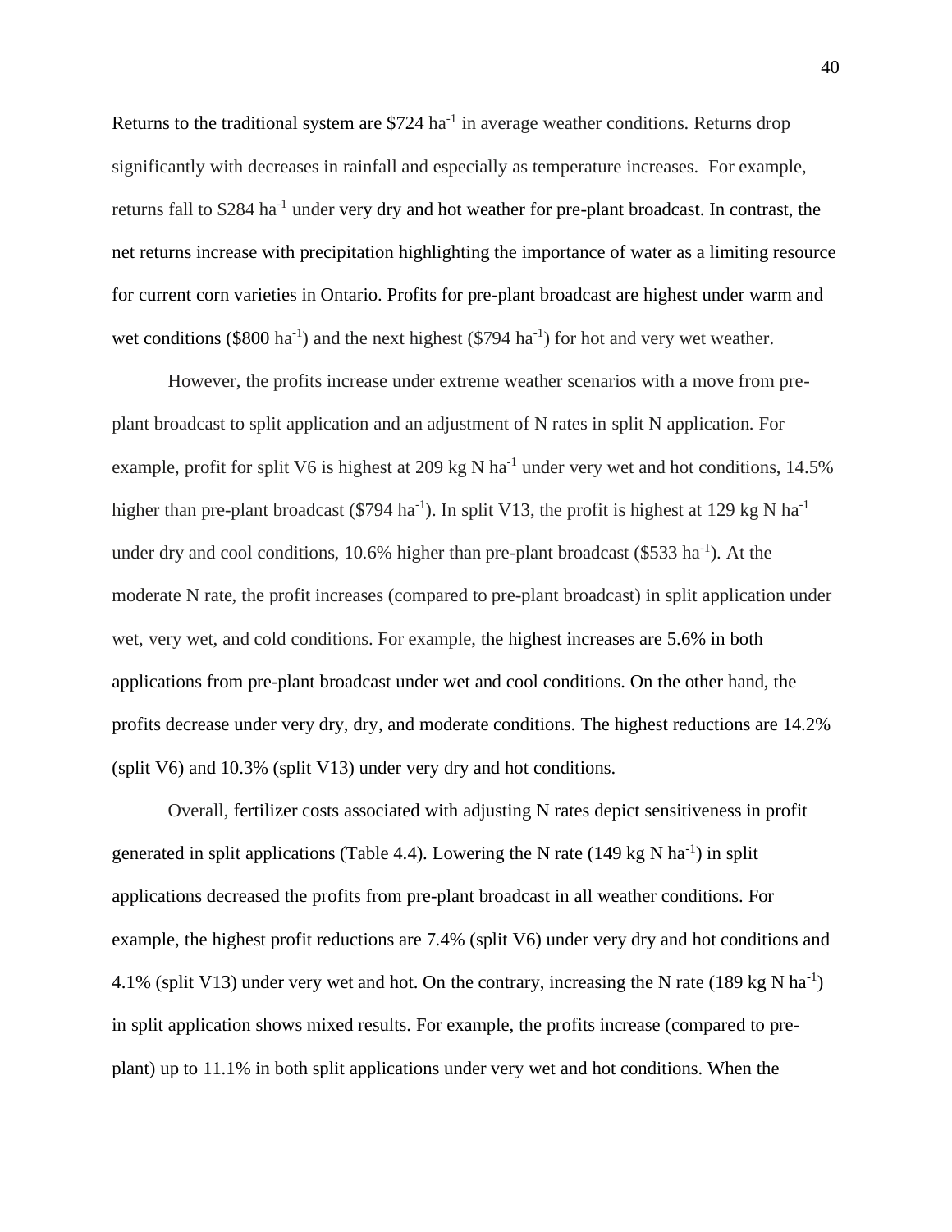Returns to the traditional system are \$724 $ha^{-1}$ in average weather conditions. Returns drop significantly with decreases in rainfall and especially as temperature increases. For example, returns fall to \$284 $ha^{-1}$ under very dry and hot weather for pre-plant broadcast. In contrast, the net returns increase with precipitation highlighting the importance of water as a limiting resource for current corn varieties in Ontario. Profits for pre-plant broadcast are highest under warm and wet conditions (\$800 $ha^{-1}$) and the next highest (\$794 $ha^{-1}$) for hot and very wet weather.

However, the profits increase under extreme weather scenarios with a move from pre-plant broadcast to split application and an adjustment of N rates in split N application. For example, profit for split V6 is highest at 209 kg N $ha^{-1}$ under very wet and hot conditions, 14.5% higher than pre-plant broadcast (\$794 $ha^{-1}$). In split V13, the profit is highest at 129 kg N $ha^{-1}$ under dry and cool conditions, 10.6% higher than pre-plant broadcast (\$533 $ha^{-1}$). At the moderate N rate, the profit increases (compared to pre-plant broadcast) in split application under wet, very wet, and cold conditions. For example, the highest increases are 5.6% in both applications from pre-plant broadcast under wet and cool conditions. On the other hand, the profits decrease under very dry, dry, and moderate conditions. The highest reductions are 14.2% (split V6) and 10.3% (split V13) under very dry and hot conditions.

Overall, fertilizer costs associated with adjusting N rates depict sensitiveness in profit generated in split applications (Table 4.4). Lowering the N rate (149 kg N $ha^{-1}$) in split applications decreased the profits from pre-plant broadcast in all weather conditions. For example, the highest profit reductions are 7.4% (split V6) under very dry and hot conditions and 4.1% (split V13) under very wet and hot. On the contrary, increasing the N rate (189 kg N $ha^{-1}$) in split application shows mixed results. For example, the profits increase (compared to pre-plant) up to 11.1% in both split applications under very wet and hot conditions. When the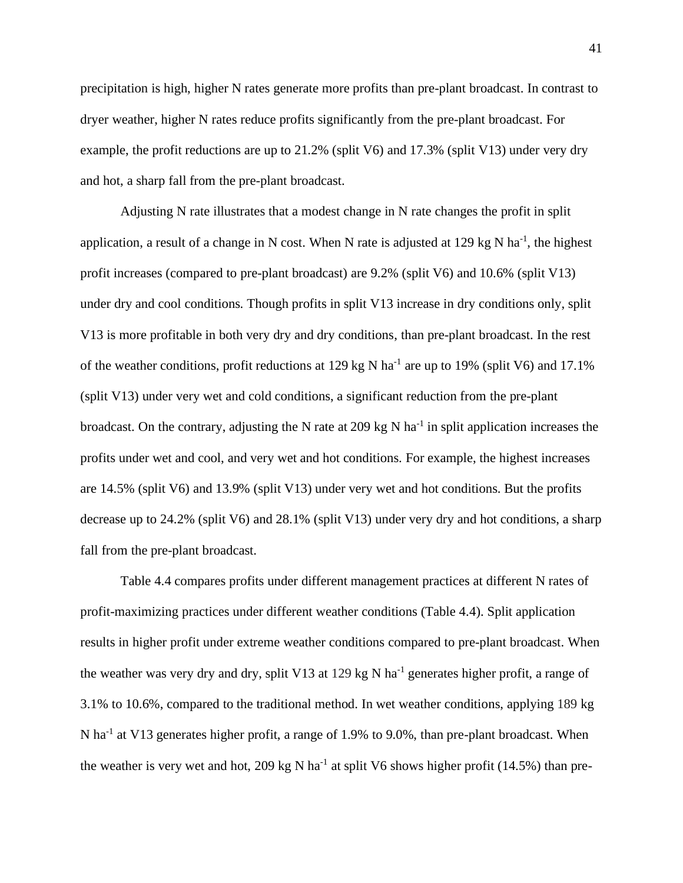precipitation is high, higher N rates generate more profits than pre-plant broadcast. In contrast to dryer weather, higher N rates reduce profits significantly from the pre-plant broadcast. For example, the profit reductions are up to 21.2% (split V6) and 17.3% (split V13) under very dry and hot, a sharp fall from the pre-plant broadcast.

Adjusting N rate illustrates that a modest change in N rate changes the profit in split application, a result of a change in N cost. When N rate is adjusted at 129 kg N $ha^{-1}$, the highest profit increases (compared to pre-plant broadcast) are 9.2% (split V6) and 10.6% (split V13) under dry and cool conditions. Though profits in split V13 increase in dry conditions only, split V13 is more profitable in both very dry and dry conditions, than pre-plant broadcast. In the rest of the weather conditions, profit reductions at 129 kg N $ha^{-1}$ are up to 19% (split V6) and 17.1% (split V13) under very wet and cold conditions, a significant reduction from the pre-plant broadcast. On the contrary, adjusting the N rate at 209 kg N $ha^{-1}$ in split application increases the profits under wet and cool, and very wet and hot conditions. For example, the highest increases are 14.5% (split V6) and 13.9% (split V13) under very wet and hot conditions. But the profits decrease up to 24.2% (split V6) and 28.1% (split V13) under very dry and hot conditions, a sharp fall from the pre-plant broadcast.

Table 4.4 compares profits under different management practices at different N rates of profit-maximizing practices under different weather conditions (Table 4.4). Split application results in higher profit under extreme weather conditions compared to pre-plant broadcast. When the weather was very dry and dry, split V13 at 129 kg N $ha^{-1}$ generates higher profit, a range of 3.1% to 10.6%, compared to the traditional method. In wet weather conditions, applying 189 kg N $ha^{-1}$ at V13 generates higher profit, a range of 1.9% to 9.0%, than pre-plant broadcast. When the weather is very wet and hot, 209 kg N $ha^{-1}$ at split V6 shows higher profit (14.5%) than pre-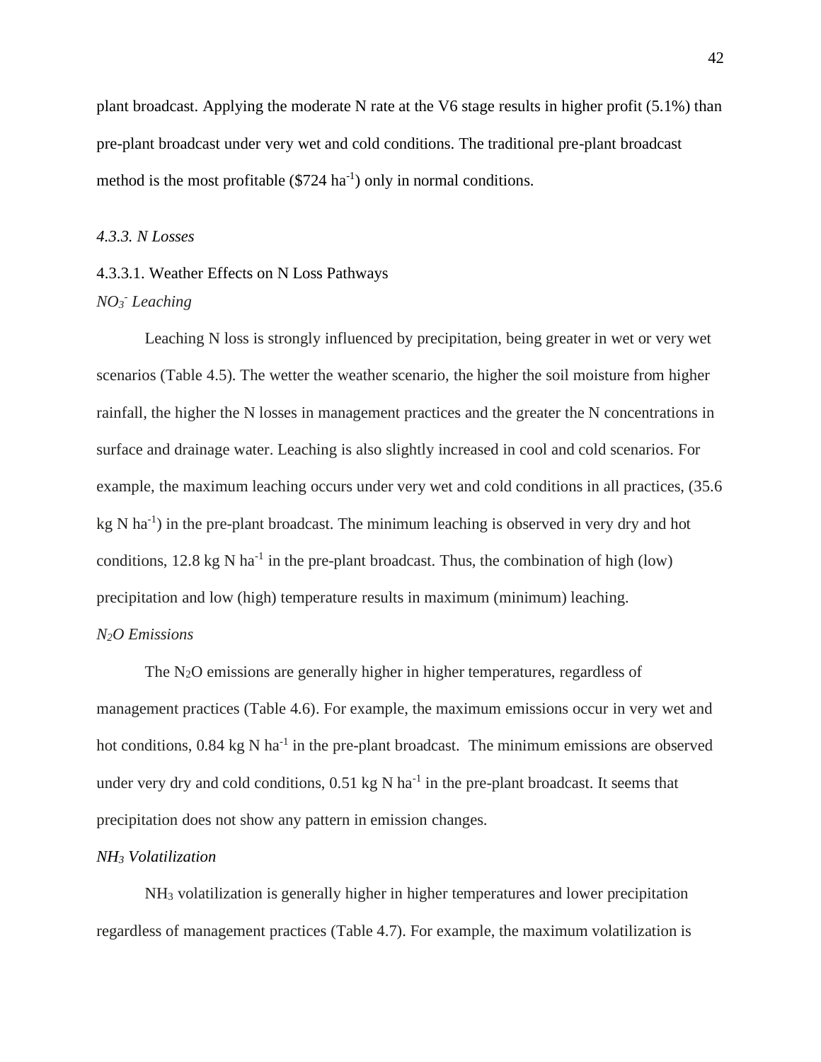plant broadcast. Applying the moderate N rate at the V6 stage results in higher profit (5.1%) than pre-plant broadcast under very wet and cold conditions. The traditional pre-plant broadcast method is the most profitable ($724 ha$^{-1}$) only in normal conditions.

### *4.3.3. N Losses*

#### 4.3.3.1. Weather Effects on N Loss Pathways

*$NO_3^-$ Leaching*

Leaching N loss is strongly influenced by precipitation, being greater in wet or very wet scenarios (Table 4.5). The wetter the weather scenario, the higher the soil moisture from higher rainfall, the higher the N losses in management practices and the greater the N concentrations in surface and drainage water. Leaching is also slightly increased in cool and cold scenarios. For example, the maximum leaching occurs under very wet and cold conditions in all practices, (35.6 kg N ha$^{-1}$) in the pre-plant broadcast. The minimum leaching is observed in very dry and hot conditions, 12.8 kg N ha$^{-1}$ in the pre-plant broadcast. Thus, the combination of high (low) precipitation and low (high) temperature results in maximum (minimum) leaching.

*$N_2O$ Emissions*

The $N_2O$ emissions are generally higher in higher temperatures, regardless of management practices (Table 4.6). For example, the maximum emissions occur in very wet and hot conditions, 0.84 kg N ha$^{-1}$ in the pre-plant broadcast. The minimum emissions are observed under very dry and cold conditions, 0.51 kg N ha$^{-1}$ in the pre-plant broadcast. It seems that precipitation does not show any pattern in emission changes.

*$NH_3$ Volatilization*

$NH_3$ volatilization is generally higher in higher temperatures and lower precipitation regardless of management practices (Table 4.7). For example, the maximum volatilization is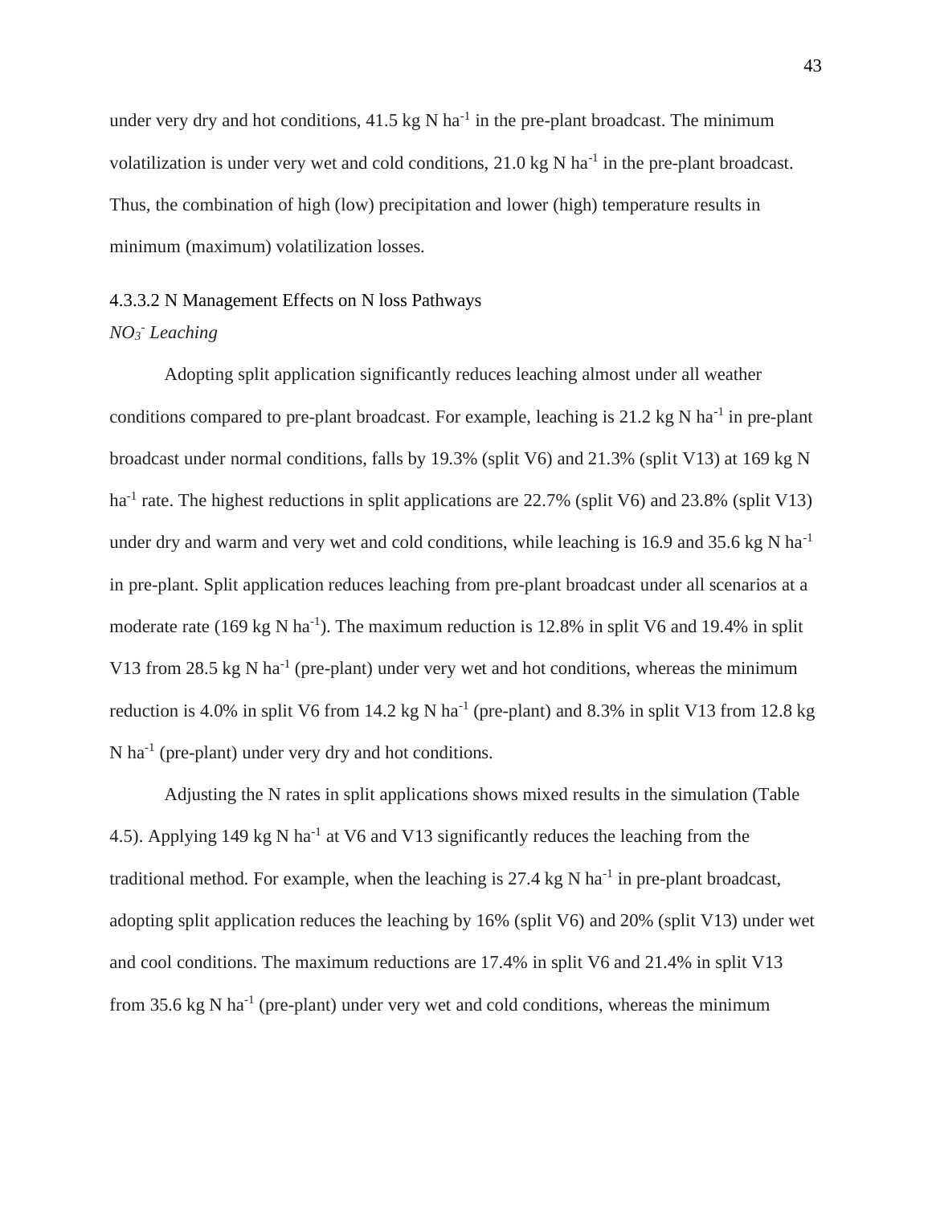under very dry and hot conditions, 41.5 kg N $ha^{-1}$ in the pre-plant broadcast. The minimum volatilization is under very wet and cold conditions, 21.0 kg N $ha^{-1}$ in the pre-plant broadcast. Thus, the combination of high (low) precipitation and lower (high) temperature results in minimum (maximum) volatilization losses.

#### 4.3.3.2 N Management Effects on N loss Pathways

*$NO_3^-$ Leaching*

Adopting split application significantly reduces leaching almost under all weather conditions compared to pre-plant broadcast. For example, leaching is 21.2 kg N $ha^{-1}$ in pre-plant broadcast under normal conditions, falls by 19.3% (split V6) and 21.3% (split V13) at 169 kg N $ha^{-1}$ rate. The highest reductions in split applications are 22.7% (split V6) and 23.8% (split V13) under dry and warm and very wet and cold conditions, while leaching is 16.9 and 35.6 kg N $ha^{-1}$ in pre-plant. Split application reduces leaching from pre-plant broadcast under all scenarios at a moderate rate (169 kg N $ha^{-1}$). The maximum reduction is 12.8% in split V6 and 19.4% in split V13 from 28.5 kg N $ha^{-1}$ (pre-plant) under very wet and hot conditions, whereas the minimum reduction is 4.0% in split V6 from 14.2 kg N $ha^{-1}$ (pre-plant) and 8.3% in split V13 from 12.8 kg N $ha^{-1}$ (pre-plant) under very dry and hot conditions.

Adjusting the N rates in split applications shows mixed results in the simulation (Table 4.5). Applying 149 kg N $ha^{-1}$ at V6 and V13 significantly reduces the leaching from the traditional method. For example, when the leaching is 27.4 kg N $ha^{-1}$ in pre-plant broadcast, adopting split application reduces the leaching by 16% (split V6) and 20% (split V13) under wet and cool conditions. The maximum reductions are 17.4% in split V6 and 21.4% in split V13 from 35.6 kg N $ha^{-1}$ (pre-plant) under very wet and cold conditions, whereas the minimum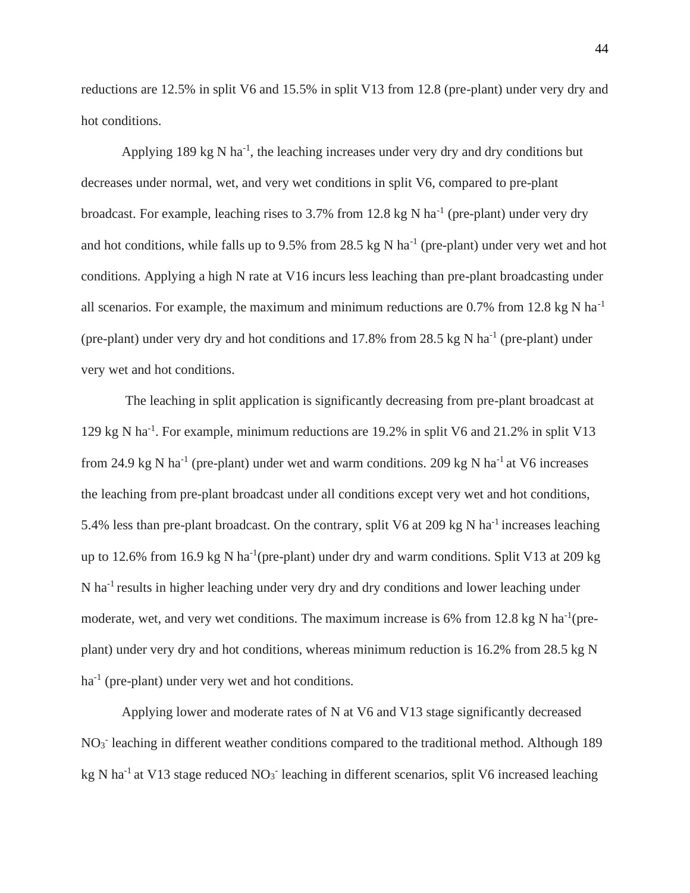reductions are 12.5% in split V6 and 15.5% in split V13 from 12.8 (pre-plant) under very dry and hot conditions.

Applying 189 kg N $ha^{-1}$, the leaching increases under very dry and dry conditions but decreases under normal, wet, and very wet conditions in split V6, compared to pre-plant broadcast. For example, leaching rises to 3.7% from 12.8 kg N $ha^{-1}$ (pre-plant) under very dry and hot conditions, while falls up to 9.5% from 28.5 kg N $ha^{-1}$ (pre-plant) under very wet and hot conditions. Applying a high N rate at V16 incurs less leaching than pre-plant broadcasting under all scenarios. For example, the maximum and minimum reductions are 0.7% from 12.8 kg N $ha^{-1}$ (pre-plant) under very dry and hot conditions and 17.8% from 28.5 kg N $ha^{-1}$ (pre-plant) under very wet and hot conditions.

The leaching in split application is significantly decreasing from pre-plant broadcast at 129 kg N $ha^{-1}$. For example, minimum reductions are 19.2% in split V6 and 21.2% in split V13 from 24.9 kg N $ha^{-1}$ (pre-plant) under wet and warm conditions. 209 kg N $ha^{-1}$ at V6 increases the leaching from pre-plant broadcast under all conditions except very wet and hot conditions, 5.4% less than pre-plant broadcast. On the contrary, split V6 at 209 kg N $ha^{-1}$ increases leaching up to 12.6% from 16.9 kg N $ha^{-1}$(pre-plant) under dry and warm conditions. Split V13 at 209 kg N $ha^{-1}$ results in higher leaching under very dry and dry conditions and lower leaching under moderate, wet, and very wet conditions. The maximum increase is 6% from 12.8 kg N $ha^{-1}$(pre-plant) under very dry and hot conditions, whereas minimum reduction is 16.2% from 28.5 kg N $ha^{-1}$ (pre-plant) under very wet and hot conditions.

Applying lower and moderate rates of N at V6 and V13 stage significantly decreased $NO_3^-$ leaching in different weather conditions compared to the traditional method. Although 189 kg N $ha^{-1}$ at V13 stage reduced $NO_3^-$ leaching in different scenarios, split V6 increased leaching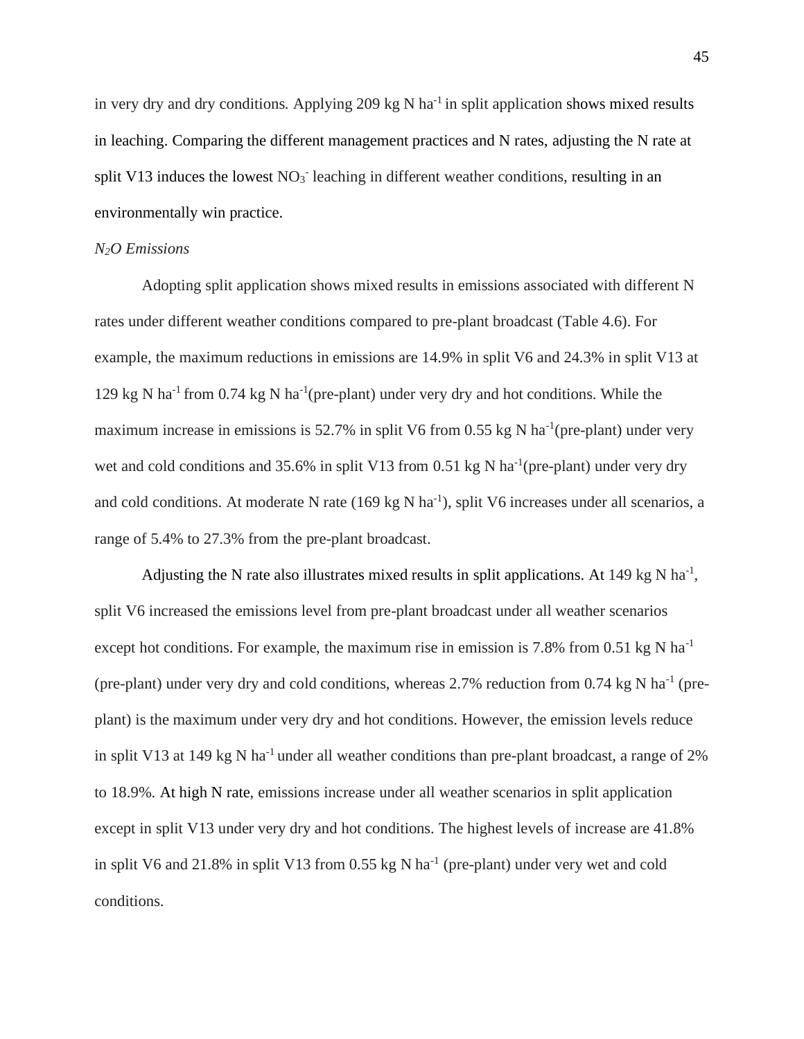in very dry and dry conditions. Applying 209 kg N $ha^{-1}$ in split application shows mixed results in leaching. Comparing the different management practices and N rates, adjusting the N rate at split V13 induces the lowest $NO_3^-$ leaching in different weather conditions, resulting in an environmentally win practice.

### *$N_2O$ Emissions*

Adopting split application shows mixed results in emissions associated with different N rates under different weather conditions compared to pre-plant broadcast (Table 4.6). For example, the maximum reductions in emissions are 14.9% in split V6 and 24.3% in split V13 at 129 kg N $ha^{-1}$ from 0.74 kg N $ha^{-1}$(pre-plant) under very dry and hot conditions. While the maximum increase in emissions is 52.7% in split V6 from 0.55 kg N $ha^{-1}$(pre-plant) under very wet and cold conditions and 35.6% in split V13 from 0.51 kg N $ha^{-1}$(pre-plant) under very dry and cold conditions. At moderate N rate (169 kg N $ha^{-1}$), split V6 increases under all scenarios, a range of 5.4% to 27.3% from the pre-plant broadcast.

Adjusting the N rate also illustrates mixed results in split applications. At 149 kg N $ha^{-1}$, split V6 increased the emissions level from pre-plant broadcast under all weather scenarios except hot conditions. For example, the maximum rise in emission is 7.8% from 0.51 kg N $ha^{-1}$ (pre-plant) under very dry and cold conditions, whereas 2.7% reduction from 0.74 kg N $ha^{-1}$ (pre-plant) is the maximum under very dry and hot conditions. However, the emission levels reduce in split V13 at 149 kg N $ha^{-1}$ under all weather conditions than pre-plant broadcast, a range of 2% to 18.9%. At high N rate, emissions increase under all weather scenarios in split application except in split V13 under very dry and hot conditions. The highest levels of increase are 41.8% in split V6 and 21.8% in split V13 from 0.55 kg N $ha^{-1}$ (pre-plant) under very wet and cold conditions.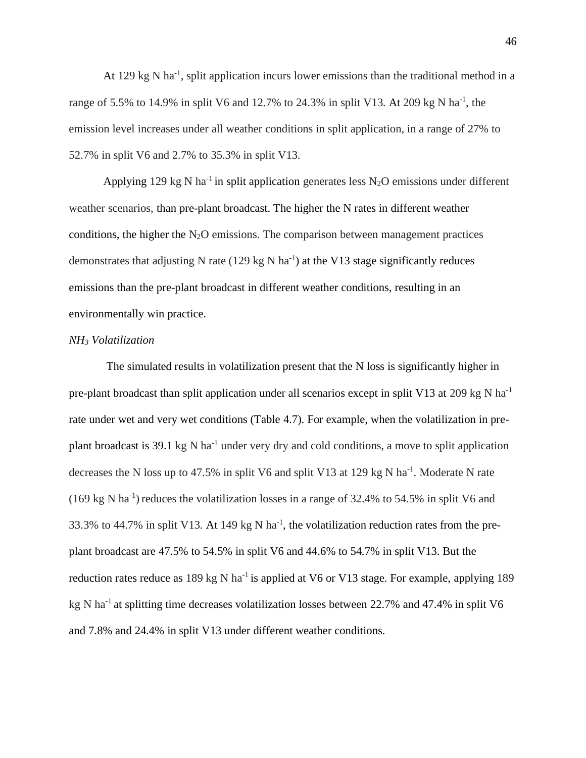At 129 kg N ha$^{-1}$, split application incurs lower emissions than the traditional method in a range of 5.5% to 14.9% in split V6 and 12.7% to 24.3% in split V13. At 209 kg N ha$^{-1}$, the emission level increases under all weather conditions in split application, in a range of 27% to 52.7% in split V6 and 2.7% to 35.3% in split V13.

Applying 129 kg N ha$^{-1}$ in split application generates less $N_2O$ emissions under different weather scenarios, than pre-plant broadcast. The higher the N rates in different weather conditions, the higher the $N_2O$ emissions. The comparison between management practices demonstrates that adjusting N rate (129 kg N ha$^{-1}$) at the V13 stage significantly reduces emissions than the pre-plant broadcast in different weather conditions, resulting in an environmentally win practice.

*$NH_3$ Volatilization*

The simulated results in volatilization present that the N loss is significantly higher in pre-plant broadcast than split application under all scenarios except in split V13 at 209 kg N ha$^{-1}$ rate under wet and very wet conditions (Table 4.7). For example, when the volatilization in pre-plant broadcast is 39.1 kg N ha$^{-1}$ under very dry and cold conditions, a move to split application decreases the N loss up to 47.5% in split V6 and split V13 at 129 kg N ha$^{-1}$. Moderate N rate (169 kg N ha$^{-1}$) reduces the volatilization losses in a range of 32.4% to 54.5% in split V6 and 33.3% to 44.7% in split V13. At 149 kg N ha$^{-1}$, the volatilization reduction rates from the pre-plant broadcast are 47.5% to 54.5% in split V6 and 44.6% to 54.7% in split V13. But the reduction rates reduce as 189 kg N ha$^{-1}$ is applied at V6 or V13 stage. For example, applying 189 kg N ha$^{-1}$ at splitting time decreases volatilization losses between 22.7% and 47.4% in split V6 and 7.8% and 24.4% in split V13 under different weather conditions.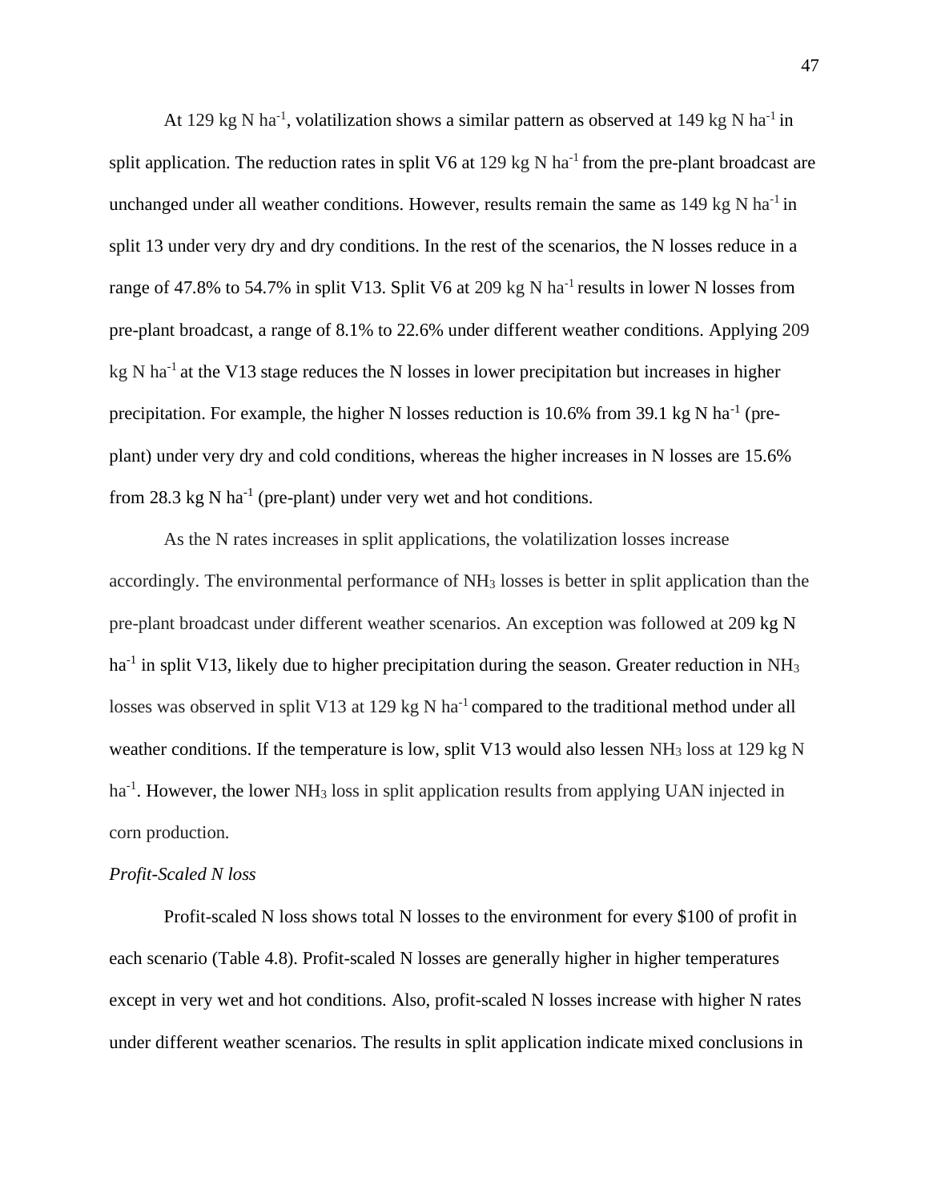At 129 kg N $ha^{-1}$, volatilization shows a similar pattern as observed at 149 kg N $ha^{-1}$ in split application. The reduction rates in split V6 at 129 kg N $ha^{-1}$ from the pre-plant broadcast are unchanged under all weather conditions. However, results remain the same as 149 kg N $ha^{-1}$ in split 13 under very dry and dry conditions. In the rest of the scenarios, the N losses reduce in a range of 47.8% to 54.7% in split V13. Split V6 at 209 kg N $ha^{-1}$ results in lower N losses from pre-plant broadcast, a range of 8.1% to 22.6% under different weather conditions. Applying 209 kg N $ha^{-1}$ at the V13 stage reduces the N losses in lower precipitation but increases in higher precipitation. For example, the higher N losses reduction is 10.6% from 39.1 kg N $ha^{-1}$ (pre-plant) under very dry and cold conditions, whereas the higher increases in N losses are 15.6% from 28.3 kg N $ha^{-1}$ (pre-plant) under very wet and hot conditions.

As the N rates increases in split applications, the volatilization losses increase accordingly. The environmental performance of $NH_3$ losses is better in split application than the pre-plant broadcast under different weather scenarios. An exception was followed at 209 kg N $ha^{-1}$ in split V13, likely due to higher precipitation during the season. Greater reduction in $NH_3$ losses was observed in split V13 at 129 kg N $ha^{-1}$ compared to the traditional method under all weather conditions. If the temperature is low, split V13 would also lessen $NH_3$ loss at 129 kg N $ha^{-1}$. However, the lower $NH_3$ loss in split application results from applying UAN injected in corn production.

*Profit-Scaled N loss*

Profit-scaled N loss shows total N losses to the environment for every $100 of profit in each scenario (Table 4.8). Profit-scaled N losses are generally higher in higher temperatures except in very wet and hot conditions. Also, profit-scaled N losses increase with higher N rates under different weather scenarios. The results in split application indicate mixed conclusions in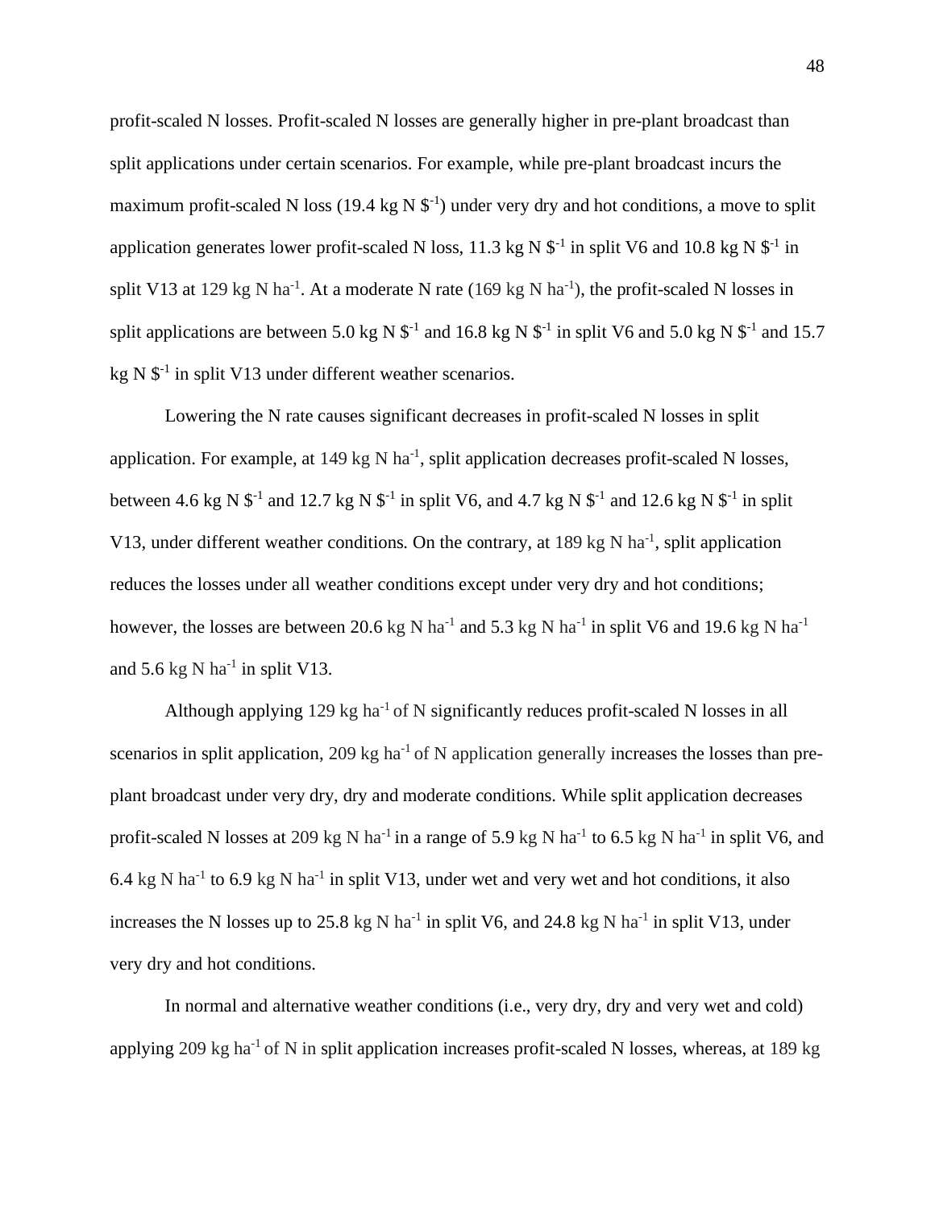profit-scaled N losses. Profit-scaled N losses are generally higher in pre-plant broadcast than split applications under certain scenarios. For example, while pre-plant broadcast incurs the maximum profit-scaled N loss (19.4 kg N $\$^{-1}$) under very dry and hot conditions, a move to split application generates lower profit-scaled N loss, 11.3 kg N $\$^{-1}$ in split V6 and 10.8 kg N $\$^{-1}$ in split V13 at 129 kg N ha$^{-1}$. At a moderate N rate (169 kg N ha$^{-1}$), the profit-scaled N losses in split applications are between 5.0 kg N $\$^{-1}$ and 16.8 kg N $\$^{-1}$ in split V6 and 5.0 kg N $\$^{-1}$ and 15.7 kg N $\$^{-1}$ in split V13 under different weather scenarios.

Lowering the N rate causes significant decreases in profit-scaled N losses in split application. For example, at 149 kg N ha$^{-1}$, split application decreases profit-scaled N losses, between 4.6 kg N $\$^{-1}$ and 12.7 kg N $\$^{-1}$ in split V6, and 4.7 kg N $\$^{-1}$ and 12.6 kg N $\$^{-1}$ in split V13, under different weather conditions. On the contrary, at 189 kg N ha$^{-1}$, split application reduces the losses under all weather conditions except under very dry and hot conditions; however, the losses are between 20.6 kg N ha$^{-1}$ and 5.3 kg N ha$^{-1}$ in split V6 and 19.6 kg N ha$^{-1}$ and 5.6 kg N ha$^{-1}$ in split V13.

Although applying 129 kg ha$^{-1}$ of N significantly reduces profit-scaled N losses in all scenarios in split application, 209 kg ha$^{-1}$ of N application generally increases the losses than pre-plant broadcast under very dry, dry and moderate conditions. While split application decreases profit-scaled N losses at 209 kg N ha$^{-1}$ in a range of 5.9 kg N ha$^{-1}$ to 6.5 kg N ha$^{-1}$ in split V6, and 6.4 kg N ha$^{-1}$ to 6.9 kg N ha$^{-1}$ in split V13, under wet and very wet and hot conditions, it also increases the N losses up to 25.8 kg N ha$^{-1}$ in split V6, and 24.8 kg N ha$^{-1}$ in split V13, under very dry and hot conditions.

In normal and alternative weather conditions (i.e., very dry, dry and very wet and cold) applying 209 kg ha$^{-1}$ of N in split application increases profit-scaled N losses, whereas, at 189 kg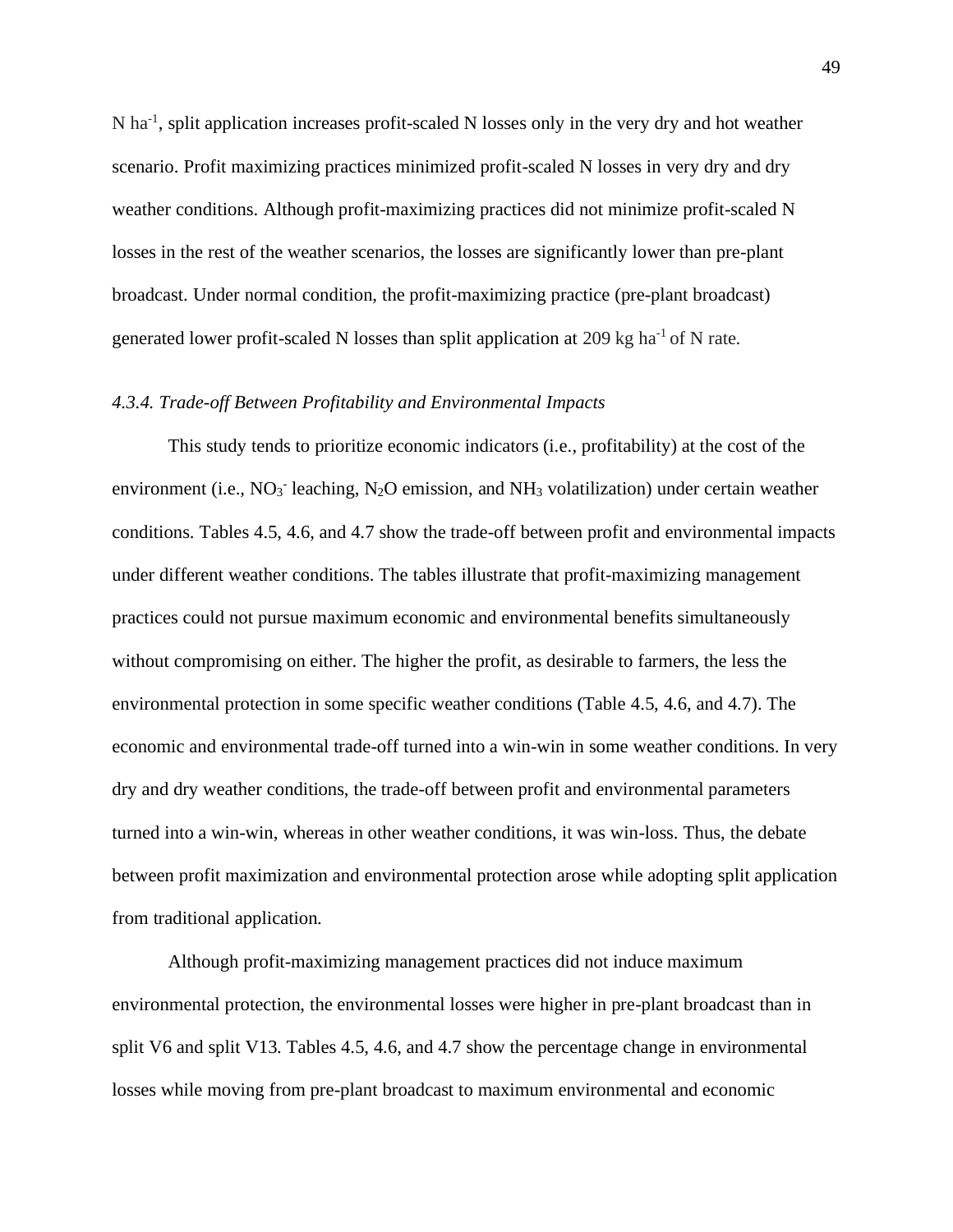N $ha^{-1}$, split application increases profit-scaled N losses only in the very dry and hot weather scenario. Profit maximizing practices minimized profit-scaled N losses in very dry and dry weather conditions. Although profit-maximizing practices did not minimize profit-scaled N losses in the rest of the weather scenarios, the losses are significantly lower than pre-plant broadcast. Under normal condition, the profit-maximizing practice (pre-plant broadcast) generated lower profit-scaled N losses than split application at 209 kg $ha^{-1}$ of N rate.

### *4.3.4. Trade-off Between Profitability and Environmental Impacts*

This study tends to prioritize economic indicators (i.e., profitability) at the cost of the environment (i.e., $NO_3^-$ leaching, $N_2O$ emission, and $NH_3$ volatilization) under certain weather conditions. Tables 4.5, 4.6, and 4.7 show the trade-off between profit and environmental impacts under different weather conditions. The tables illustrate that profit-maximizing management practices could not pursue maximum economic and environmental benefits simultaneously without compromising on either. The higher the profit, as desirable to farmers, the less the environmental protection in some specific weather conditions (Table 4.5, 4.6, and 4.7). The economic and environmental trade-off turned into a win-win in some weather conditions. In very dry and dry weather conditions, the trade-off between profit and environmental parameters turned into a win-win, whereas in other weather conditions, it was win-loss. Thus, the debate between profit maximization and environmental protection arose while adopting split application from traditional application.

Although profit-maximizing management practices did not induce maximum environmental protection, the environmental losses were higher in pre-plant broadcast than in split V6 and split V13. Tables 4.5, 4.6, and 4.7 show the percentage change in environmental losses while moving from pre-plant broadcast to maximum environmental and economic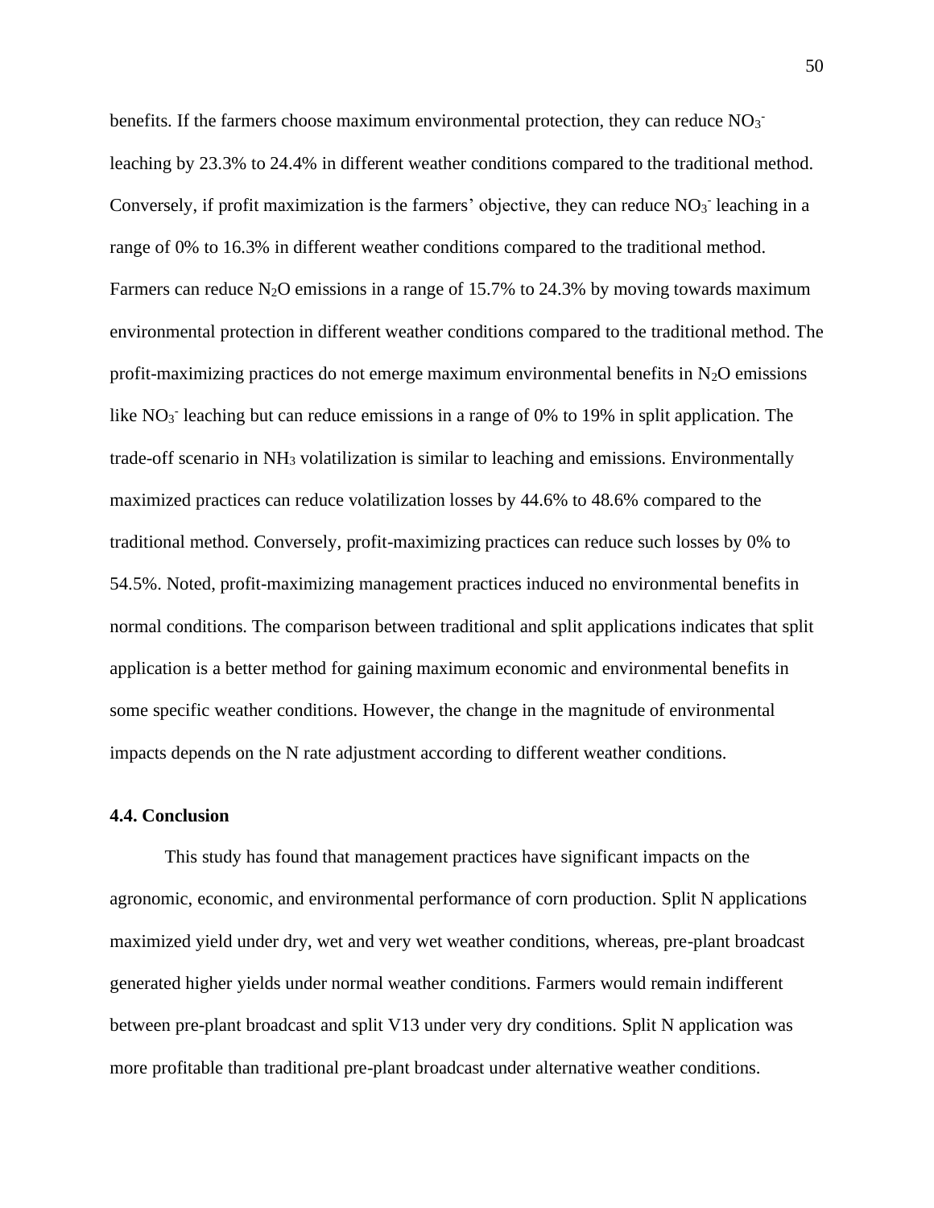benefits. If the farmers choose maximum environmental protection, they can reduce $NO_3^-$ leaching by 23.3% to 24.4% in different weather conditions compared to the traditional method. Conversely, if profit maximization is the farmers' objective, they can reduce $NO_3^-$ leaching in a range of 0% to 16.3% in different weather conditions compared to the traditional method. Farmers can reduce $N_2O$ emissions in a range of 15.7% to 24.3% by moving towards maximum environmental protection in different weather conditions compared to the traditional method. The profit-maximizing practices do not emerge maximum environmental benefits in $N_2O$ emissions like $NO_3^-$ leaching but can reduce emissions in a range of 0% to 19% in split application. The trade-off scenario in $NH_3$ volatilization is similar to leaching and emissions. Environmentally maximized practices can reduce volatilization losses by 44.6% to 48.6% compared to the traditional method. Conversely, profit-maximizing practices can reduce such losses by 0% to 54.5%. Noted, profit-maximizing management practices induced no environmental benefits in normal conditions. The comparison between traditional and split applications indicates that split application is a better method for gaining maximum economic and environmental benefits in some specific weather conditions. However, the change in the magnitude of environmental impacts depends on the N rate adjustment according to different weather conditions.

### 4.4. Conclusion

This study has found that management practices have significant impacts on the agronomic, economic, and environmental performance of corn production. Split N applications maximized yield under dry, wet and very wet weather conditions, whereas, pre-plant broadcast generated higher yields under normal weather conditions. Farmers would remain indifferent between pre-plant broadcast and split V13 under very dry conditions. Split N application was more profitable than traditional pre-plant broadcast under alternative weather conditions.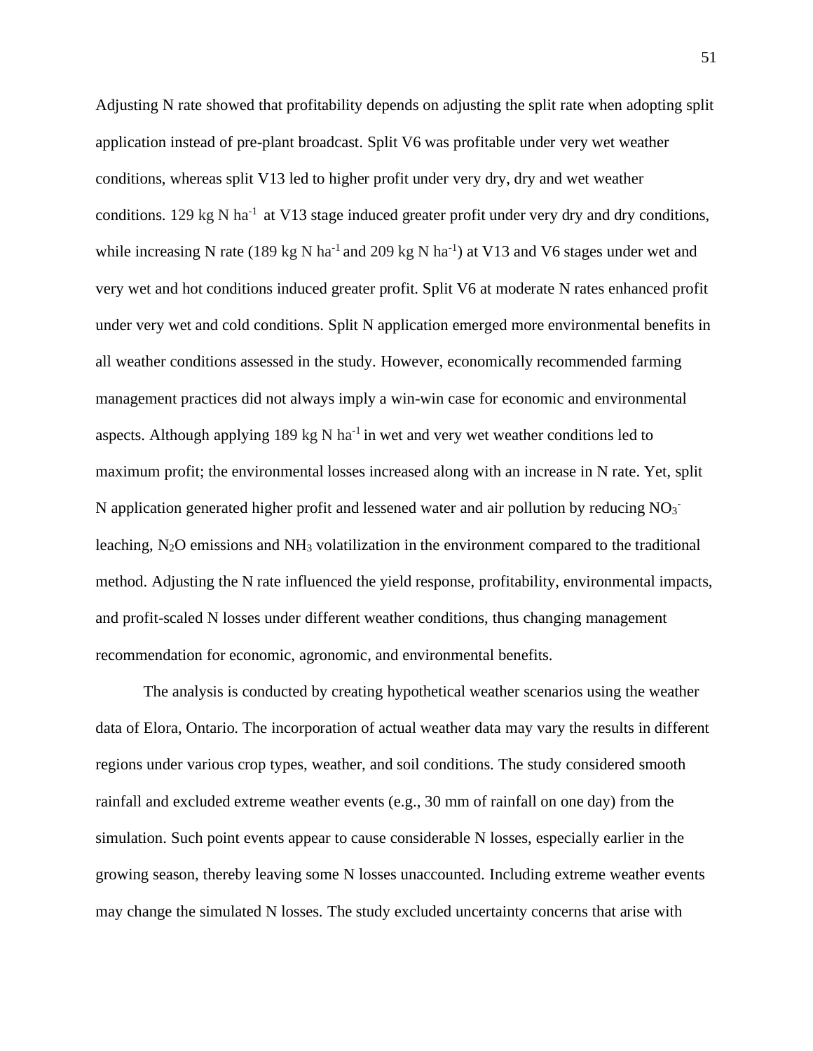Adjusting N rate showed that profitability depends on adjusting the split rate when adopting split application instead of pre-plant broadcast. Split V6 was profitable under very wet weather conditions, whereas split V13 led to higher profit under very dry, dry and wet weather conditions. 129 kg N $ha^{-1}$ at V13 stage induced greater profit under very dry and dry conditions, while increasing N rate (189 kg N $ha^{-1}$ and 209 kg N $ha^{-1}$) at V13 and V6 stages under wet and very wet and hot conditions induced greater profit. Split V6 at moderate N rates enhanced profit under very wet and cold conditions. Split N application emerged more environmental benefits in all weather conditions assessed in the study. However, economically recommended farming management practices did not always imply a win-win case for economic and environmental aspects. Although applying 189 kg N $ha^{-1}$ in wet and very wet weather conditions led to maximum profit; the environmental losses increased along with an increase in N rate. Yet, split N application generated higher profit and lessened water and air pollution by reducing $NO_3^-$ leaching, $N_2O$ emissions and $NH_3$ volatilization in the environment compared to the traditional method. Adjusting the N rate influenced the yield response, profitability, environmental impacts, and profit-scaled N losses under different weather conditions, thus changing management recommendation for economic, agronomic, and environmental benefits.

The analysis is conducted by creating hypothetical weather scenarios using the weather data of Elora, Ontario. The incorporation of actual weather data may vary the results in different regions under various crop types, weather, and soil conditions. The study considered smooth rainfall and excluded extreme weather events (e.g., 30 mm of rainfall on one day) from the simulation. Such point events appear to cause considerable N losses, especially earlier in the growing season, thereby leaving some N losses unaccounted. Including extreme weather events may change the simulated N losses. The study excluded uncertainty concerns that arise with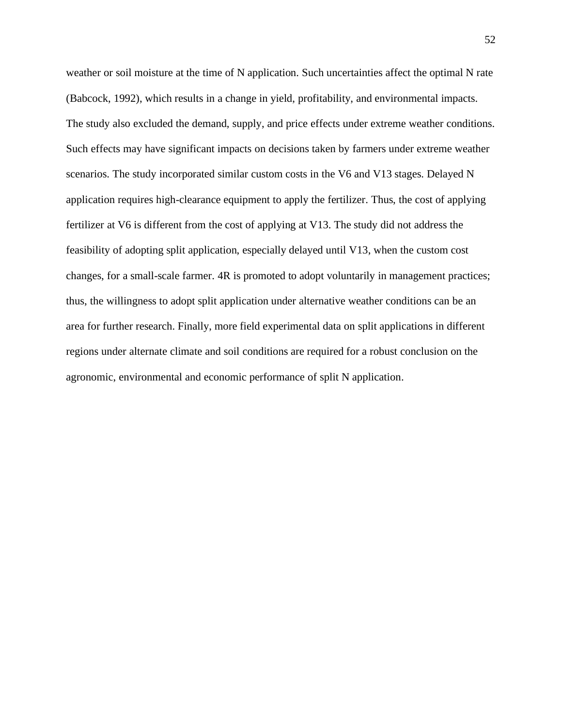weather or soil moisture at the time of N application. Such uncertainties affect the optimal N rate (Babcock, 1992), which results in a change in yield, profitability, and environmental impacts. The study also excluded the demand, supply, and price effects under extreme weather conditions. Such effects may have significant impacts on decisions taken by farmers under extreme weather scenarios. The study incorporated similar custom costs in the V6 and V13 stages. Delayed N application requires high-clearance equipment to apply the fertilizer. Thus, the cost of applying fertilizer at V6 is different from the cost of applying at V13. The study did not address the feasibility of adopting split application, especially delayed until V13, when the custom cost changes, for a small-scale farmer. 4R is promoted to adopt voluntarily in management practices; thus, the willingness to adopt split application under alternative weather conditions can be an area for further research. Finally, more field experimental data on split applications in different regions under alternate climate and soil conditions are required for a robust conclusion on the agronomic, environmental and economic performance of split N application.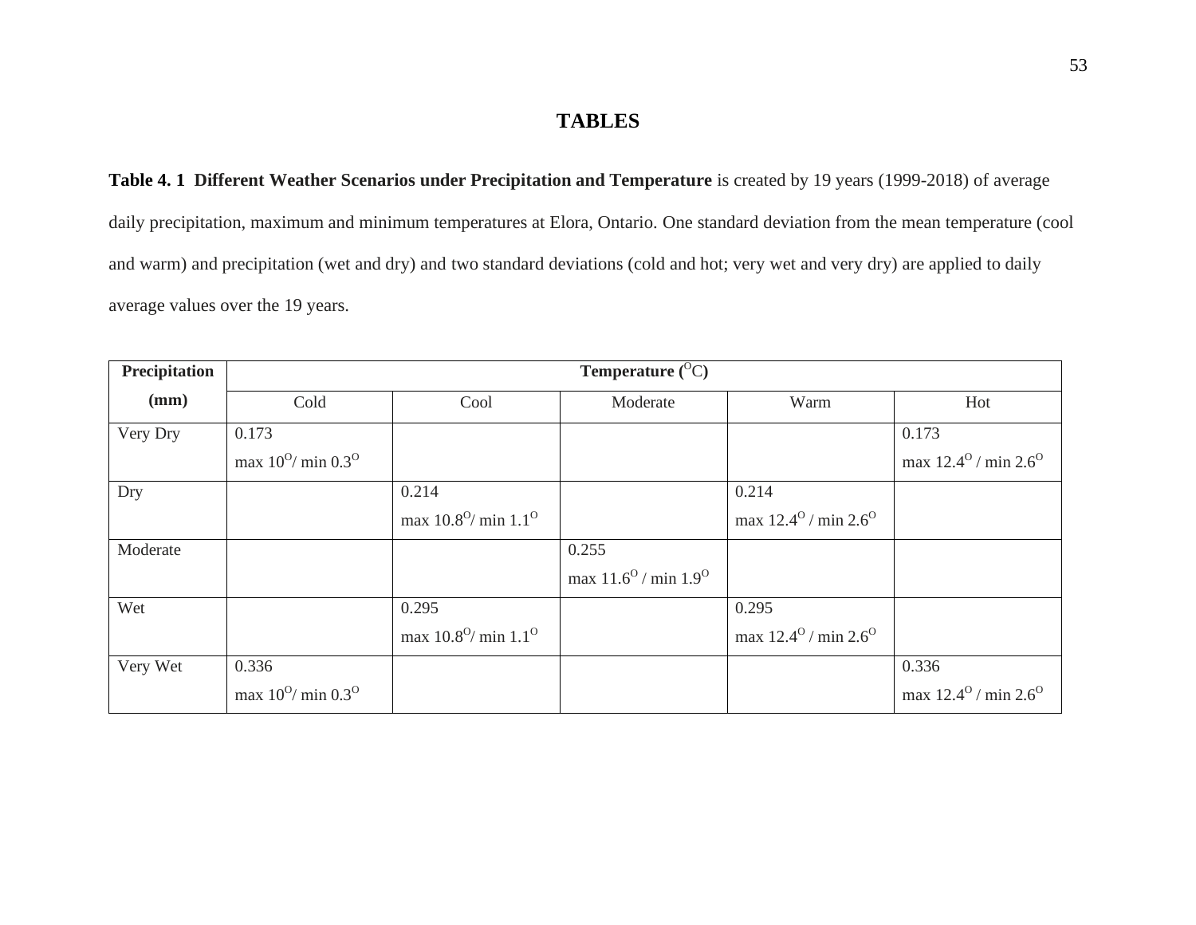# TABLES

**Table 4. 1 Different Weather Scenarios under Precipitation and Temperature** is created by 19 years (1999-2018) of average daily precipitation, maximum and minimum temperatures at Elora, Ontario. One standard deviation from the mean temperature (cool and warm) and precipitation (wet and dry) and two standard deviations (cold and hot; very wet and very dry) are applied to daily average values over the 19 years.

| **Precipitation (mm)** | **Temperature ($^{O}$C)** | | | | |
|---|---|---|---|---|---|
| | Cold | Cool | Moderate | Warm | Hot |
| Very Dry | 0.173 max $10^{O}$/ min $0.3^{O}$ | | | | 0.173 max $12.4^{O}$ / min $2.6^{O}$ |
| Dry | | 0.214 max $10.8^{O}$/ min $1.1^{O}$ | | 0.214 max $12.4^{O}$ / min $2.6^{O}$ | |
| Moderate | | | 0.255 max $11.6^{O}$ / min $1.9^{O}$ | | |
| Wet | | 0.295 max $10.8^{O}$/ min $1.1^{O}$ | | 0.295 max $12.4^{O}$ / min $2.6^{O}$ | |
| Very Wet | 0.336 max $10^{O}$/ min $0.3^{O}$ | | | | 0.336 max $12.4^{O}$ / min $2.6^{O}$ |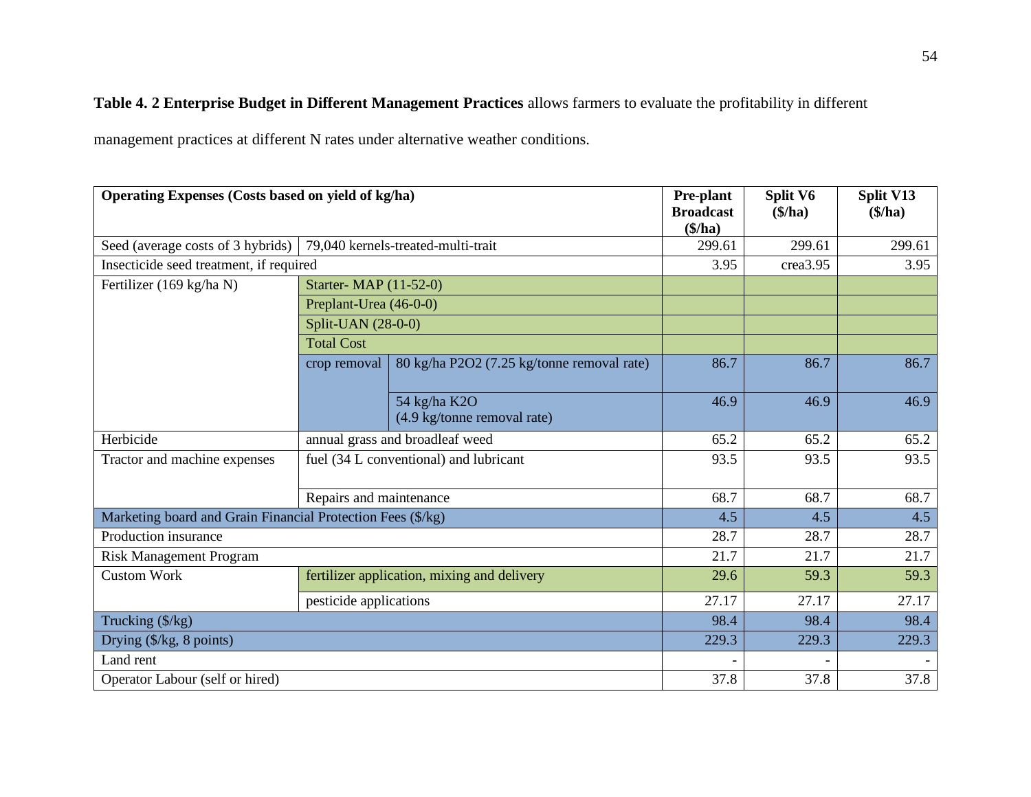**Table 4. 2 Enterprise Budget in Different Management Practices** allows farmers to evaluate the profitability in different management practices at different N rates under alternative weather conditions.

| **Operating Expenses (Costs based on yield of kg/ha)** | | | **Pre-plant Broadcast ($/ha)** | **Split V6 ($/ha)** | **Split V13 ($/ha)** |
|---|---|---|---|---|---|
| Seed (average costs of 3 hybrids) | 79,040 kernels-treated-multi-trait | | 299.61 | 299.61 | 299.61 |
| Insecticide seed treatment, if required | | | 3.95 | crea3.95 | 3.95 |
| Fertilizer (169 kg/ha N) | Starter- MAP (11-52-0) | | | | |
| | Preplant-Urea (46-0-0) | | | | |
| | Split-UAN (28-0-0) | | | | |
| | Total Cost | | | | |
| | crop removal | 80 kg/ha P2O2 (7.25 kg/tonne removal rate) | 86.7 | 86.7 | 86.7 |
| | | 54 kg/ha K2O (4.9 kg/tonne removal rate) | 46.9 | 46.9 | 46.9 |
| Herbicide | annual grass and broadleaf weed | | 65.2 | 65.2 | 65.2 |
| Tractor and machine expenses | fuel (34 L conventional) and lubricant | | 93.5 | 93.5 | 93.5 |
| | Repairs and maintenance | | 68.7 | 68.7 | 68.7 |
| Marketing board and Grain Financial Protection Fees ($/kg) | | | 4.5 | 4.5 | 4.5 |
| Production insurance | | | 28.7 | 28.7 | 28.7 |
| Risk Management Program | | | 21.7 | 21.7 | 21.7 |
| Custom Work | fertilizer application, mixing and delivery | | 29.6 | 59.3 | 59.3 |
| | pesticide applications | | 27.17 | 27.17 | 27.17 |
| Trucking ($/kg) | | | 98.4 | 98.4 | 98.4 |
| Drying ($/kg, 8 points) | | | 229.3 | 229.3 | 229.3 |
| Land rent | | | - | - | - |
| Operator Labour (self or hired) | | | 37.8 | 37.8 | 37.8 |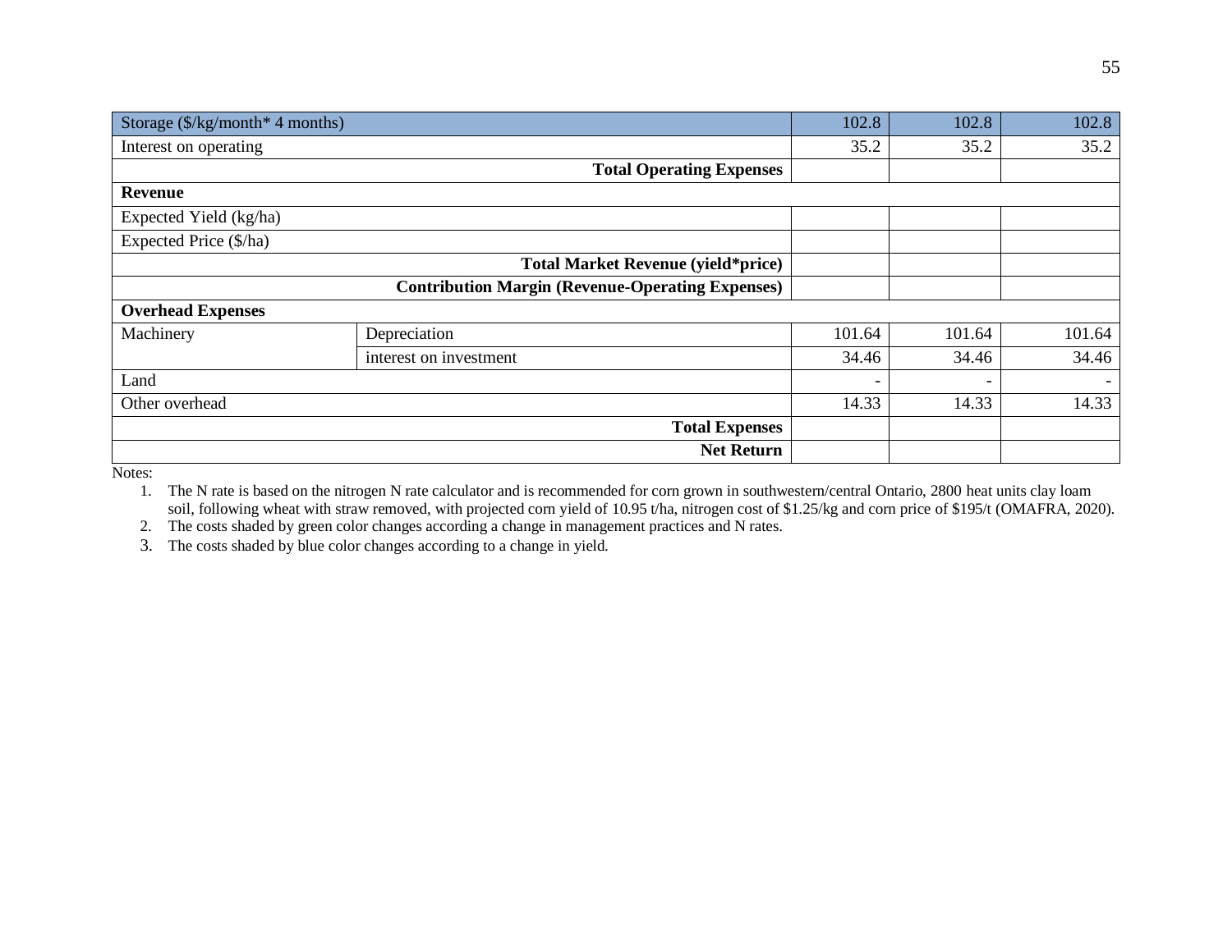| | | | | |
|---|---|---|---|---|
| Storage ($/kg/month* 4 months) | | 102.8 | 102.8 | 102.8 |
| Interest on operating | | 35.2 | 35.2 | 35.2 |
| | **Total Operating Expenses** | | | |
| **Revenue** | | | | |
| Expected Yield (kg/ha) | | | | |
| Expected Price ($/ha) | | | | |
| | **Total Market Revenue (yield*price)** | | | |
| | **Contribution Margin (Revenue-Operating Expenses)** | | | |
| **Overhead Expenses** | | | | |
| Machinery | Depreciation | 101.64 | 101.64 | 101.64 |
| | interest on investment | 34.46 | 34.46 | 34.46 |
| Land | | - | - | - |
| Other overhead | | 14.33 | 14.33 | 14.33 |
| | **Total Expenses** | | | |
| | **Net Return** | | | |

Notes:

1. The N rate is based on the nitrogen N rate calculator and is recommended for corn grown in southwestern/central Ontario, 2800 heat units clay loam soil, following wheat with straw removed, with projected corn yield of 10.95 t/ha, nitrogen cost of $1.25/kg and corn price of $195/t (OMAFRA, 2020).
2. The costs shaded by green color changes according a change in management practices and N rates.
3. The costs shaded by blue color changes according to a change in yield.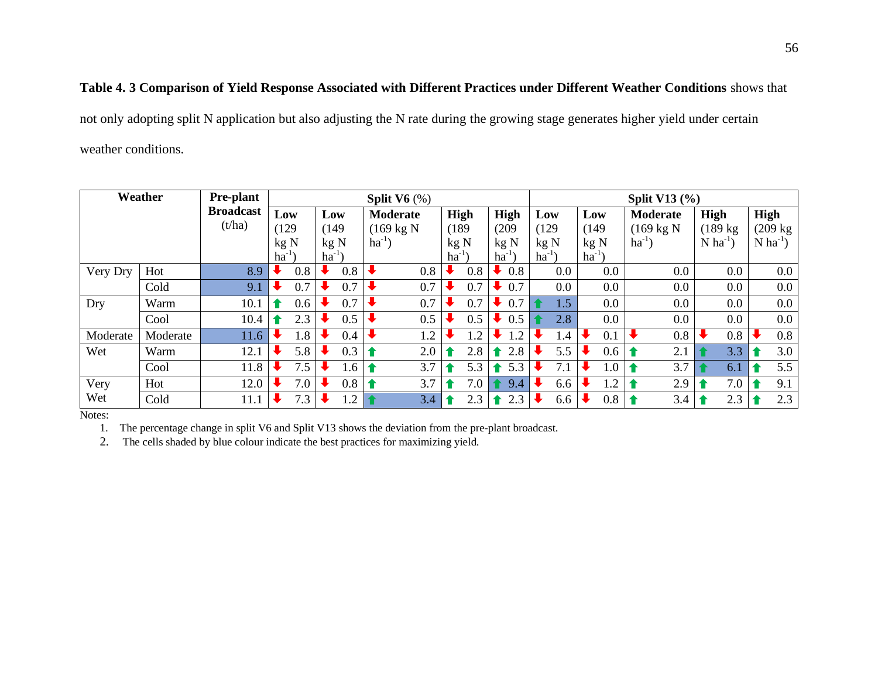**Table 4. 3 Comparison of Yield Response Associated with Different Practices under Different Weather Conditions** shows that not only adopting split N application but also adjusting the N rate during the growing stage generates higher yield under certain weather conditions.

| Weather | | Pre-plant Broadcast (t/ha) | Split V6 (%) | | | | | Split V13 (%) | | | | |
|---|---|---|---|---|---|---|---|---|---|---|---|---|
| | | | Low (129 kg N $ha^{-1}$) | Low (149 kg N $ha^{-1}$) | Moderate (169 kg N $ha^{-1}$) | High (189 kg N $ha^{-1}$) | High (209 kg N $ha^{-1}$) | Low (129 kg N $ha^{-1}$) | Low (149 kg N $ha^{-1}$) | Moderate (169 kg N $ha^{-1}$) | High (189 kg N $ha^{-1}$) | High (209 kg N $ha^{-1}$) |
| Very Dry | Hot | 8.9 | ↓ 0.8 | ↓ 0.8 | ↓ 0.8 | ↓ 0.8 | ↓ 0.8 | 0.0 | 0.0 | 0.0 | 0.0 | 0.0 |
| | Cold | 9.1 | ↓ 0.7 | ↓ 0.7 | ↓ 0.7 | ↓ 0.7 | ↓ 0.7 | 0.0 | 0.0 | 0.0 | 0.0 | 0.0 |
| Dry | Warm | 10.1 | ↑ 0.6 | ↓ 0.7 | ↓ 0.7 | ↓ 0.7 | ↓ 0.7 | ↑ 1.5 | 0.0 | 0.0 | 0.0 | 0.0 |
| | Cool | 10.4 | ↑ 2.3 | ↓ 0.5 | ↓ 0.5 | ↓ 0.5 | ↓ 0.5 | ↑ 2.8 | 0.0 | 0.0 | 0.0 | 0.0 |
| Moderate | Moderate | 11.6 | ↓ 1.8 | ↓ 0.4 | ↓ 1.2 | ↓ 1.2 | ↓ 1.2 | ↓ 1.4 | ↓ 0.1 | ↓ 0.8 | ↓ 0.8 | ↓ 0.8 |
| Wet | Warm | 12.1 | ↓ 5.8 | ↓ 0.3 | ↑ 2.0 | ↑ 2.8 | ↑ 2.8 | ↓ 5.5 | ↓ 0.6 | ↑ 2.1 | ↑ 3.3 | ↑ 3.0 |
| | Cool | 11.8 | ↓ 7.5 | ↓ 1.6 | ↑ 3.7 | ↑ 5.3 | ↑ 5.3 | ↓ 7.1 | ↓ 1.0 | ↑ 3.7 | ↑ 6.1 | ↑ 5.5 |
| Very Wet | Hot | 12.0 | ↓ 7.0 | ↓ 0.8 | ↑ 3.7 | ↑ 7.0 | ↑ 9.4 | ↓ 6.6 | ↓ 1.2 | ↑ 2.9 | ↑ 7.0 | ↑ 9.1 |
| | Cold | 11.1 | ↓ 7.3 | ↓ 1.2 | ↑ 3.4 | ↑ 2.3 | ↑ 2.3 | ↓ 6.6 | ↓ 0.8 | ↑ 3.4 | ↑ 2.3 | ↑ 2.3 |

Notes:

1. The percentage change in split V6 and Split V13 shows the deviation from the pre-plant broadcast.
2. The cells shaded by blue colour indicate the best practices for maximizing yield.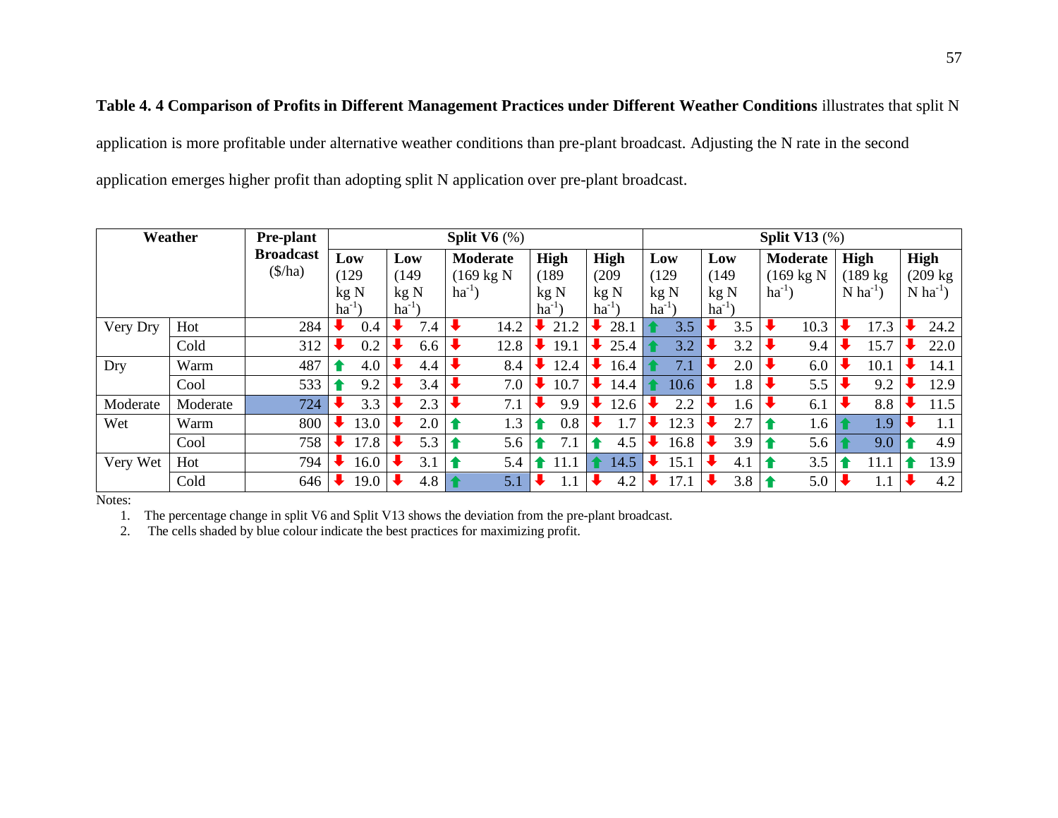**Table 4. 4 Comparison of Profits in Different Management Practices under Different Weather Conditions** illustrates that split N application is more profitable under alternative weather conditions than pre-plant broadcast. Adjusting the N rate in the second application emerges higher profit than adopting split N application over pre-plant broadcast.

| **Weather** | | **Pre-plant Broadcast** ($/ha) | **Split V6** (%) | | | | | **Split V13** (%) | | | | |
|---|---|---|---|---|---|---|---|---|---|---|---|---|
| | | | **Low** (129 kg N $ha^{-1}$) | **Low** (149 kg N $ha^{-1}$) | **Moderate** (169 kg N $ha^{-1}$) | **High** (189 kg N $ha^{-1}$) | **High** (209 kg N $ha^{-1}$) | **Low** (129 kg N $ha^{-1}$) | **Low** (149 kg N $ha^{-1}$) | **Moderate** (169 kg N $ha^{-1}$) | **High** (189 kg N $ha^{-1}$) | **High** (209 kg N $ha^{-1}$) |
| Very Dry | Hot | 284 | ↓ 0.4 | ↓ 7.4 | ↓ 14.2 | ↓ 21.2 | ↓ 28.1 | ↑ 3.5 | ↓ 3.5 | ↓ 10.3 | ↓ 17.3 | ↓ 24.2 |
| | Cold | 312 | ↓ 0.2 | ↓ 6.6 | ↓ 12.8 | ↓ 19.1 | ↓ 25.4 | ↑ 3.2 | ↓ 3.2 | ↓ 9.4 | ↓ 15.7 | ↓ 22.0 |
| Dry | Warm | 487 | ↑ 4.0 | ↓ 4.4 | ↓ 8.4 | ↓ 12.4 | ↓ 16.4 | ↑ 7.1 | ↓ 2.0 | ↓ 6.0 | ↓ 10.1 | ↓ 14.1 |
| | Cool | 533 | ↑ 9.2 | ↓ 3.4 | ↓ 7.0 | ↓ 10.7 | ↓ 14.4 | ↑ 10.6 | ↓ 1.8 | ↓ 5.5 | ↓ 9.2 | ↓ 12.9 |
| Moderate | Moderate | 724 | ↓ 3.3 | ↓ 2.3 | ↓ 7.1 | ↓ 9.9 | ↓ 12.6 | ↓ 2.2 | ↓ 1.6 | ↓ 6.1 | ↓ 8.8 | ↓ 11.5 |
| Wet | Warm | 800 | ↓ 13.0 | ↓ 2.0 | ↑ 1.3 | ↑ 0.8 | ↓ 1.7 | ↓ 12.3 | ↓ 2.7 | ↑ 1.6 | ↑ 1.9 | ↓ 1.1 |
| | Cool | 758 | ↓ 17.8 | ↓ 5.3 | ↑ 5.6 | ↑ 7.1 | ↑ 4.5 | ↓ 16.8 | ↓ 3.9 | ↑ 5.6 | ↑ 9.0 | ↑ 4.9 |
| Very Wet | Hot | 794 | ↓ 16.0 | ↓ 3.1 | ↑ 5.4 | ↑ 11.1 | ↑ 14.5 | ↓ 15.1 | ↓ 4.1 | ↑ 3.5 | ↑ 11.1 | ↑ 13.9 |
| | Cold | 646 | ↓ 19.0 | ↓ 4.8 | ↑ 5.1 | ↓ 1.1 | ↓ 4.2 | ↓ 17.1 | ↓ 3.8 | ↑ 5.0 | ↓ 1.1 | ↓ 4.2 |

Notes:

1. The percentage change in split V6 and Split V13 shows the deviation from the pre-plant broadcast.
2. The cells shaded by blue colour indicate the best practices for maximizing profit.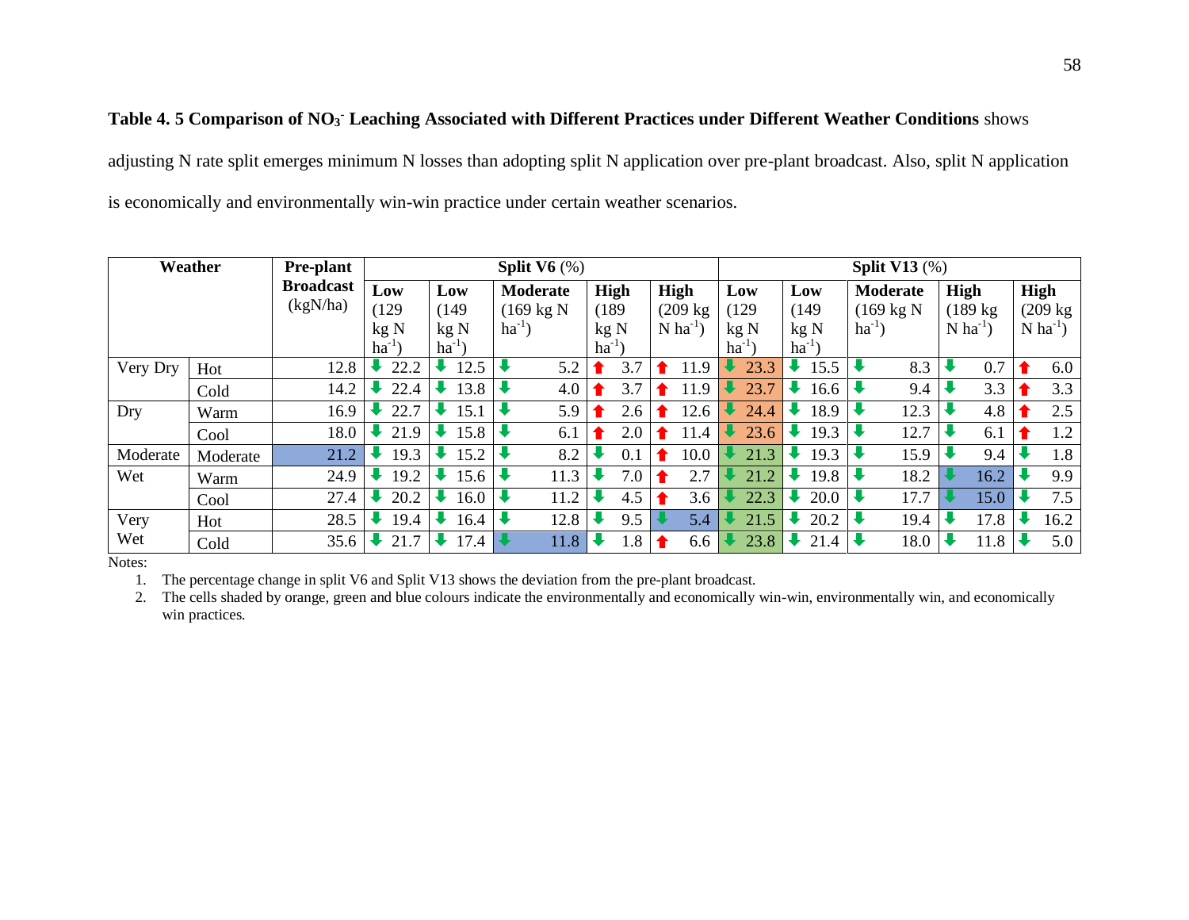**Table 4. 5 Comparison of $NO_3^-$ Leaching Associated with Different Practices under Different Weather Conditions** shows adjusting N rate split emerges minimum N losses than adopting split N application over pre-plant broadcast. Also, split N application is economically and environmentally win-win practice under certain weather scenarios.

| Weather | | Pre-plant Broadcast (kgN/ha) | Split V6 (%) | | | | | Split V13 (%) | | | | |
|---|---|---|---|---|---|---|---|---|---|---|---|---|
| | | | Low (129 kg N $ha^{-1}$) | Low (149 kg N $ha^{-1}$) | Moderate (169 kg N $ha^{-1}$) | High (189 kg N $ha^{-1}$) | High (209 kg N $ha^{-1}$) | Low (129 kg N $ha^{-1}$) | Low (149 kg N $ha^{-1}$) | Moderate (169 kg N $ha^{-1}$) | High (189 kg N $ha^{-1}$) | High (209 kg N $ha^{-1}$) |
| Very Dry | Hot | 12.8 | ⬇ 22.2 | ⬇ 12.5 | ⬇ 5.2 | ⬆ 3.7 | ⬆ 11.9 | ⬇ 23.3 | ⬇ 15.5 | ⬇ 8.3 | ⬇ 0.7 | ⬆ 6.0 |
| | Cold | 14.2 | ⬇ 22.4 | ⬇ 13.8 | ⬇ 4.0 | ⬆ 3.7 | ⬆ 11.9 | ⬇ 23.7 | ⬇ 16.6 | ⬇ 9.4 | ⬇ 3.3 | ⬆ 3.3 |
| Dry | Warm | 16.9 | ⬇ 22.7 | ⬇ 15.1 | ⬇ 5.9 | ⬆ 2.6 | ⬆ 12.6 | ⬇ 24.4 | ⬇ 18.9 | ⬇ 12.3 | ⬇ 4.8 | ⬆ 2.5 |
| | Cool | 18.0 | ⬇ 21.9 | ⬇ 15.8 | ⬇ 6.1 | ⬆ 2.0 | ⬆ 11.4 | ⬇ 23.6 | ⬇ 19.3 | ⬇ 12.7 | ⬇ 6.1 | ⬆ 1.2 |
| Moderate | Moderate | 21.2 | ⬇ 19.3 | ⬇ 15.2 | ⬇ 8.2 | ⬇ 0.1 | ⬆ 10.0 | ⬇ 21.3 | ⬇ 19.3 | ⬇ 15.9 | ⬇ 9.4 | ⬇ 1.8 |
| Wet | Warm | 24.9 | ⬇ 19.2 | ⬇ 15.6 | ⬇ 11.3 | ⬇ 7.0 | ⬆ 2.7 | ⬇ 21.2 | ⬇ 19.8 | ⬇ 18.2 | ⬇ 16.2 | ⬇ 9.9 |
| | Cool | 27.4 | ⬇ 20.2 | ⬇ 16.0 | ⬇ 11.2 | ⬇ 4.5 | ⬆ 3.6 | ⬇ 22.3 | ⬇ 20.0 | ⬇ 17.7 | ⬇ 15.0 | ⬇ 7.5 |
| Very Wet | Hot | 28.5 | ⬇ 19.4 | ⬇ 16.4 | ⬇ 12.8 | ⬇ 9.5 | ⬇ 5.4 | ⬇ 21.5 | ⬇ 20.2 | ⬇ 19.4 | ⬇ 17.8 | ⬇ 16.2 |
| | Cold | 35.6 | ⬇ 21.7 | ⬇ 17.4 | ⬇ 11.8 | ⬇ 1.8 | ⬆ 6.6 | ⬇ 23.8 | ⬇ 21.4 | ⬇ 18.0 | ⬇ 11.8 | ⬇ 5.0 |

Notes:

1. The percentage change in split V6 and Split V13 shows the deviation from the pre-plant broadcast.
2. The cells shaded by orange, green and blue colours indicate the environmentally and economically win-win, environmentally win, and economically win practices.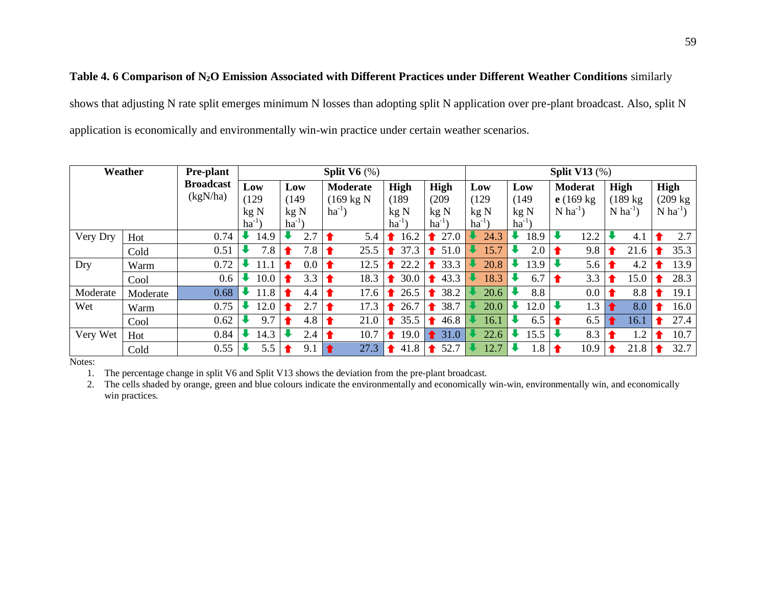**Table 4. 6 Comparison of $N_2O$ Emission Associated with Different Practices under Different Weather Conditions** similarly shows that adjusting N rate split emerges minimum N losses than adopting split N application over pre-plant broadcast. Also, split N application is economically and environmentally win-win practice under certain weather scenarios.

| Weather | | Pre-plant Broadcast (kgN/ha) | Split V6 (%) | | | | | Split V13 (%) | | | | |
|---|---|---|---|---|---|---|---|---|---|---|---|---|
| | | | Low (129 kg N $ha^{-1}$) | Low (149 kg N $ha^{-1}$) | Moderate (169 kg N $ha^{-1}$) | High (189 kg N $ha^{-1}$) | High (209 kg N $ha^{-1}$) | Low (129 kg N $ha^{-1}$) | Low (149 kg N $ha^{-1}$) | Moderate (169 kg N $ha^{-1}$) | High (189 kg N $ha^{-1}$) | High (209 kg N $ha^{-1}$) |
| Very Dry | Hot | 0.74 | ⬇ 14.9 | ⬇ 2.7 | ⬆ 5.4 | ⬆ 16.2 | ⬆ 27.0 | ⬇ 24.3 | ⬇ 18.9 | ⬇ 12.2 | ⬇ 4.1 | ⬆ 2.7 |
| | Cold | 0.51 | ⬇ 7.8 | ⬆ 7.8 | ⬆ 25.5 | ⬆ 37.3 | ⬆ 51.0 | ⬇ 15.7 | ⬇ 2.0 | ⬆ 9.8 | ⬆ 21.6 | ⬆ 35.3 |
| Dry | Warm | 0.72 | ⬇ 11.1 | ⬆ 0.0 | ⬆ 12.5 | ⬆ 22.2 | ⬆ 33.3 | ⬇ 20.8 | ⬇ 13.9 | ⬇ 5.6 | ⬆ 4.2 | ⬆ 13.9 |
| | Cool | 0.6 | ⬇ 10.0 | ⬆ 3.3 | ⬆ 18.3 | ⬆ 30.0 | ⬆ 43.3 | ⬇ 18.3 | ⬇ 6.7 | ⬆ 3.3 | ⬆ 15.0 | ⬆ 28.3 |
| Moderate | Moderate | 0.68 | ⬇ 11.8 | ⬆ 4.4 | ⬆ 17.6 | ⬆ 26.5 | ⬆ 38.2 | ⬇ 20.6 | ⬇ 8.8 | 0.0 | ⬆ 8.8 | ⬆ 19.1 |
| Wet | Warm | 0.75 | ⬇ 12.0 | ⬆ 2.7 | ⬆ 17.3 | ⬆ 26.7 | ⬆ 38.7 | ⬇ 20.0 | ⬇ 12.0 | ⬇ 1.3 | ⬆ 8.0 | ⬆ 16.0 |
| | Cool | 0.62 | ⬇ 9.7 | ⬆ 4.8 | ⬆ 21.0 | ⬆ 35.5 | ⬆ 46.8 | ⬇ 16.1 | ⬇ 6.5 | ⬆ 6.5 | ⬆ 16.1 | ⬆ 27.4 |
| Very Wet | Hot | 0.84 | ⬇ 14.3 | ⬇ 2.4 | ⬆ 10.7 | ⬆ 19.0 | ⬆ 31.0 | ⬇ 22.6 | ⬇ 15.5 | ⬇ 8.3 | ⬆ 1.2 | ⬆ 10.7 |
| | Cold | 0.55 | ⬇ 5.5 | ⬆ 9.1 | ⬆ 27.3 | ⬆ 41.8 | ⬆ 52.7 | ⬇ 12.7 | ⬇ 1.8 | ⬆ 10.9 | ⬆ 21.8 | ⬆ 32.7 |

Notes:

1. The percentage change in split V6 and Split V13 shows the deviation from the pre-plant broadcast.
2. The cells shaded by orange, green and blue colours indicate the environmentally and economically win-win, environmentally win, and economically win practices.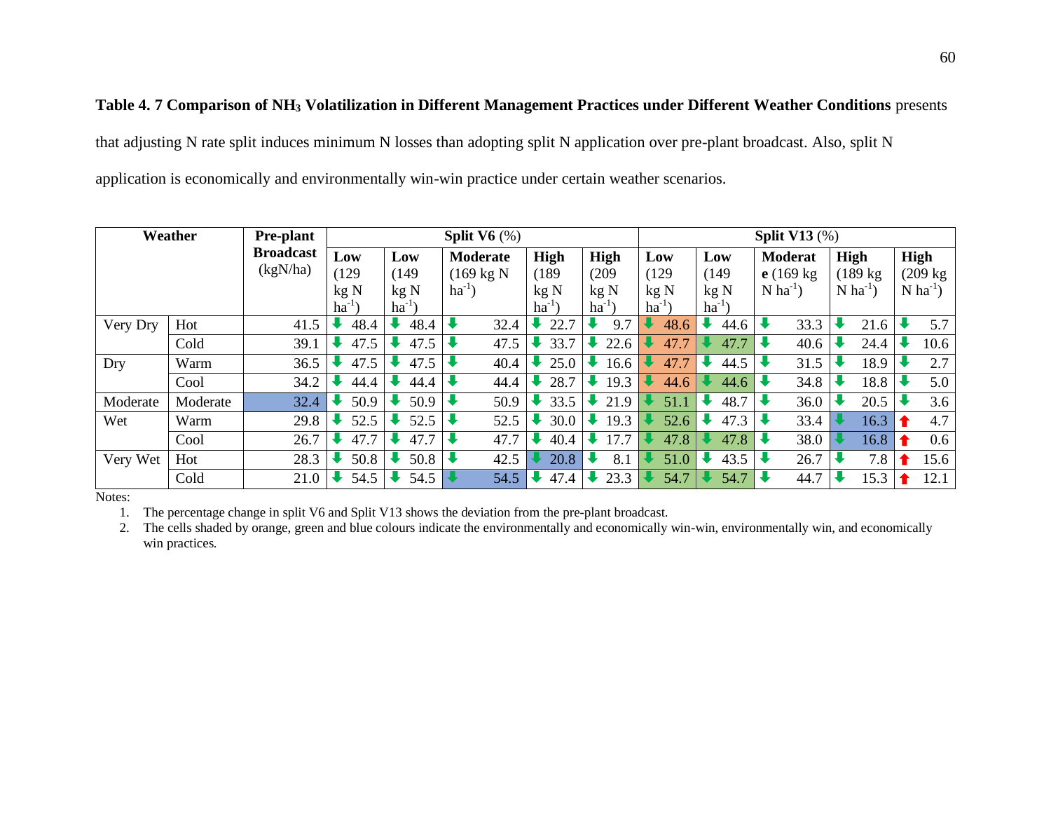**Table 4. 7 Comparison of $NH_3$ Volatilization in Different Management Practices under Different Weather Conditions** presents that adjusting N rate split induces minimum N losses than adopting split N application over pre-plant broadcast. Also, split N application is economically and environmentally win-win practice under certain weather scenarios.

| Weather | | Pre-plant Broadcast (kgN/ha) | Split V6 (%) | | | | | Split V13 (%) | | | | |
|---|---|---|---|---|---|---|---|---|---|---|---|---|
| | | | Low (129 kg N $ha^{-1}$) | Low (149 kg N $ha^{-1}$) | Moderate (169 kg N $ha^{-1}$) | High (189 kg N $ha^{-1}$) | High (209 kg N $ha^{-1}$) | Low (129 kg N $ha^{-1}$) | Low (149 kg N $ha^{-1}$) | Moderate (169 kg N $ha^{-1}$) | High (189 kg N $ha^{-1}$) | High (209 kg N $ha^{-1}$) |
| Very Dry | Hot | 41.5 | ⬇ 48.4 | ⬇ 48.4 | ⬇ 32.4 | ⬇ 22.7 | ⬇ 9.7 | ⬇ 48.6 | ⬇ 44.6 | ⬇ 33.3 | ⬇ 21.6 | ⬇ 5.7 |
| | Cold | 39.1 | ⬇ 47.5 | ⬇ 47.5 | ⬇ 47.5 | ⬇ 33.7 | ⬇ 22.6 | ⬇ 47.7 | ⬇ 47.7 | ⬇ 40.6 | ⬇ 24.4 | ⬇ 10.6 |
| Dry | Warm | 36.5 | ⬇ 47.5 | ⬇ 47.5 | ⬇ 40.4 | ⬇ 25.0 | ⬇ 16.6 | ⬇ 47.7 | ⬇ 44.5 | ⬇ 31.5 | ⬇ 18.9 | ⬇ 2.7 |
| | Cool | 34.2 | ⬇ 44.4 | ⬇ 44.4 | ⬇ 44.4 | ⬇ 28.7 | ⬇ 19.3 | ⬇ 44.6 | ⬇ 44.6 | ⬇ 34.8 | ⬇ 18.8 | ⬇ 5.0 |
| Moderate | Moderate | 32.4 | ⬇ 50.9 | ⬇ 50.9 | ⬇ 50.9 | ⬇ 33.5 | ⬇ 21.9 | ⬇ 51.1 | ⬇ 48.7 | ⬇ 36.0 | ⬇ 20.5 | ⬇ 3.6 |
| Wet | Warm | 29.8 | ⬇ 52.5 | ⬇ 52.5 | ⬇ 52.5 | ⬇ 30.0 | ⬇ 19.3 | ⬇ 52.6 | ⬇ 47.3 | ⬇ 33.4 | ⬇ 16.3 | ⬆ 4.7 |
| | Cool | 26.7 | ⬇ 47.7 | ⬇ 47.7 | ⬇ 47.7 | ⬇ 40.4 | ⬇ 17.7 | ⬇ 47.8 | ⬇ 47.8 | ⬇ 38.0 | ⬇ 16.8 | ⬆ 0.6 |
| Very Wet | Hot | 28.3 | ⬇ 50.8 | ⬇ 50.8 | ⬇ 42.5 | ⬇ 20.8 | ⬇ 8.1 | ⬇ 51.0 | ⬇ 43.5 | ⬇ 26.7 | ⬇ 7.8 | ⬆ 15.6 |
| | Cold | 21.0 | ⬇ 54.5 | ⬇ 54.5 | ⬇ 54.5 | ⬇ 47.4 | ⬇ 23.3 | ⬇ 54.7 | ⬇ 54.7 | ⬇ 44.7 | ⬇ 15.3 | ⬆ 12.1 |

Notes:

1. The percentage change in split V6 and Split V13 shows the deviation from the pre-plant broadcast.
2. The cells shaded by orange, green and blue colours indicate the environmentally and economically win-win, environmentally win, and economically win practices.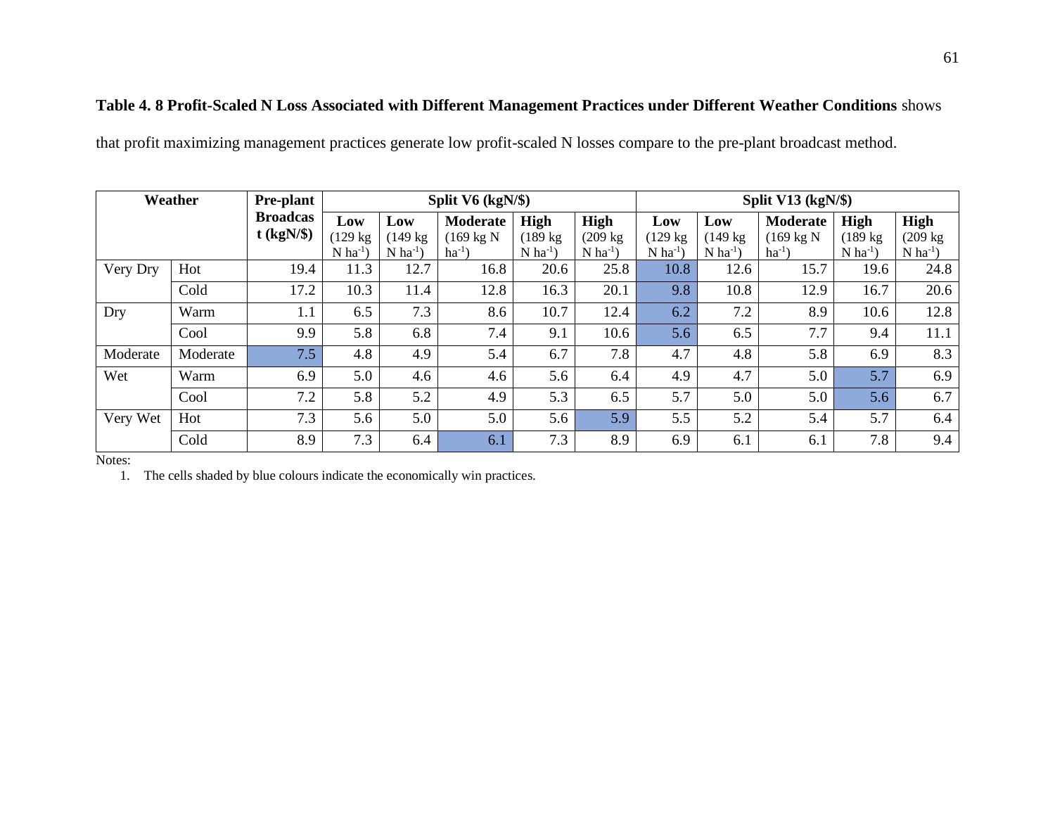**Table 4. 8 Profit-Scaled N Loss Associated with Different Management Practices under Different Weather Conditions** shows that profit maximizing management practices generate low profit-scaled N losses compare to the pre-plant broadcast method.

| Weather | | Pre-plant Broadcast (kgN/$) | Split V6 (kgN/$) | | | | | Split V13 (kgN/$) | | | | |
|---|---|---|---|---|---|---|---|---|---|---|---|---|
| | | | Low (129 kg N ha$^{-1}$) | Low (149 kg N ha$^{-1}$) | Moderate (169 kg N ha$^{-1}$) | High (189 kg N ha$^{-1}$) | High (209 kg N ha$^{-1}$) | Low (129 kg N ha$^{-1}$) | Low (149 kg N ha$^{-1}$) | Moderate (169 kg N ha$^{-1}$) | High (189 kg N ha$^{-1}$) | High (209 kg N ha$^{-1}$) |
| Very Dry | Hot | 19.4 | 11.3 | 12.7 | 16.8 | 20.6 | 25.8 | 10.8 | 12.6 | 15.7 | 19.6 | 24.8 |
| | Cold | 17.2 | 10.3 | 11.4 | 12.8 | 16.3 | 20.1 | 9.8 | 10.8 | 12.9 | 16.7 | 20.6 |
| Dry | Warm | 1.1 | 6.5 | 7.3 | 8.6 | 10.7 | 12.4 | 6.2 | 7.2 | 8.9 | 10.6 | 12.8 |
| | Cool | 9.9 | 5.8 | 6.8 | 7.4 | 9.1 | 10.6 | 5.6 | 6.5 | 7.7 | 9.4 | 11.1 |
| Moderate | Moderate | 7.5 | 4.8 | 4.9 | 5.4 | 6.7 | 7.8 | 4.7 | 4.8 | 5.8 | 6.9 | 8.3 |
| Wet | Warm | 6.9 | 5.0 | 4.6 | 4.6 | 5.6 | 6.4 | 4.9 | 4.7 | 5.0 | 5.7 | 6.9 |
| | Cool | 7.2 | 5.8 | 5.2 | 4.9 | 5.3 | 6.5 | 5.7 | 5.0 | 5.0 | 5.6 | 6.7 |
| Very Wet | Hot | 7.3 | 5.6 | 5.0 | 5.0 | 5.6 | 5.9 | 5.5 | 5.2 | 5.4 | 5.7 | 6.4 |
| | Cold | 8.9 | 7.3 | 6.4 | 6.1 | 7.3 | 8.9 | 6.9 | 6.1 | 6.1 | 7.8 | 9.4 |

Notes:

1. The cells shaded by blue colours indicate the economically win practices.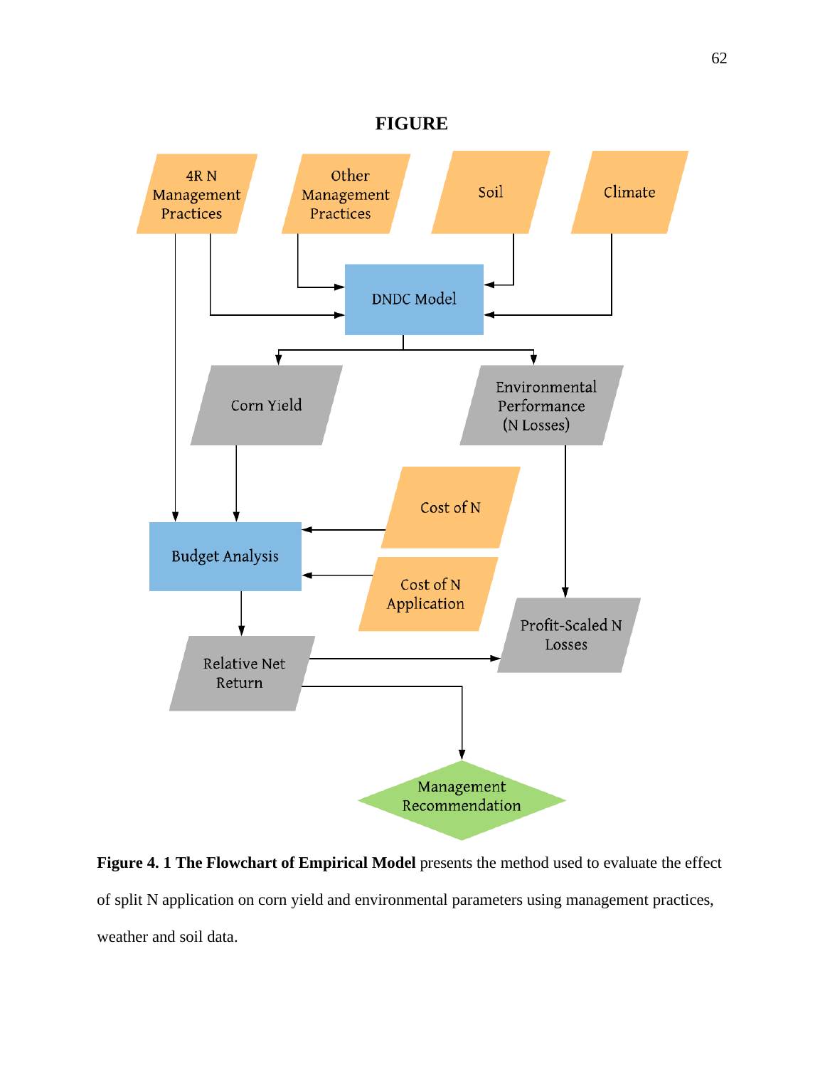# FIGURE

**Figure 4. 1 The Flowchart of Empirical Model** presents the method used to evaluate the effect of split N application on corn yield and environmental parameters using management practices, weather and soil data.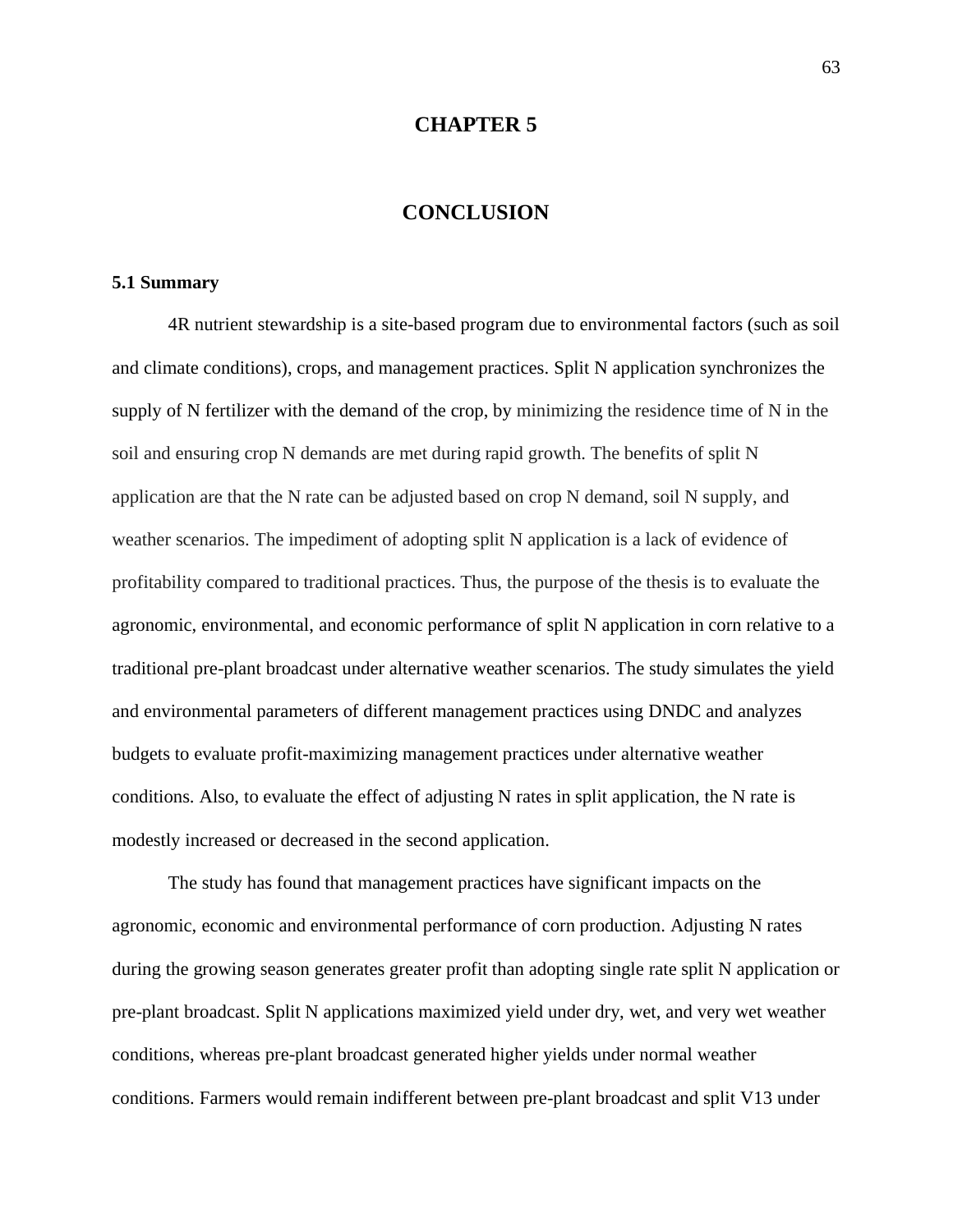# CHAPTER 5

# CONCLUSION

### 5.1 Summary

4R nutrient stewardship is a site-based program due to environmental factors (such as soil and climate conditions), crops, and management practices. Split N application synchronizes the supply of N fertilizer with the demand of the crop, by minimizing the residence time of N in the soil and ensuring crop N demands are met during rapid growth. The benefits of split N application are that the N rate can be adjusted based on crop N demand, soil N supply, and weather scenarios. The impediment of adopting split N application is a lack of evidence of profitability compared to traditional practices. Thus, the purpose of the thesis is to evaluate the agronomic, environmental, and economic performance of split N application in corn relative to a traditional pre-plant broadcast under alternative weather scenarios. The study simulates the yield and environmental parameters of different management practices using DNDC and analyzes budgets to evaluate profit-maximizing management practices under alternative weather conditions. Also, to evaluate the effect of adjusting N rates in split application, the N rate is modestly increased or decreased in the second application.

The study has found that management practices have significant impacts on the agronomic, economic and environmental performance of corn production. Adjusting N rates during the growing season generates greater profit than adopting single rate split N application or pre-plant broadcast. Split N applications maximized yield under dry, wet, and very wet weather conditions, whereas pre-plant broadcast generated higher yields under normal weather conditions. Farmers would remain indifferent between pre-plant broadcast and split V13 under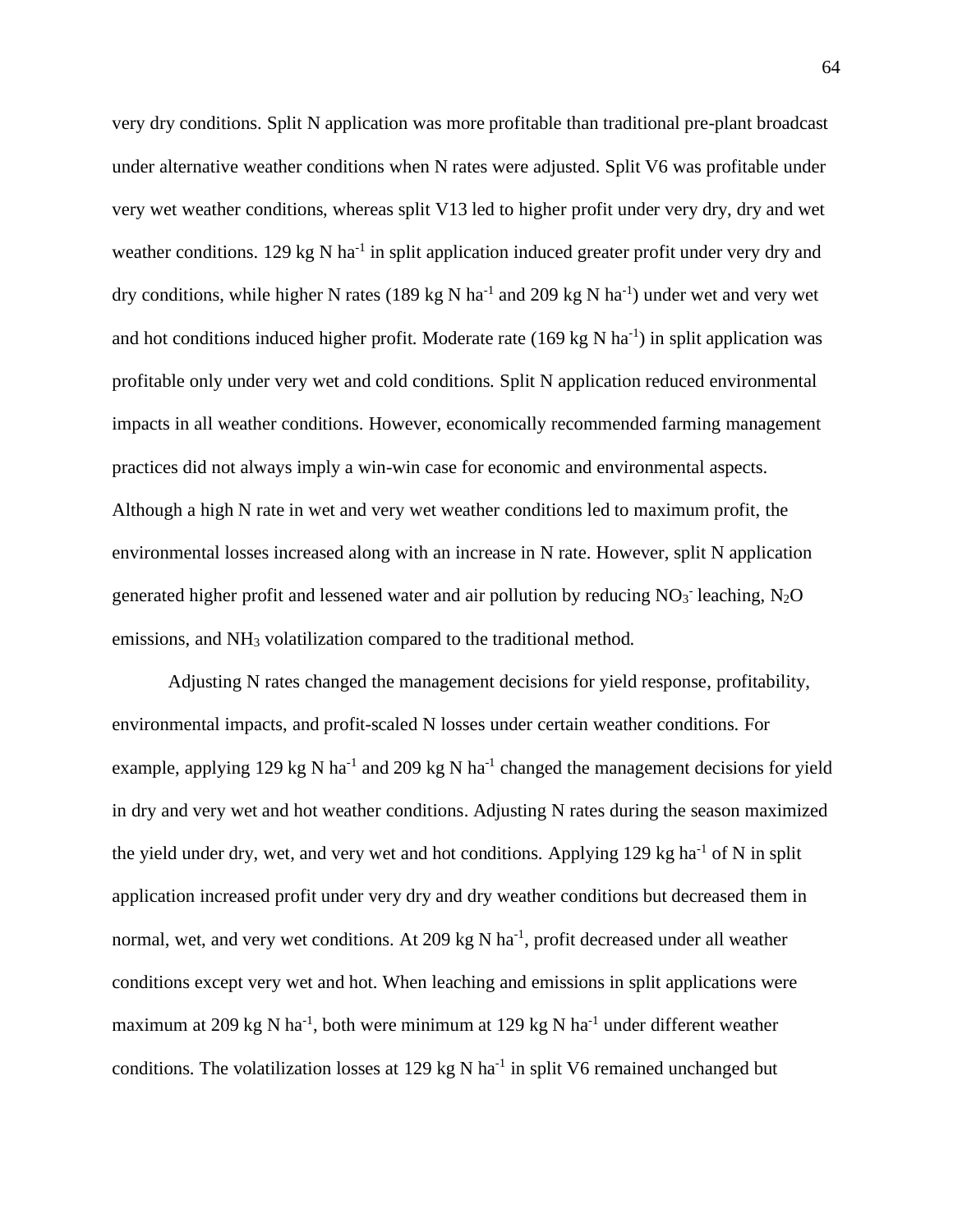very dry conditions. Split N application was more profitable than traditional pre-plant broadcast under alternative weather conditions when N rates were adjusted. Split V6 was profitable under very wet weather conditions, whereas split V13 led to higher profit under very dry, dry and wet weather conditions. 129 kg N $ha^{-1}$ in split application induced greater profit under very dry and dry conditions, while higher N rates (189 kg N $ha^{-1}$ and 209 kg N $ha^{-1}$) under wet and very wet and hot conditions induced higher profit. Moderate rate (169 kg N $ha^{-1}$) in split application was profitable only under very wet and cold conditions. Split N application reduced environmental impacts in all weather conditions. However, economically recommended farming management practices did not always imply a win-win case for economic and environmental aspects. Although a high N rate in wet and very wet weather conditions led to maximum profit, the environmental losses increased along with an increase in N rate. However, split N application generated higher profit and lessened water and air pollution by reducing $NO_3^-$ leaching, $N_2O$ emissions, and $NH_3$ volatilization compared to the traditional method.

Adjusting N rates changed the management decisions for yield response, profitability, environmental impacts, and profit-scaled N losses under certain weather conditions. For example, applying 129 kg N $ha^{-1}$ and 209 kg N $ha^{-1}$ changed the management decisions for yield in dry and very wet and hot weather conditions. Adjusting N rates during the season maximized the yield under dry, wet, and very wet and hot conditions. Applying 129 kg $ha^{-1}$ of N in split application increased profit under very dry and dry weather conditions but decreased them in normal, wet, and very wet conditions. At 209 kg N $ha^{-1}$, profit decreased under all weather conditions except very wet and hot. When leaching and emissions in split applications were maximum at 209 kg N $ha^{-1}$, both were minimum at 129 kg N $ha^{-1}$ under different weather conditions. The volatilization losses at 129 kg N $ha^{-1}$ in split V6 remained unchanged but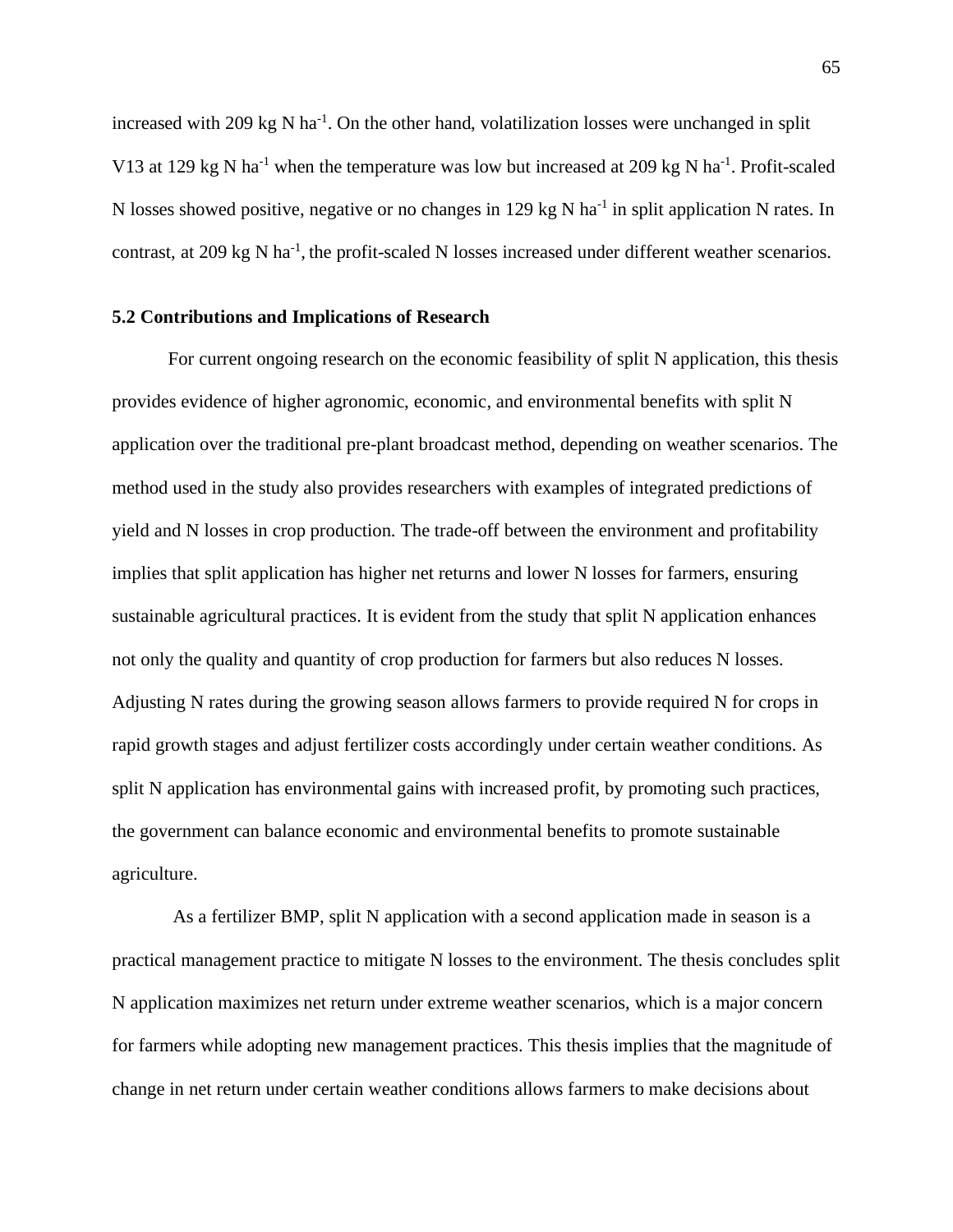increased with 209 kg N $ha^{-1}$. On the other hand, volatilization losses were unchanged in split V13 at 129 kg N $ha^{-1}$ when the temperature was low but increased at 209 kg N $ha^{-1}$. Profit-scaled N losses showed positive, negative or no changes in 129 kg N $ha^{-1}$ in split application N rates. In contrast, at 209 kg N $ha^{-1}$, the profit-scaled N losses increased under different weather scenarios.

**5.2 Contributions and Implications of Research**

For current ongoing research on the economic feasibility of split N application, this thesis provides evidence of higher agronomic, economic, and environmental benefits with split N application over the traditional pre-plant broadcast method, depending on weather scenarios. The method used in the study also provides researchers with examples of integrated predictions of yield and N losses in crop production. The trade-off between the environment and profitability implies that split application has higher net returns and lower N losses for farmers, ensuring sustainable agricultural practices. It is evident from the study that split N application enhances not only the quality and quantity of crop production for farmers but also reduces N losses. Adjusting N rates during the growing season allows farmers to provide required N for crops in rapid growth stages and adjust fertilizer costs accordingly under certain weather conditions. As split N application has environmental gains with increased profit, by promoting such practices, the government can balance economic and environmental benefits to promote sustainable agriculture.

As a fertilizer BMP, split N application with a second application made in season is a practical management practice to mitigate N losses to the environment. The thesis concludes split N application maximizes net return under extreme weather scenarios, which is a major concern for farmers while adopting new management practices. This thesis implies that the magnitude of change in net return under certain weather conditions allows farmers to make decisions about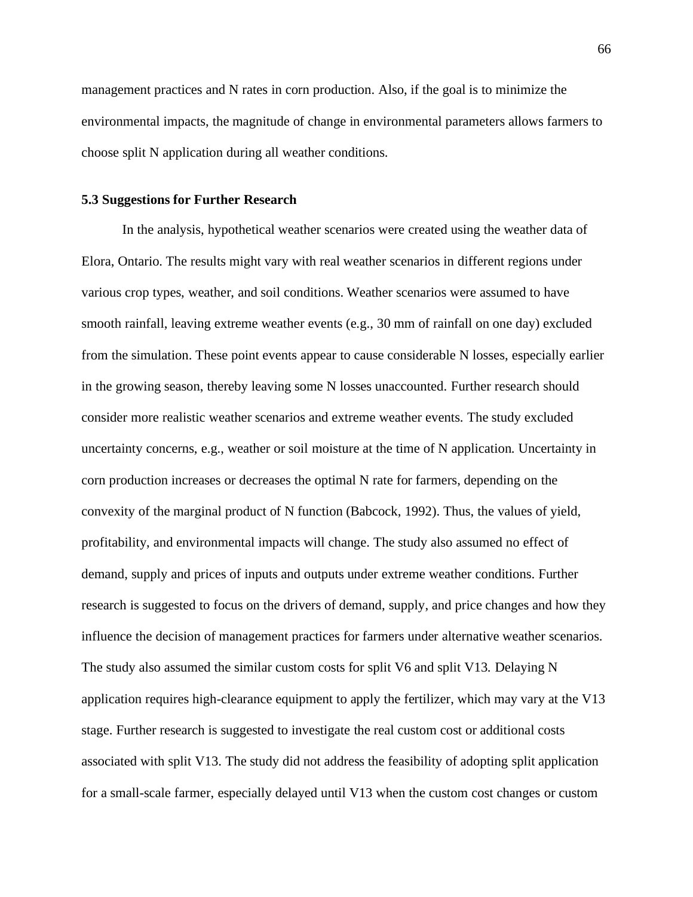management practices and N rates in corn production. Also, if the goal is to minimize the environmental impacts, the magnitude of change in environmental parameters allows farmers to choose split N application during all weather conditions.

### 5.3 Suggestions for Further Research

In the analysis, hypothetical weather scenarios were created using the weather data of Elora, Ontario. The results might vary with real weather scenarios in different regions under various crop types, weather, and soil conditions. Weather scenarios were assumed to have smooth rainfall, leaving extreme weather events (e.g., 30 mm of rainfall on one day) excluded from the simulation. These point events appear to cause considerable N losses, especially earlier in the growing season, thereby leaving some N losses unaccounted. Further research should consider more realistic weather scenarios and extreme weather events. The study excluded uncertainty concerns, e.g., weather or soil moisture at the time of N application. Uncertainty in corn production increases or decreases the optimal N rate for farmers, depending on the convexity of the marginal product of N function (Babcock, 1992). Thus, the values of yield, profitability, and environmental impacts will change. The study also assumed no effect of demand, supply and prices of inputs and outputs under extreme weather conditions. Further research is suggested to focus on the drivers of demand, supply, and price changes and how they influence the decision of management practices for farmers under alternative weather scenarios. The study also assumed the similar custom costs for split V6 and split V13. Delaying N application requires high-clearance equipment to apply the fertilizer, which may vary at the V13 stage. Further research is suggested to investigate the real custom cost or additional costs associated with split V13. The study did not address the feasibility of adopting split application for a small-scale farmer, especially delayed until V13 when the custom cost changes or custom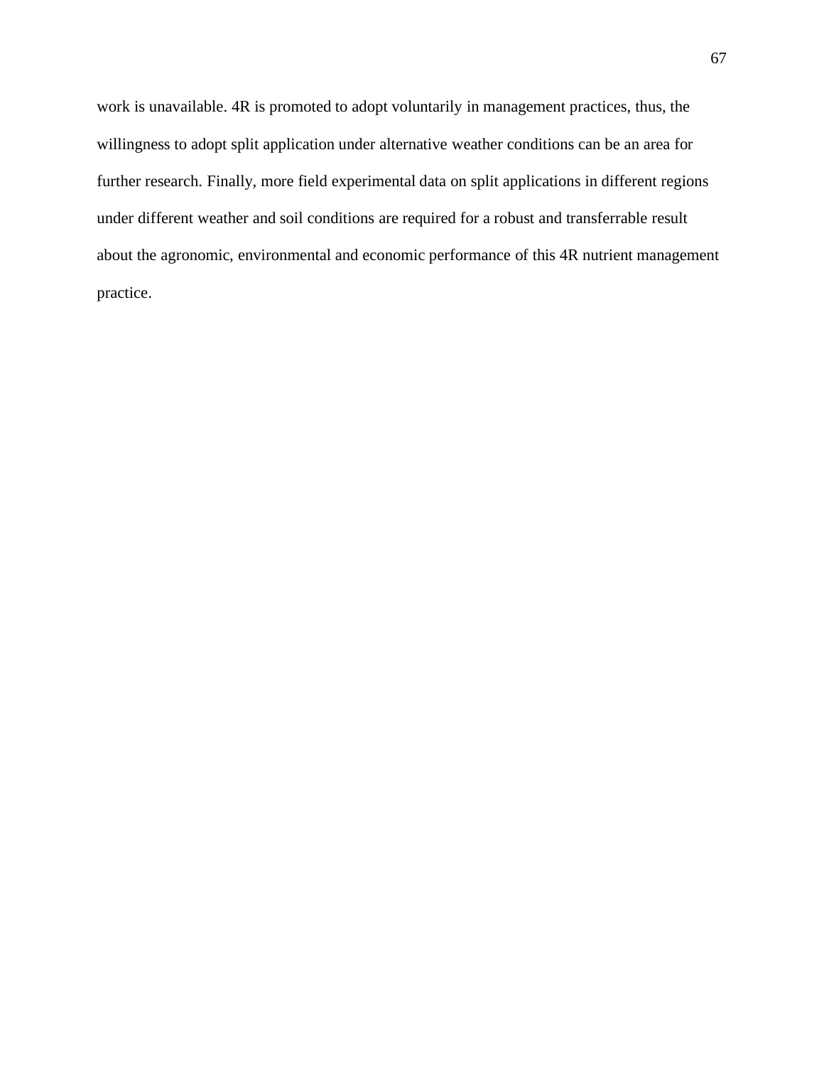work is unavailable. 4R is promoted to adopt voluntarily in management practices, thus, the willingness to adopt split application under alternative weather conditions can be an area for further research. Finally, more field experimental data on split applications in different regions under different weather and soil conditions are required for a robust and transferrable result about the agronomic, environmental and economic performance of this 4R nutrient management practice.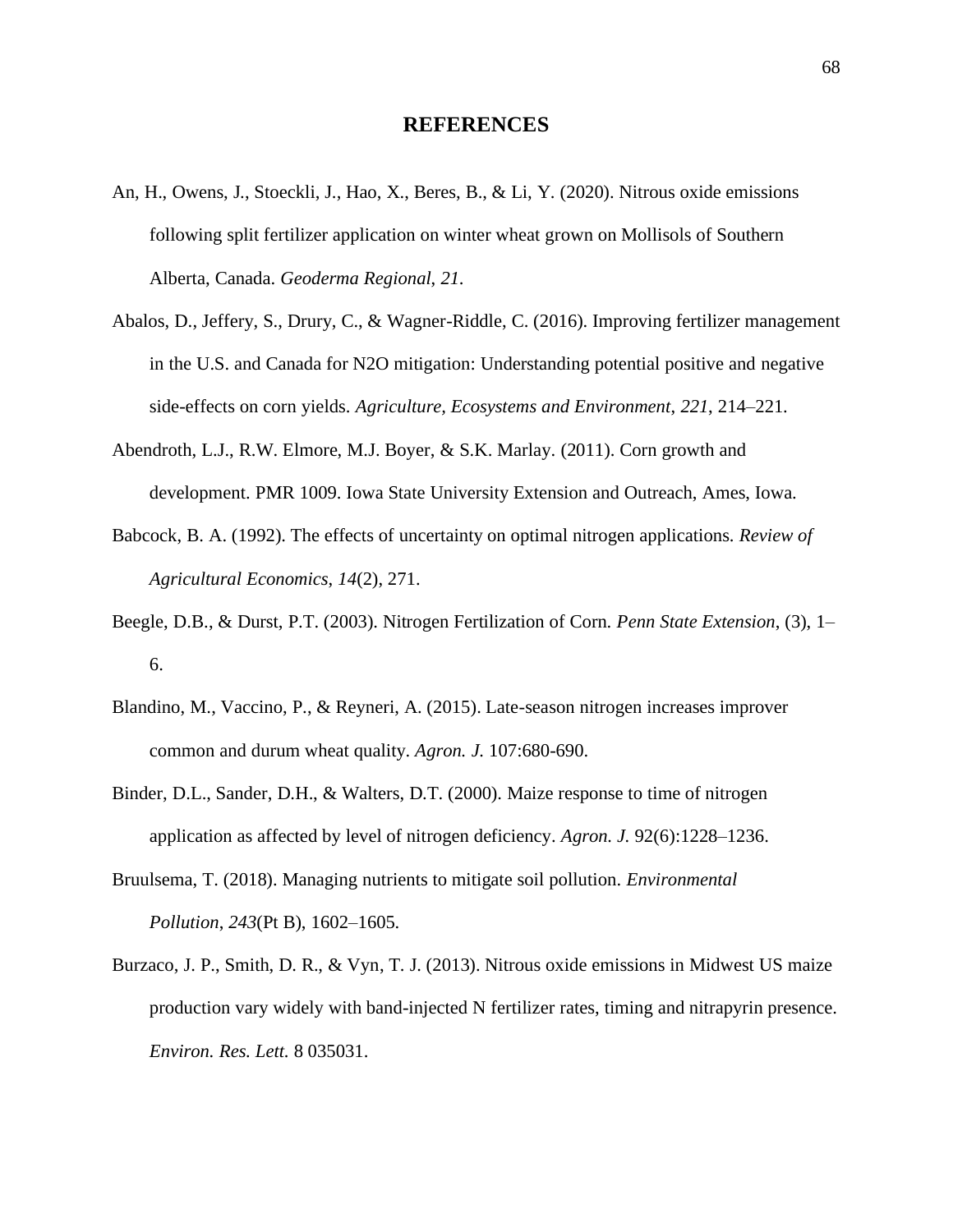# REFERENCES

An, H., Owens, J., Stoeckli, J., Hao, X., Beres, B., & Li, Y. (2020). Nitrous oxide emissions following split fertilizer application on winter wheat grown on Mollisols of Southern Alberta, Canada. *Geoderma Regional*, *21*.

Abalos, D., Jeffery, S., Drury, C., & Wagner-Riddle, C. (2016). Improving fertilizer management in the U.S. and Canada for N2O mitigation: Understanding potential positive and negative side-effects on corn yields. *Agriculture, Ecosystems and Environment*, *221*, 214–221.

Abendroth, L.J., R.W. Elmore, M.J. Boyer, & S.K. Marlay. (2011). Corn growth and development. PMR 1009. Iowa State University Extension and Outreach, Ames, Iowa.

Babcock, B. A. (1992). The effects of uncertainty on optimal nitrogen applications. *Review of Agricultural Economics*, *14*(2), 271.

Beegle, D.B., & Durst, P.T. (2003). Nitrogen Fertilization of Corn. *Penn State Extension*, (3), 1–6.

Blandino, M., Vaccino, P., & Reyneri, A. (2015). Late-season nitrogen increases improver common and durum wheat quality. *Agron. J.* 107:680-690.

Binder, D.L., Sander, D.H., & Walters, D.T. (2000). Maize response to time of nitrogen application as affected by level of nitrogen deficiency. *Agron. J.* 92(6):1228–1236.

Bruulsema, T. (2018). Managing nutrients to mitigate soil pollution. *Environmental Pollution*, *243*(Pt B), 1602–1605.

Burzaco, J. P., Smith, D. R., & Vyn, T. J. (2013). Nitrous oxide emissions in Midwest US maize production vary widely with band-injected N fertilizer rates, timing and nitrapyrin presence. *Environ. Res. Lett.* 8 035031.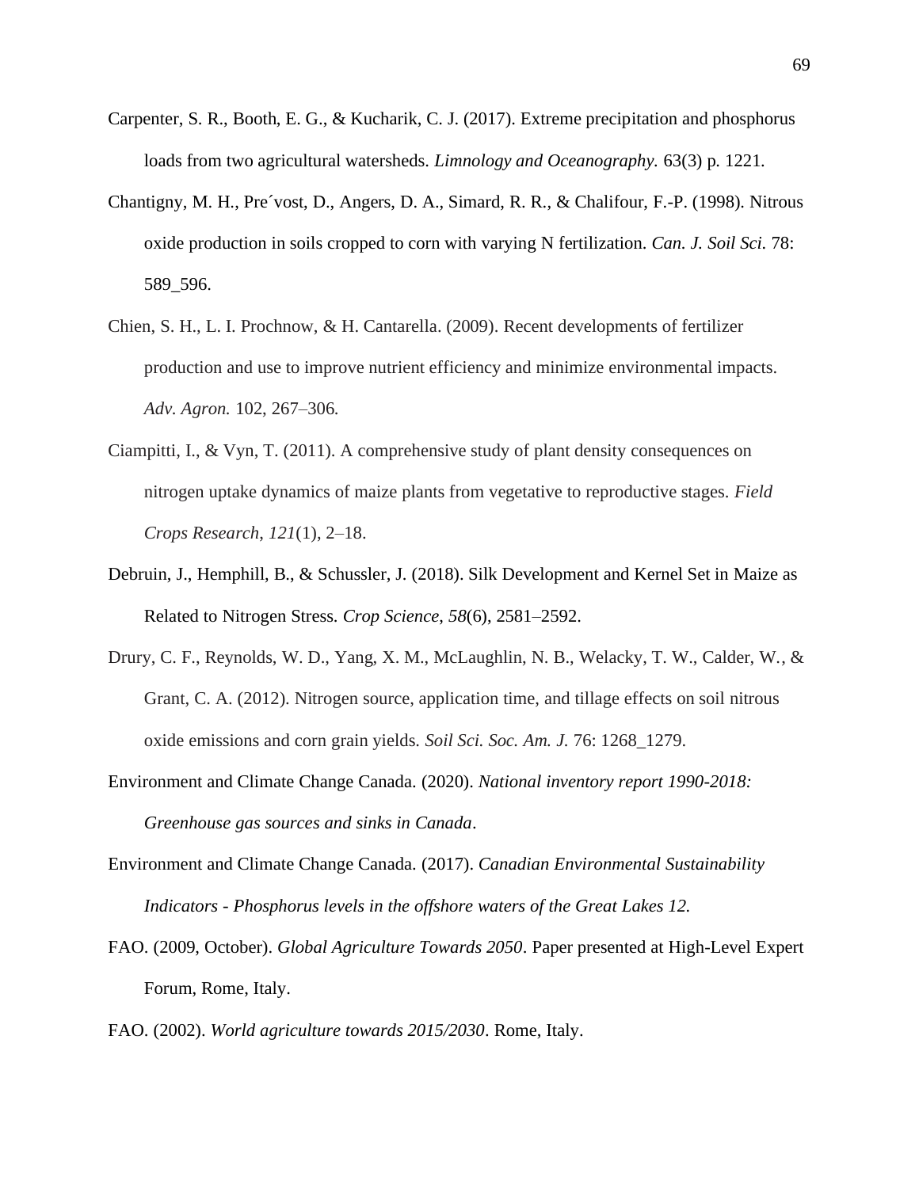Carpenter, S. R., Booth, E. G., & Kucharik, C. J. (2017). Extreme precipitation and phosphorus loads from two agricultural watersheds. *Limnology and Oceanography.* 63(3) p. 1221.

Chantigny, M. H., Pre´vost, D., Angers, D. A., Simard, R. R., & Chalifour, F.-P. (1998). Nitrous oxide production in soils cropped to corn with varying N fertilization. *Can. J. Soil Sci.* 78: 589_596.

Chien, S. H., L. I. Prochnow, & H. Cantarella. (2009). Recent developments of fertilizer production and use to improve nutrient efficiency and minimize environmental impacts. *Adv. Agron.* 102, 267–306.

Ciampitti, I., & Vyn, T. (2011). A comprehensive study of plant density consequences on nitrogen uptake dynamics of maize plants from vegetative to reproductive stages. *Field Crops Research*, *121*(1), 2–18.

Debruin, J., Hemphill, B., & Schussler, J. (2018). Silk Development and Kernel Set in Maize as Related to Nitrogen Stress. *Crop Science*, *58*(6), 2581–2592.

Drury, C. F., Reynolds, W. D., Yang, X. M., McLaughlin, N. B., Welacky, T. W., Calder, W., & Grant, C. A. (2012). Nitrogen source, application time, and tillage effects on soil nitrous oxide emissions and corn grain yields. *Soil Sci. Soc. Am. J.* 76: 1268_1279.

Environment and Climate Change Canada. (2020). *National inventory report 1990-2018: Greenhouse gas sources and sinks in Canada*.

Environment and Climate Change Canada. (2017). *Canadian Environmental Sustainability Indicators - Phosphorus levels in the offshore waters of the Great Lakes 12.*

FAO. (2009, October). *Global Agriculture Towards 2050*. Paper presented at High-Level Expert Forum, Rome, Italy.

FAO. (2002). *World agriculture towards 2015/2030*. Rome, Italy.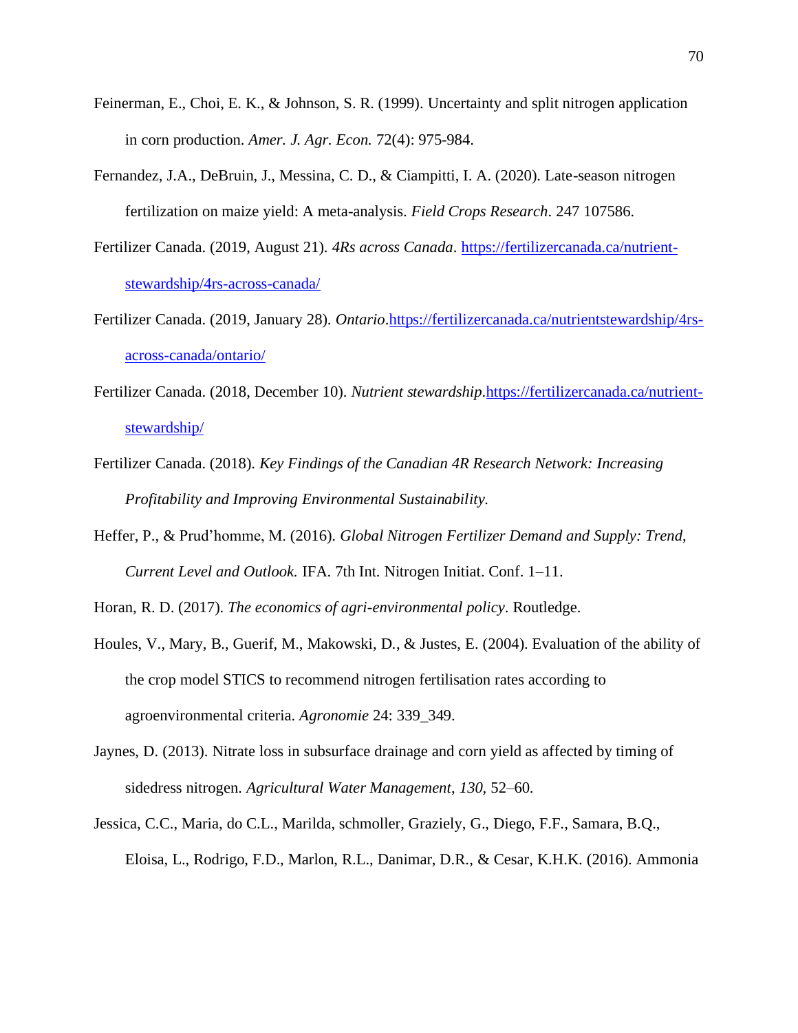Feinerman, E., Choi, E. K., & Johnson, S. R. (1999). Uncertainty and split nitrogen application in corn production. *Amer. J. Agr. Econ.* 72(4): 975-984.

Fernandez, J.A., DeBruin, J., Messina, C. D., & Ciampitti, I. A. (2020). Late-season nitrogen fertilization on maize yield: A meta-analysis. *Field Crops Research*. 247 107586.

Fertilizer Canada. (2019, August 21). *4Rs across Canada*. https://fertilizercanada.ca/nutrient-stewardship/4rs-across-canada/

Fertilizer Canada. (2019, January 28). *Ontario*.https://fertilizercanada.ca/nutrientstewardship/4rs-across-canada/ontario/

Fertilizer Canada. (2018, December 10). *Nutrient stewardship*.https://fertilizercanada.ca/nutrient-stewardship/

Fertilizer Canada. (2018). *Key Findings of the Canadian 4R Research Network: Increasing Profitability and Improving Environmental Sustainability.*

Heffer, P., & Prud'homme, M. (2016). *Global Nitrogen Fertilizer Demand and Supply: Trend, Current Level and Outlook.* IFA. 7th Int. Nitrogen Initiat. Conf. 1–11.

Horan, R. D. (2017). *The economics of agri-environmental policy*. Routledge.

Houles, V., Mary, B., Guerif, M., Makowski, D., & Justes, E. (2004). Evaluation of the ability of the crop model STICS to recommend nitrogen fertilisation rates according to agroenvironmental criteria. *Agronomie* 24: 339_349.

Jaynes, D. (2013). Nitrate loss in subsurface drainage and corn yield as affected by timing of sidedress nitrogen. *Agricultural Water Management*, *130*, 52–60.

Jessica, C.C., Maria, do C.L., Marilda, schmoller, Graziely, G., Diego, F.F., Samara, B.Q., Eloisa, L., Rodrigo, F.D., Marlon, R.L., Danimar, D.R., & Cesar, K.H.K. (2016). Ammonia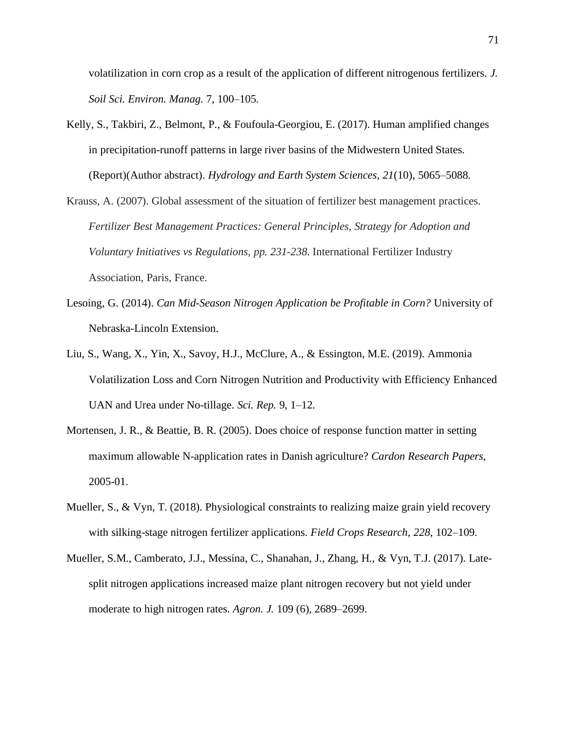volatilization in corn crop as a result of the application of different nitrogenous fertilizers. *J. Soil Sci. Environ. Manag.* 7, 100–105.

Kelly, S., Takbiri, Z., Belmont, P., & Foufoula-Georgiou, E. (2017). Human amplified changes in precipitation-runoff patterns in large river basins of the Midwestern United States. (Report)(Author abstract). *Hydrology and Earth System Sciences*, *21*(10), 5065–5088.

Krauss, A. (2007). Global assessment of the situation of fertilizer best management practices. *Fertilizer Best Management Practices: General Principles, Strategy for Adoption and Voluntary Initiatives vs Regulations, pp. 231-238*. International Fertilizer Industry Association, Paris, France.

Lesoing, G. (2014). *Can Mid-Season Nitrogen Application be Profitable in Corn?* University of Nebraska-Lincoln Extension.

Liu, S., Wang, X., Yin, X., Savoy, H.J., McClure, A., & Essington, M.E. (2019). Ammonia Volatilization Loss and Corn Nitrogen Nutrition and Productivity with Efficiency Enhanced UAN and Urea under No-tillage. *Sci. Rep.* 9, 1–12.

Mortensen, J. R., & Beattie, B. R. (2005). Does choice of response function matter in setting maximum allowable N-application rates in Danish agriculture? *Cardon Research Papers*, 2005-01.

Mueller, S., & Vyn, T. (2018). Physiological constraints to realizing maize grain yield recovery with silking-stage nitrogen fertilizer applications. *Field Crops Research*, *228*, 102–109.

Mueller, S.M., Camberato, J.J., Messina, C., Shanahan, J., Zhang, H., & Vyn, T.J. (2017). Late-split nitrogen applications increased maize plant nitrogen recovery but not yield under moderate to high nitrogen rates. *Agron. J.* 109 (6), 2689–2699.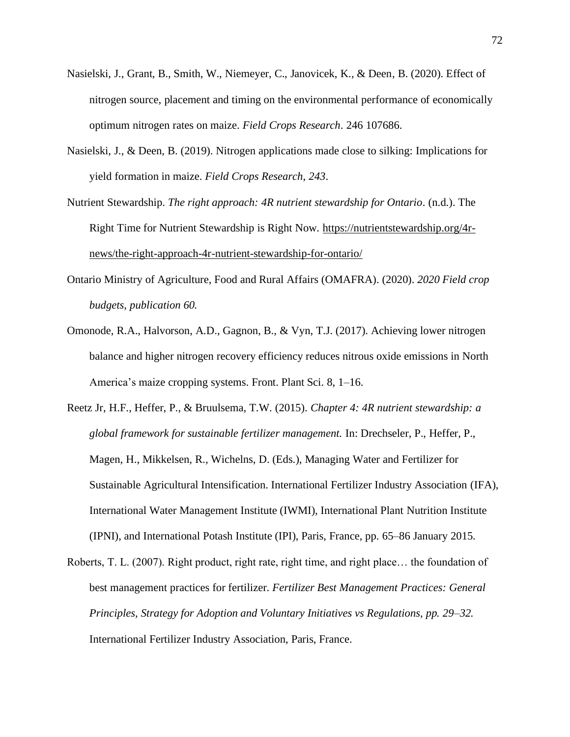Nasielski, J., Grant, B., Smith, W., Niemeyer, C., Janovicek, K., & Deen, B. (2020). Effect of nitrogen source, placement and timing on the environmental performance of economically optimum nitrogen rates on maize. *Field Crops Research*. 246 107686.

Nasielski, J., & Deen, B. (2019). Nitrogen applications made close to silking: Implications for yield formation in maize. *Field Crops Research*, *243*.

Nutrient Stewardship. *The right approach: 4R nutrient stewardship for Ontario*. (n.d.). The Right Time for Nutrient Stewardship is Right Now. https://nutrientstewardship.org/4r-news/the-right-approach-4r-nutrient-stewardship-for-ontario/

Ontario Ministry of Agriculture, Food and Rural Affairs (OMAFRA). (2020). *2020 Field crop budgets, publication 60.*

Omonode, R.A., Halvorson, A.D., Gagnon, B., & Vyn, T.J. (2017). Achieving lower nitrogen balance and higher nitrogen recovery efficiency reduces nitrous oxide emissions in North America's maize cropping systems. Front. Plant Sci. 8, 1–16.

Reetz Jr, H.F., Heffer, P., & Bruulsema, T.W. (2015). *Chapter 4: 4R nutrient stewardship: a global framework for sustainable fertilizer management.* In: Drechseler, P., Heffer, P., Magen, H., Mikkelsen, R., Wichelns, D. (Eds.), Managing Water and Fertilizer for Sustainable Agricultural Intensification. International Fertilizer Industry Association (IFA), International Water Management Institute (IWMI), International Plant Nutrition Institute (IPNI), and International Potash Institute (IPI), Paris, France, pp. 65–86 January 2015.

Roberts, T. L. (2007). Right product, right rate, right time, and right place… the foundation of best management practices for fertilizer. *Fertilizer Best Management Practices: General Principles, Strategy for Adoption and Voluntary Initiatives vs Regulations, pp. 29–32.* International Fertilizer Industry Association, Paris, France.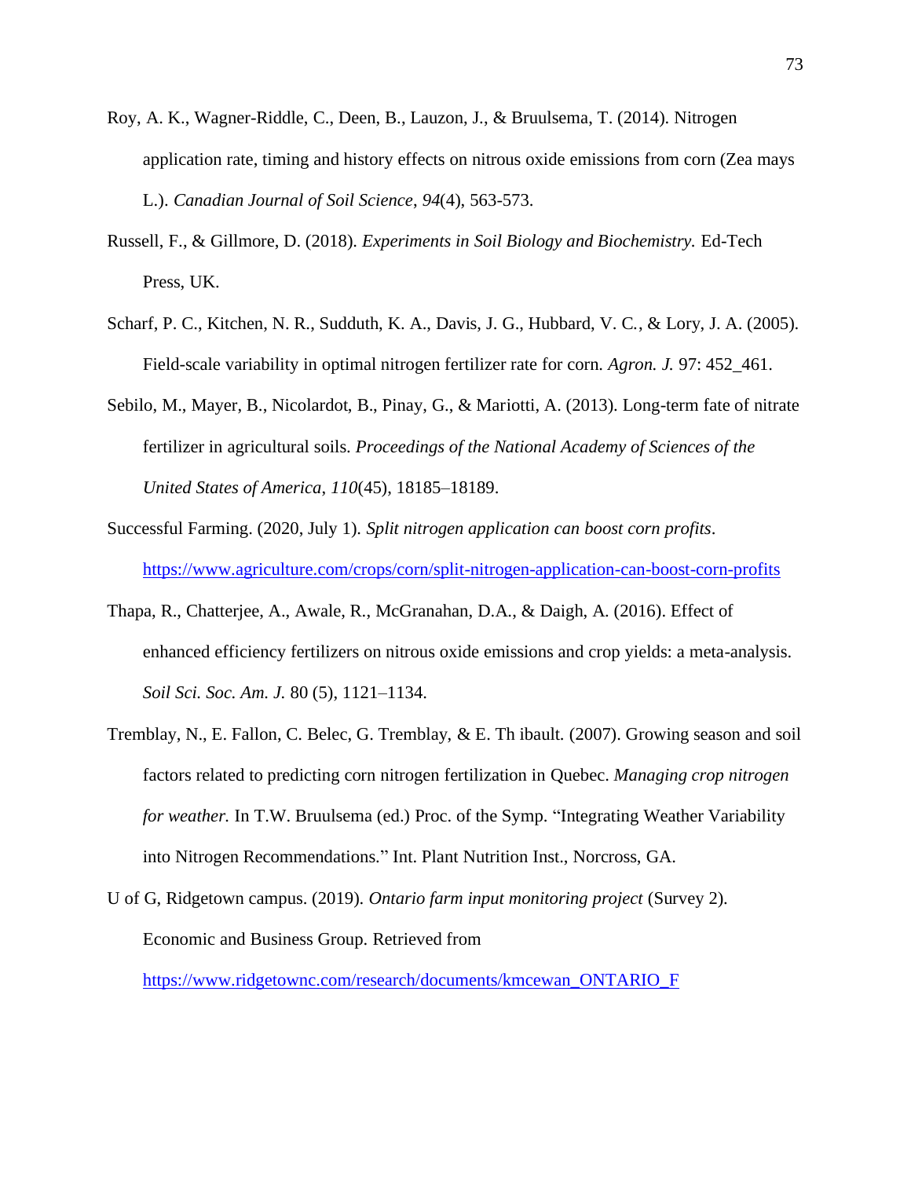Roy, A. K., Wagner-Riddle, C., Deen, B., Lauzon, J., & Bruulsema, T. (2014). Nitrogen application rate, timing and history effects on nitrous oxide emissions from corn (Zea mays L.). *Canadian Journal of Soil Science*, *94*(4), 563-573.

Russell, F., & Gillmore, D. (2018). *Experiments in Soil Biology and Biochemistry.* Ed-Tech Press, UK.

Scharf, P. C., Kitchen, N. R., Sudduth, K. A., Davis, J. G., Hubbard, V. C., & Lory, J. A. (2005). Field-scale variability in optimal nitrogen fertilizer rate for corn. *Agron. J.* 97: 452_461.

Sebilo, M., Mayer, B., Nicolardot, B., Pinay, G., & Mariotti, A. (2013). Long-term fate of nitrate fertilizer in agricultural soils. *Proceedings of the National Academy of Sciences of the United States of America*, *110*(45), 18185–18189.

Successful Farming. (2020, July 1). *Split nitrogen application can boost corn profits*. https://www.agriculture.com/crops/corn/split-nitrogen-application-can-boost-corn-profits

Thapa, R., Chatterjee, A., Awale, R., McGranahan, D.A., & Daigh, A. (2016). Effect of enhanced efficiency fertilizers on nitrous oxide emissions and crop yields: a meta-analysis. *Soil Sci. Soc. Am. J.* 80 (5), 1121–1134.

Tremblay, N., E. Fallon, C. Belec, G. Tremblay, & E. Th ibault. (2007). Growing season and soil factors related to predicting corn nitrogen fertilization in Quebec. *Managing crop nitrogen for weather.* In T.W. Bruulsema (ed.) Proc. of the Symp. "Integrating Weather Variability into Nitrogen Recommendations." Int. Plant Nutrition Inst., Norcross, GA.

U of G, Ridgetown campus. (2019). *Ontario farm input monitoring project* (Survey 2). Economic and Business Group. Retrieved from https://www.ridgetownc.com/research/documents/kmcewan_ONTARIO_F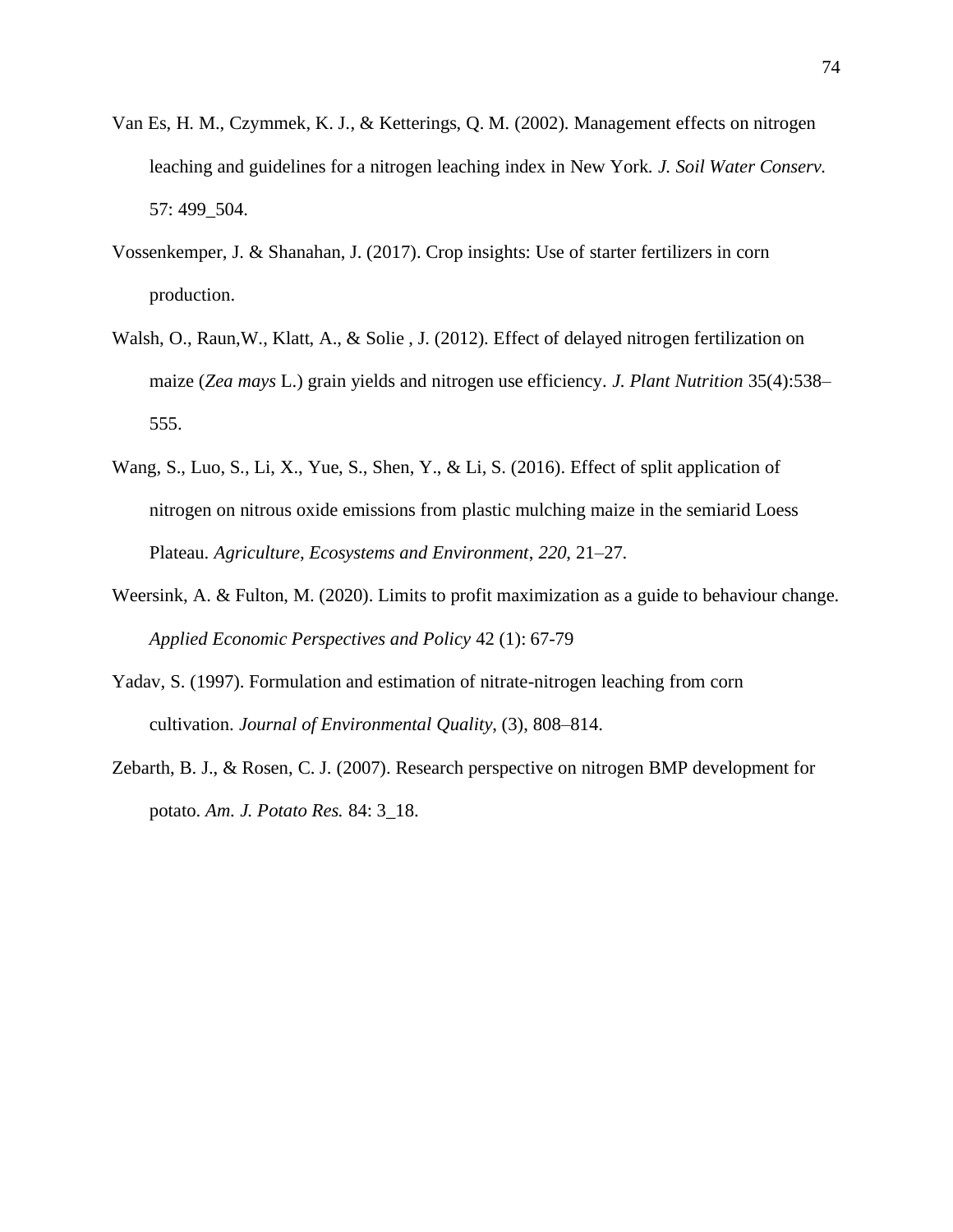Van Es, H. M., Czymmek, K. J., & Ketterings, Q. M. (2002). Management effects on nitrogen leaching and guidelines for a nitrogen leaching index in New York. *J. Soil Water Conserv.* 57: 499_504.

Vossenkemper, J. & Shanahan, J. (2017). Crop insights: Use of starter fertilizers in corn production.

Walsh, O., Raun,W., Klatt, A., & Solie , J. (2012). Effect of delayed nitrogen fertilization on maize (*Zea mays* L.) grain yields and nitrogen use efficiency. *J. Plant Nutrition* 35(4):538–555.

Wang, S., Luo, S., Li, X., Yue, S., Shen, Y., & Li, S. (2016). Effect of split application of nitrogen on nitrous oxide emissions from plastic mulching maize in the semiarid Loess Plateau. *Agriculture, Ecosystems and Environment*, *220,* 21–27.

Weersink, A. & Fulton, M. (2020). Limits to profit maximization as a guide to behaviour change. *Applied Economic Perspectives and Policy* 42 (1): 67-79

Yadav, S. (1997). Formulation and estimation of nitrate-nitrogen leaching from corn cultivation. *Journal of Environmental Quality*, (3), 808–814.

Zebarth, B. J., & Rosen, C. J. (2007). Research perspective on nitrogen BMP development for potato. *Am. J. Potato Res.* 84: 3_18.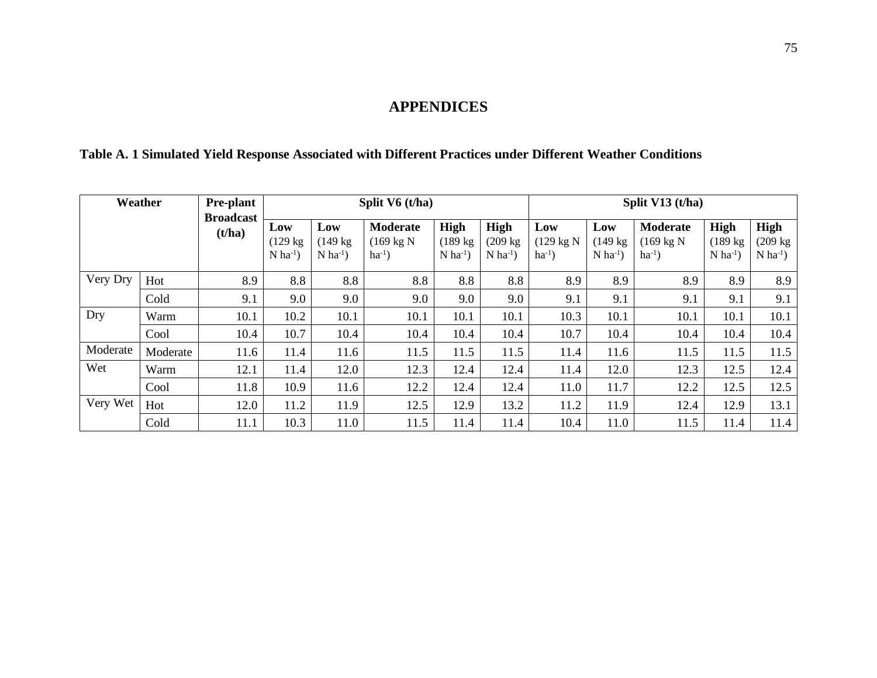# APPENDICES

**Table A. 1 Simulated Yield Response Associated with Different Practices under Different Weather Conditions**

| Weather | | Pre-plant Broadcast (t/ha) | Split V6 (t/ha) | | | | | Split V13 (t/ha) | | | | |
|---|---|---|---|---|---|---|---|---|---|---|---|---|
| | | | Low (129 kg N $ha^{-1}$) | Low (149 kg N $ha^{-1}$) | Moderate (169 kg N $ha^{-1}$) | High (189 kg N $ha^{-1}$) | High (209 kg N $ha^{-1}$) | Low (129 kg N $ha^{-1}$) | Low (149 kg N $ha^{-1}$) | Moderate (169 kg N $ha^{-1}$) | High (189 kg N $ha^{-1}$) | High (209 kg N $ha^{-1}$) |
| Very Dry | Hot | 8.9 | 8.8 | 8.8 | 8.8 | 8.8 | 8.8 | 8.9 | 8.9 | 8.9 | 8.9 | 8.9 |
| | Cold | 9.1 | 9.0 | 9.0 | 9.0 | 9.0 | 9.0 | 9.1 | 9.1 | 9.1 | 9.1 | 9.1 |
| Dry | Warm | 10.1 | 10.2 | 10.1 | 10.1 | 10.1 | 10.1 | 10.3 | 10.1 | 10.1 | 10.1 | 10.1 |
| | Cool | 10.4 | 10.7 | 10.4 | 10.4 | 10.4 | 10.4 | 10.7 | 10.4 | 10.4 | 10.4 | 10.4 |
| Moderate | Moderate | 11.6 | 11.4 | 11.6 | 11.5 | 11.5 | 11.5 | 11.4 | 11.6 | 11.5 | 11.5 | 11.5 |
| Wet | Warm | 12.1 | 11.4 | 12.0 | 12.3 | 12.4 | 12.4 | 11.4 | 12.0 | 12.3 | 12.5 | 12.4 |
| | Cool | 11.8 | 10.9 | 11.6 | 12.2 | 12.4 | 12.4 | 11.0 | 11.7 | 12.2 | 12.5 | 12.5 |
| Very Wet | Hot | 12.0 | 11.2 | 11.9 | 12.5 | 12.9 | 13.2 | 11.2 | 11.9 | 12.4 | 12.9 | 13.1 |
| | Cold | 11.1 | 10.3 | 11.0 | 11.5 | 11.4 | 11.4 | 10.4 | 11.0 | 11.5 | 11.4 | 11.4 |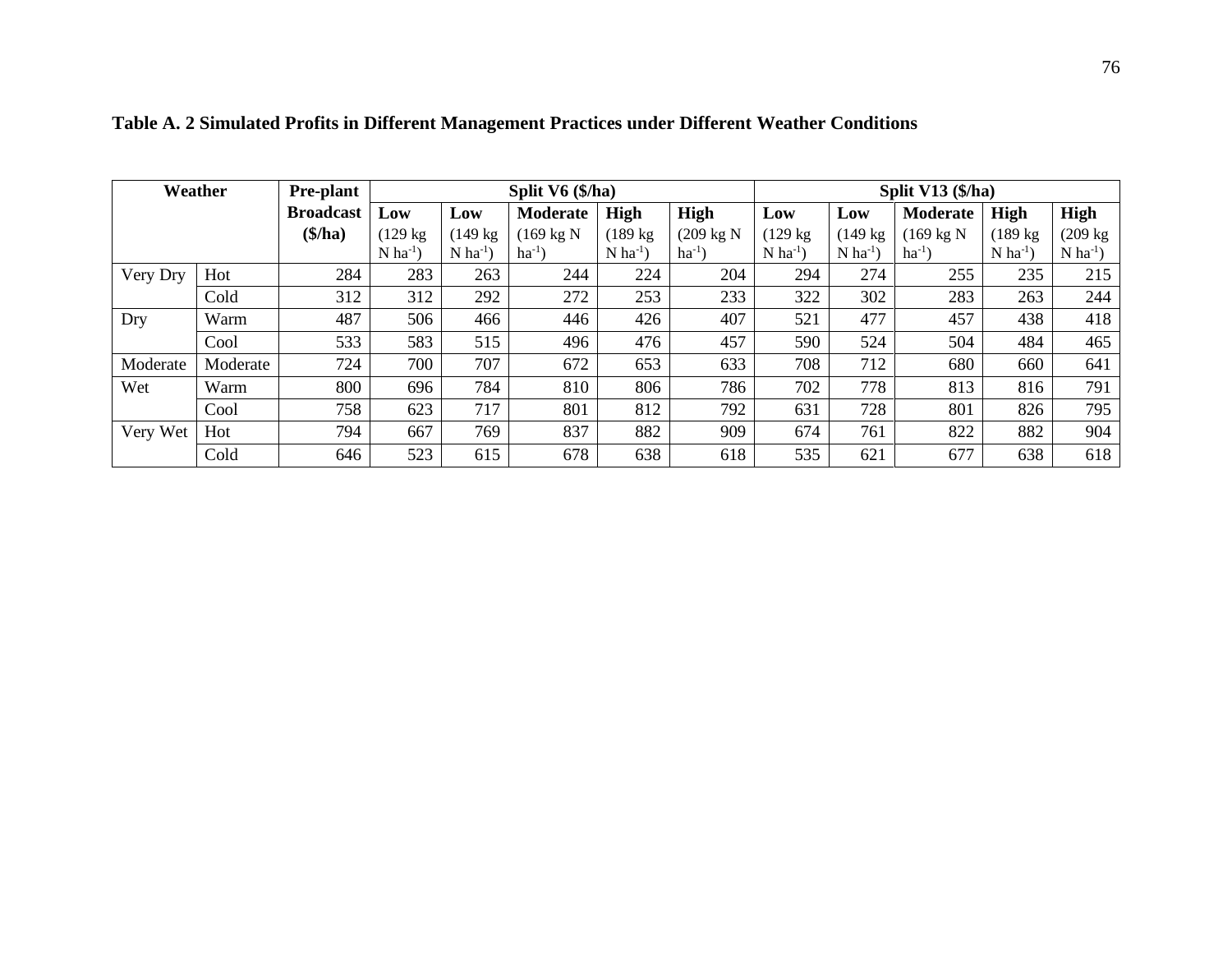**Table A. 2 Simulated Profits in Different Management Practices under Different Weather Conditions**

| Weather | | Pre-plant Broadcast ($/ha) | Split V6 ($/ha) | | | | | Split V13 ($/ha) | | | | |
|---|---|---|---|---|---|---|---|---|---|---|---|---|
| | | | Low (129 kg N ha$^{-1}$) | Low (149 kg N ha$^{-1}$) | Moderate (169 kg N ha$^{-1}$) | High (189 kg N ha$^{-1}$) | High (209 kg N ha$^{-1}$) | Low (129 kg N ha$^{-1}$) | Low (149 kg N ha$^{-1}$) | Moderate (169 kg N ha$^{-1}$) | High (189 kg N ha$^{-1}$) | High (209 kg N ha$^{-1}$) |
| Very Dry | Hot | 284 | 283 | 263 | 244 | 224 | 204 | 294 | 274 | 255 | 235 | 215 |
| | Cold | 312 | 312 | 292 | 272 | 253 | 233 | 322 | 302 | 283 | 263 | 244 |
| Dry | Warm | 487 | 506 | 466 | 446 | 426 | 407 | 521 | 477 | 457 | 438 | 418 |
| | Cool | 533 | 583 | 515 | 496 | 476 | 457 | 590 | 524 | 504 | 484 | 465 |
| Moderate | Moderate | 724 | 700 | 707 | 672 | 653 | 633 | 708 | 712 | 680 | 660 | 641 |
| Wet | Warm | 800 | 696 | 784 | 810 | 806 | 786 | 702 | 778 | 813 | 816 | 791 |
| | Cool | 758 | 623 | 717 | 801 | 812 | 792 | 631 | 728 | 801 | 826 | 795 |
| Very Wet | Hot | 794 | 667 | 769 | 837 | 882 | 909 | 674 | 761 | 822 | 882 | 904 |
| | Cold | 646 | 523 | 615 | 678 | 638 | 618 | 535 | 621 | 677 | 638 | 618 |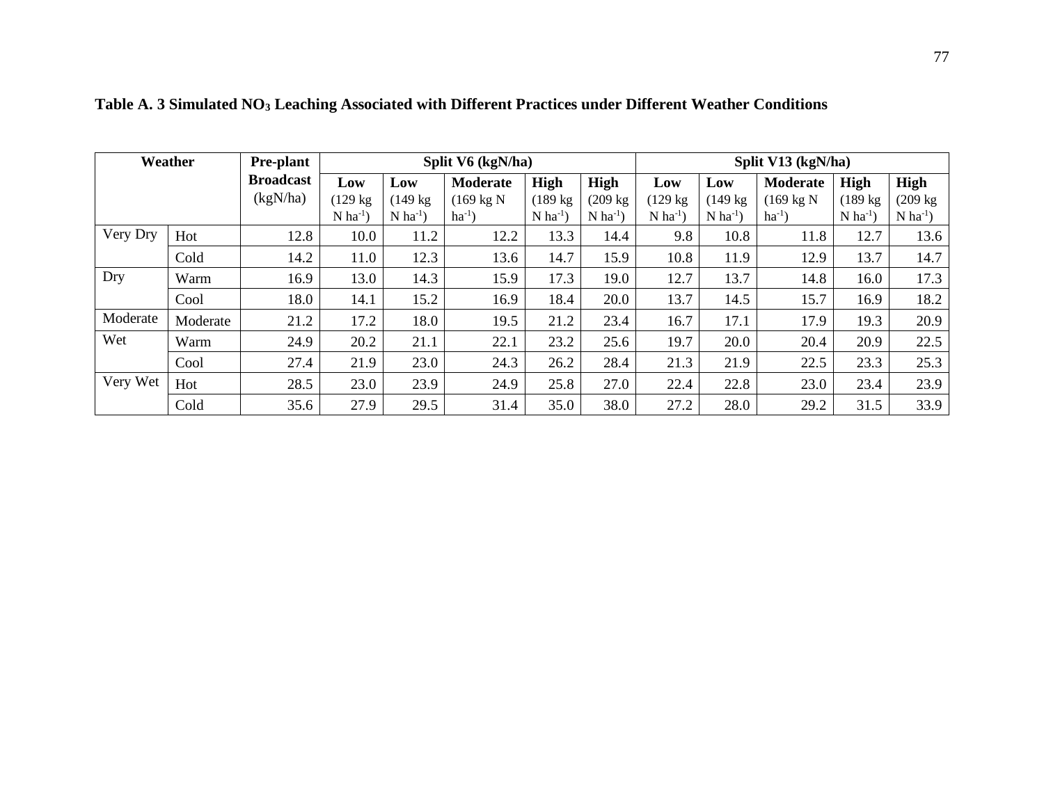**Table A. 3 Simulated $NO_3$ Leaching Associated with Different Practices under Different Weather Conditions**

| Weather | | Pre-plant Broadcast (kgN/ha) | Split V6 (kgN/ha) | | | | | Split V13 (kgN/ha) | | | | |
|---|---|---|---|---|---|---|---|---|---|---|---|---|
| | | | Low (129 kg N $ha^{-1}$) | Low (149 kg N $ha^{-1}$) | Moderate (169 kg N $ha^{-1}$) | High (189 kg N $ha^{-1}$) | High (209 kg N $ha^{-1}$) | Low (129 kg N $ha^{-1}$) | Low (149 kg N $ha^{-1}$) | Moderate (169 kg N $ha^{-1}$) | High (189 kg N $ha^{-1}$) | High (209 kg N $ha^{-1}$) |
| Very Dry | Hot | 12.8 | 10.0 | 11.2 | 12.2 | 13.3 | 14.4 | 9.8 | 10.8 | 11.8 | 12.7 | 13.6 |
| | Cold | 14.2 | 11.0 | 12.3 | 13.6 | 14.7 | 15.9 | 10.8 | 11.9 | 12.9 | 13.7 | 14.7 |
| Dry | Warm | 16.9 | 13.0 | 14.3 | 15.9 | 17.3 | 19.0 | 12.7 | 13.7 | 14.8 | 16.0 | 17.3 |
| | Cool | 18.0 | 14.1 | 15.2 | 16.9 | 18.4 | 20.0 | 13.7 | 14.5 | 15.7 | 16.9 | 18.2 |
| Moderate | Moderate | 21.2 | 17.2 | 18.0 | 19.5 | 21.2 | 23.4 | 16.7 | 17.1 | 17.9 | 19.3 | 20.9 |
| Wet | Warm | 24.9 | 20.2 | 21.1 | 22.1 | 23.2 | 25.6 | 19.7 | 20.0 | 20.4 | 20.9 | 22.5 |
| | Cool | 27.4 | 21.9 | 23.0 | 24.3 | 26.2 | 28.4 | 21.3 | 21.9 | 22.5 | 23.3 | 25.3 |
| Very Wet | Hot | 28.5 | 23.0 | 23.9 | 24.9 | 25.8 | 27.0 | 22.4 | 22.8 | 23.0 | 23.4 | 23.9 |
| | Cold | 35.6 | 27.9 | 29.5 | 31.4 | 35.0 | 38.0 | 27.2 | 28.0 | 29.2 | 31.5 | 33.9 |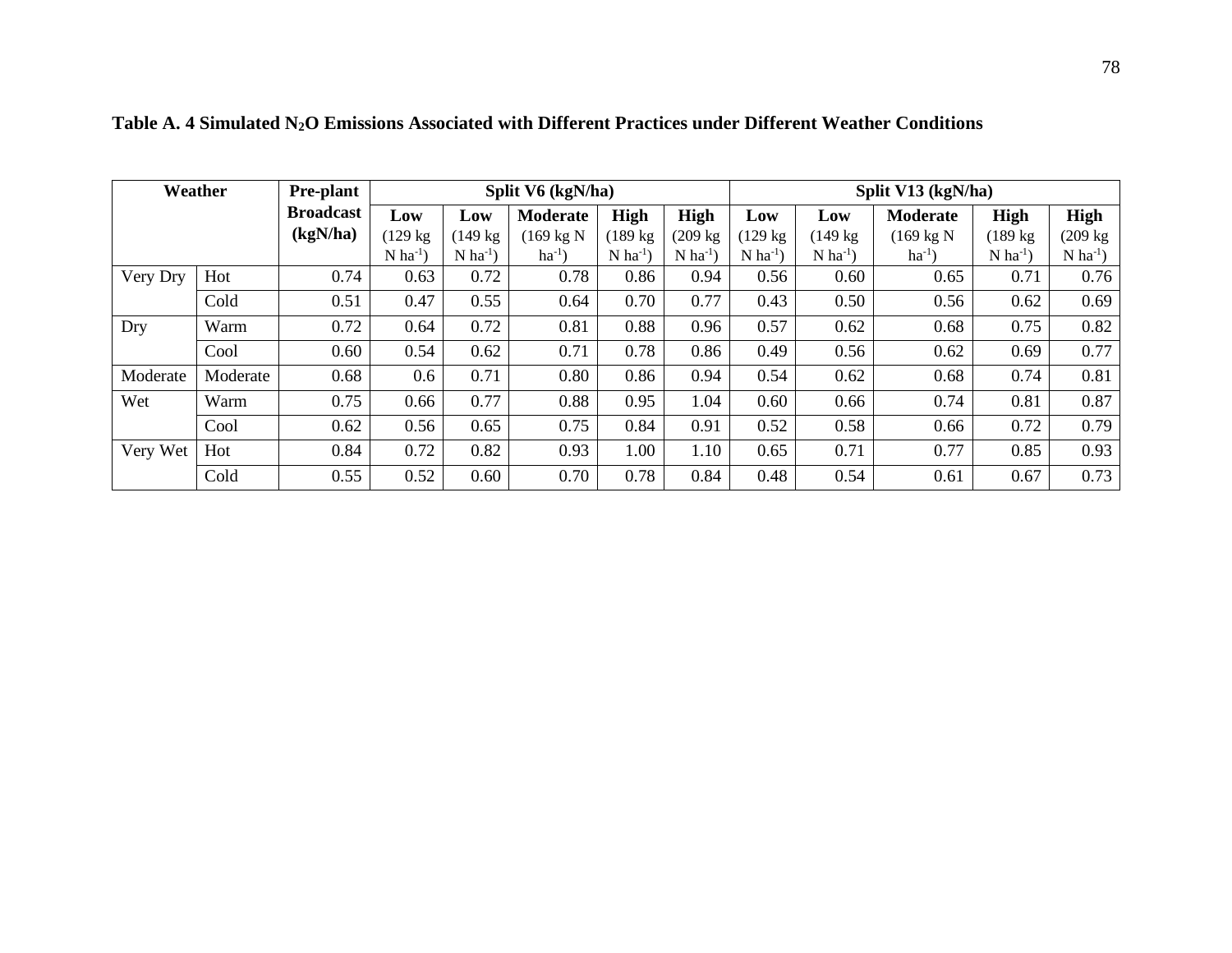**Table A. 4 Simulated $N_2O$ Emissions Associated with Different Practices under Different Weather Conditions**

| Weather | | Pre-plant Broadcast (kgN/ha) | Split V6 (kgN/ha) | | | | | Split V13 (kgN/ha) | | | | |
|---|---|---|---|---|---|---|---|---|---|---|---|---|
| | | | Low (129 kg N $ha^{-1}$) | Low (149 kg N $ha^{-1}$) | Moderate (169 kg N $ha^{-1}$) | High (189 kg N $ha^{-1}$) | High (209 kg N $ha^{-1}$) | Low (129 kg N $ha^{-1}$) | Low (149 kg N $ha^{-1}$) | Moderate (169 kg N $ha^{-1}$) | High (189 kg N $ha^{-1}$) | High (209 kg N $ha^{-1}$) |
| Very Dry | Hot | 0.74 | 0.63 | 0.72 | 0.78 | 0.86 | 0.94 | 0.56 | 0.60 | 0.65 | 0.71 | 0.76 |
| | Cold | 0.51 | 0.47 | 0.55 | 0.64 | 0.70 | 0.77 | 0.43 | 0.50 | 0.56 | 0.62 | 0.69 |
| Dry | Warm | 0.72 | 0.64 | 0.72 | 0.81 | 0.88 | 0.96 | 0.57 | 0.62 | 0.68 | 0.75 | 0.82 |
| | Cool | 0.60 | 0.54 | 0.62 | 0.71 | 0.78 | 0.86 | 0.49 | 0.56 | 0.62 | 0.69 | 0.77 |
| Moderate | Moderate | 0.68 | 0.6 | 0.71 | 0.80 | 0.86 | 0.94 | 0.54 | 0.62 | 0.68 | 0.74 | 0.81 |
| Wet | Warm | 0.75 | 0.66 | 0.77 | 0.88 | 0.95 | 1.04 | 0.60 | 0.66 | 0.74 | 0.81 | 0.87 |
| | Cool | 0.62 | 0.56 | 0.65 | 0.75 | 0.84 | 0.91 | 0.52 | 0.58 | 0.66 | 0.72 | 0.79 |
| Very Wet | Hot | 0.84 | 0.72 | 0.82 | 0.93 | 1.00 | 1.10 | 0.65 | 0.71 | 0.77 | 0.85 | 0.93 |
| | Cold | 0.55 | 0.52 | 0.60 | 0.70 | 0.78 | 0.84 | 0.48 | 0.54 | 0.61 | 0.67 | 0.73 |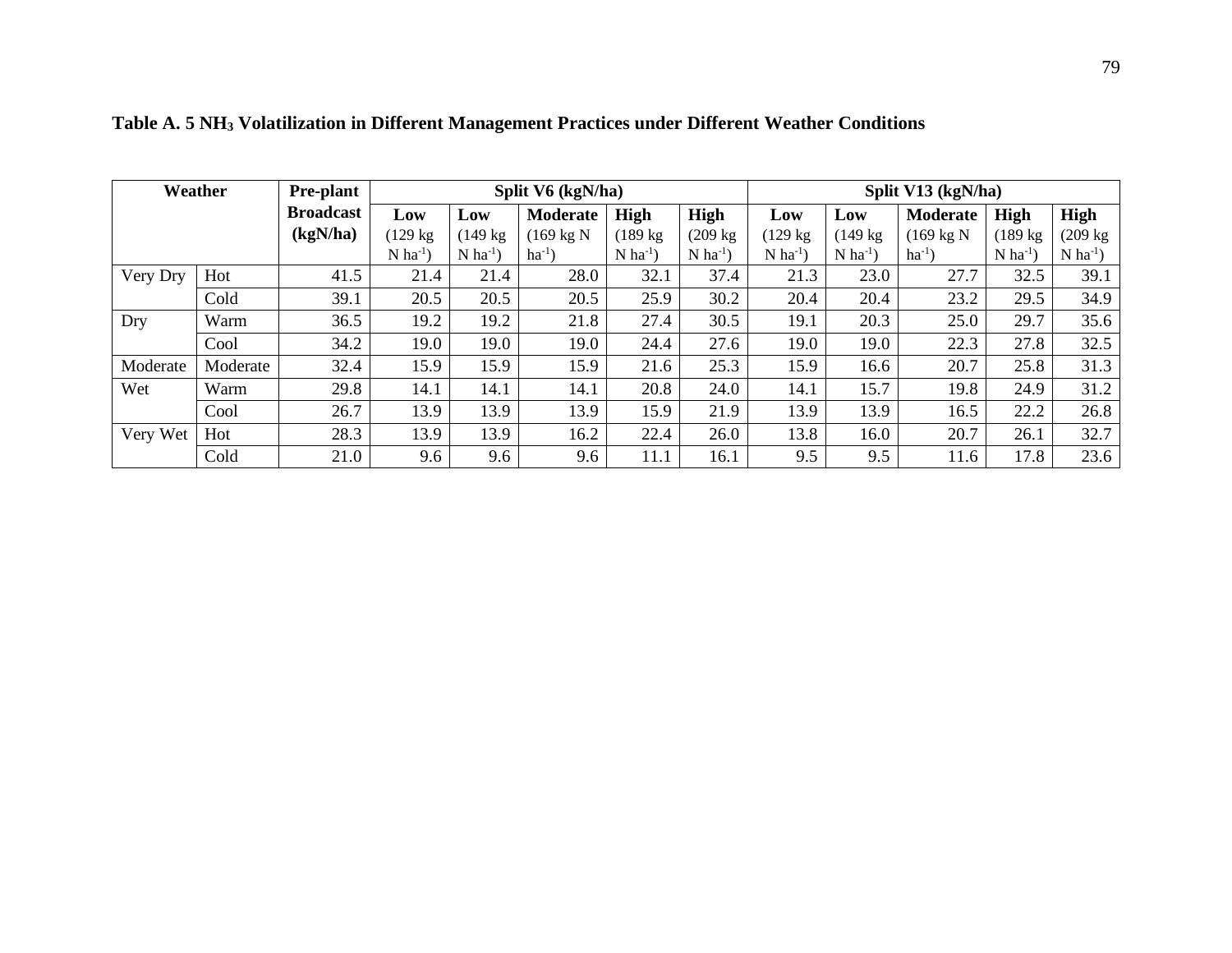**Table A. 5 $NH_3$ Volatilization in Different Management Practices under Different Weather Conditions**

| Weather | | Pre-plant Broadcast (kgN/ha) | Split V6 (kgN/ha) | | | | | Split V13 (kgN/ha) | | | | |
|---|---|---|---|---|---|---|---|---|---|---|---|---|
| | | | Low (129 kg N $ha^{-1}$) | Low (149 kg N $ha^{-1}$) | Moderate (169 kg N $ha^{-1}$) | High (189 kg N $ha^{-1}$) | High (209 kg N $ha^{-1}$) | Low (129 kg N $ha^{-1}$) | Low (149 kg N $ha^{-1}$) | Moderate (169 kg N $ha^{-1}$) | High (189 kg N $ha^{-1}$) | High (209 kg N $ha^{-1}$) |
| Very Dry | Hot | 41.5 | 21.4 | 21.4 | 28.0 | 32.1 | 37.4 | 21.3 | 23.0 | 27.7 | 32.5 | 39.1 |
| | Cold | 39.1 | 20.5 | 20.5 | 20.5 | 25.9 | 30.2 | 20.4 | 20.4 | 23.2 | 29.5 | 34.9 |
| Dry | Warm | 36.5 | 19.2 | 19.2 | 21.8 | 27.4 | 30.5 | 19.1 | 20.3 | 25.0 | 29.7 | 35.6 |
| | Cool | 34.2 | 19.0 | 19.0 | 19.0 | 24.4 | 27.6 | 19.0 | 19.0 | 22.3 | 27.8 | 32.5 |
| Moderate | Moderate | 32.4 | 15.9 | 15.9 | 15.9 | 21.6 | 25.3 | 15.9 | 16.6 | 20.7 | 25.8 | 31.3 |
| Wet | Warm | 29.8 | 14.1 | 14.1 | 14.1 | 20.8 | 24.0 | 14.1 | 15.7 | 19.8 | 24.9 | 31.2 |
| | Cool | 26.7 | 13.9 | 13.9 | 13.9 | 15.9 | 21.9 | 13.9 | 13.9 | 16.5 | 22.2 | 26.8 |
| Very Wet | Hot | 28.3 | 13.9 | 13.9 | 16.2 | 22.4 | 26.0 | 13.8 | 16.0 | 20.7 | 26.1 | 32.7 |
| | Cold | 21.0 | 9.6 | 9.6 | 9.6 | 11.1 | 16.1 | 9.5 | 9.5 | 11.6 | 17.8 | 23.6 |